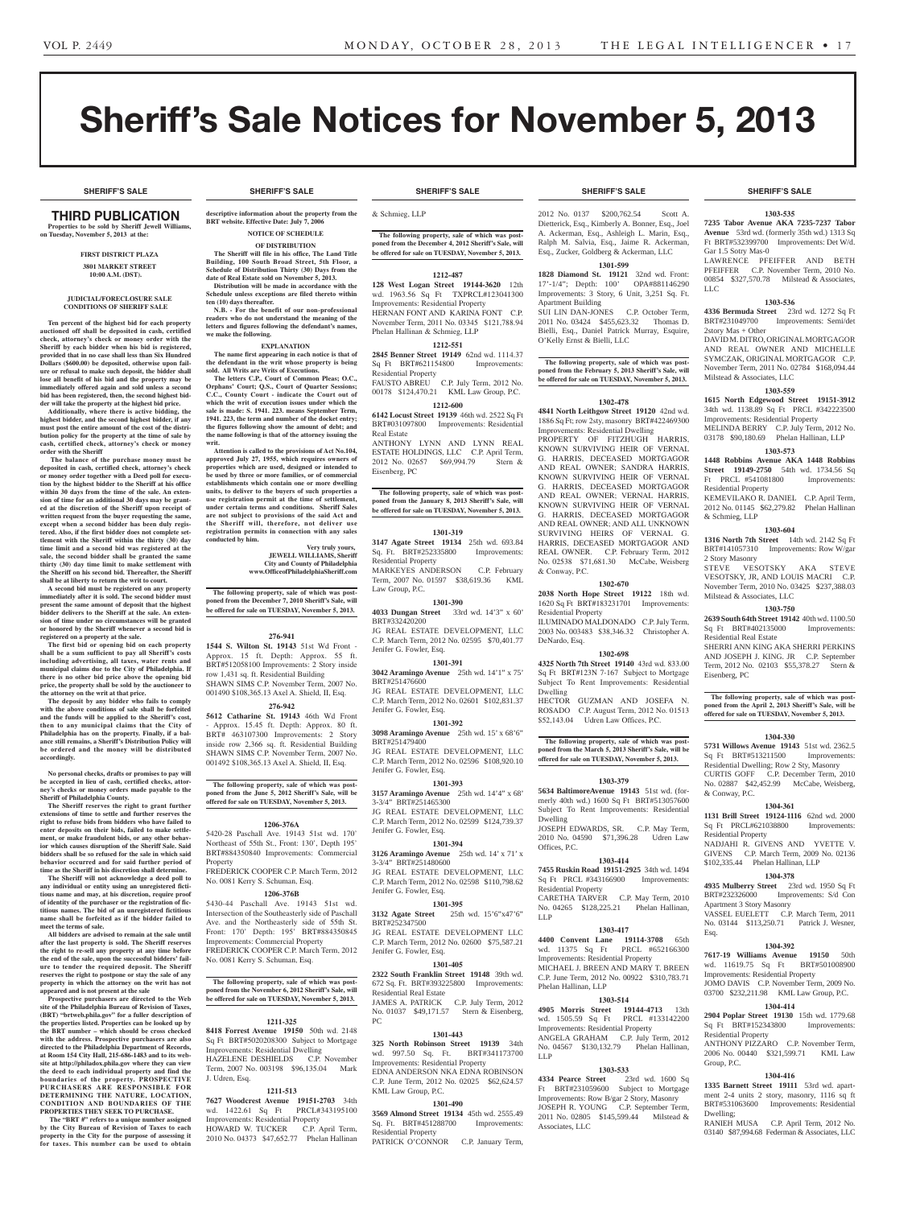# Sheriff's Sale Notices for November 5, 2013

SHERIFF'S SALE SHERIFF'S SALE SHERIFF'S SALE SHERIFF'S SALE SHERIFF'S SALE

## THIRD PUBLICATION

**Properties to be sold by Sheriff Jewell Williams, on Tuesday, November 5, 2013 at the:**

**FIRST DISTRICT PLAZA**
**3801 MARKET STREET**
**10:00 A.M. (DST).**

**JUDICIAL/FORECLOSURE SALE CONDITIONS OF SHERIFF SALE**

**Ten percent of the highest bid for each property auctioned off shall be deposited in cash, certified check, attorney's check or money order with the Sheriff by each bidder when his bid is registered, provided that in no case shall less than Six Hundred Dollars ($600.00) be deposited, otherwise upon failure or refusal to make such deposit, the bidder shall lose all benefit of his bid and the property may be immediately offered again and sold unless a second bid has been registered, then, the second highest bidder will take the property at the highest bid price.**

**Additionally, where there is active bidding, the highest bidder, and the second highest bidder, if any must post the entire amount of the cost of the distribution policy for the property at the time of sale by cash, certified check, attorney's check or money order with the Sheriff**

**The balance of the purchase money must be deposited in cash, certified check, attorney's check or money order together with a Deed poll for execution by the highest bidder to the Sheriff at his office within 30 days from the time of the sale. An extension of time for an additional 30 days may be granted at the discretion of the Sheriff upon receipt of written request from the buyer requesting the same, except when a second bidder has been duly registered. Also, if the first bidder does not complete settlement with the Sheriff within the thirty (30) day time limit and a second bid was registered at the sale, the second bidder shall be granted the same thirty (30) day time limit to make settlement with the Sheriff on his second bid. Thereafter, the Sheriff shall be at liberty to return the writ to court.**

**A second bid must be registered on any property immediately after it is sold. The second bidder must present the same amount of deposit that the highest bidder delivers to the Sheriff at the sale. An extension of time under no circumstances will be granted or honored by the Sheriff whenever a second bid is registered on a property at the sale.**

**The first bid or opening bid on each property shall be a sum sufficient to pay all Sheriff's costs including advertising, all taxes, water rents and municipal claims due to the City of Philadelphia. If there is no other bid price above the opening bid price, the property shall be sold by the auctioneer to the attorney on the writ at that price.**

**The deposit by any bidder who fails to comply with the above conditions of sale shall be forfeited and the funds will be applied to the Sheriff's cost, then to any municipal claims that the City of Philadelphia has on the property. Finally, if a balance still remains, a Sheriff's Distribution Policy will be ordered and the money will be distributed accordingly.**

**No personal checks, drafts or promises to pay will be accepted in lieu of cash, certified checks, attorney's checks or money orders made payable to the Sheriff of Philadelphia County.**

**The Sheriff reserves the right to grant further extensions of time to settle and further reserves the right to refuse bids from bidders who have failed to enter deposits on their bids, failed to make settlement, or make fraudulent bids, or any other behavior which causes disruption of the Sheriff Sale. Said bidders shall be so refused for the sale in which said behavior occurred and for said further period of time as the Sheriff in his discretion shall determine.**

**The Sheriff will not acknowledge a deed poll to any individual or entity using an unregistered fictitious name and may, at his discretion, require proof of identity of the purchaser or the registration of fictitious names. The bid of an unregistered fictitious name shall be forfeited as if the bidder failed to meet the terms of sale.**

**All bidders are advised to remain at the sale until after the last property is sold. The Sheriff reserves the right to re-sell any property at any time before the end of the sale, upon the successful bidders' failure to tender the required deposit. The Sheriff reserves the right to postpone or stay the sale of any property in which the attorney on the writ has not appeared and is not present at the sale**

**Prospective purchasers are directed to the Web site of the Philadelphia Bureau of Revision of Taxes, (BRT) "brtweb.phila.gov" for a fuller description of the properties listed. Properties can be looked up by the BRT number – which should be cross checked with the address. Prospective purchasers are also directed to the Philadelphia Department of Records, at Room 154 City Hall, 215-686-1483 and to its website at http://philadox.phila.gov where they can view the deed to each individual property and find the boundaries of the property. PROSPECTIVE PURCHASERS ARE RESPONSIBLE FOR DETERMINING THE NATURE, LOCATION, CONDITION AND BOUNDARIES OF THE PROPERTIES THEY SEEK TO PURCHASE.**

**The "BRT #" refers to a unique number assigned by the City Bureau of Revision of Taxes to each property in the City for the purpose of assessing it for taxes. This number can be used to obtain descriptive information about the property from the BRT website. Effective Date: July 7, 2006**

**NOTICE OF SCHEDULE OF DISTRIBUTION**

**The Sheriff will file in his office, The Land Title Building, 100 South Broad Street, 5th Floor, a Schedule of Distribution Thirty (30) Days from the date of Real Estate sold on November 5, 2013.**

**Distribution will be made in accordance with the Schedule unless exceptions are filed thereto within ten (10) days thereafter.**

**N.B. - For the benefit of our non-professional readers who do not understand the meaning of the letters and figures following the defendant's names, we make the following.**

**EXPLANATION**

**The name first appearing in each notice is that of the defendant in the writ whose property is being sold. All Writs are Writs of Executions.**

**The letters C.P., Court of Common Pleas; O.C., Orphans' Court; Q.S., Court of Quarter Sessions; C.C., County Court - indicate the Court out of which the writ of execution issues under which the sale is made: S. 1941. 223. means September Term, 1941. 223, the term and number of the docket entry; the figures following show the amount of debt; and the name following is that of the attorney issuing the writ.**

**Attention is called to the provisions of Act No.104, approved July 27, 1955, which requires owners of properties which are used, designed or intended to be used by three or more families, or of commercial establishments which contain one or more dwelling units, to deliver to the buyers of such properties a use registration permit at the time of settlement, under certain terms and conditions. Sheriff Sales are not subject to provisions of the said Act and the Sheriff will, therefore, not deliver use registration permits in connection with any sales conducted by him.**

**Very truly yours,**
**JEWELL WILLIAMS, Sheriff**
**City and County of Philadelphia**
**www.OfficeofPhiladelphiaSheriff.com**

**The following property, sale of which was postponed from the December 7, 2010 Sheriff's Sale, will be offered for sale on TUESDAY, November 5, 2013.**

**276-941**
**1544 S. Wilton St. 19143** 51st Wd Front - Approx. 15 ft. Depth: Approx. 55 ft. BRT#512058100 Improvements: 2 Story inside row 1,431 sq. ft. Residential Building
SHAWN SIMS C.P. November Term, 2007 No. 001490 $108,365.13 Axel A. Shield, II, Esq.

**276-942**
**5612 Catharine St. 19143** 46th Wd Front - Approx. 15.45 ft. Depth: Approx. 80 ft. BRT# 463107300 Improvements: 2 Story inside row 2,366 sq. ft. Residential Building
SHAWN SIMS C.P. November Term, 2007 No. 001492 $108,365.13 Axel A. Shield, II, Esq.

**The following property, sale of which was postponed from the June 5, 2012 Sheriff's Sale, will be offered for sale on TUESDAY, November 5, 2013.**

**1206-376A**
5420-28 Paschall Ave. 19143 51st wd. 170' Northeast of 55th St., Front: 130', Depth 195' BRT#884350840 Improvements: Commercial Property
FREDERICK COOPER C.P. March Term, 2012 No. 0081 Kerry S. Schuman, Esq.

**1206-376B**
5430-44 Paschall Ave. 19143 51st wd. Intersection of the Southeasterly side of Paschall Ave. and the Northeasterly side of 55th St. Front: 170' Depth: 195' BRT#884350845 Improvements: Commercial Property
FREDERICK COOPER C.P. March Term, 2012 No. 0081 Kerry S. Schuman, Esq.

**The following property, sale of which was postponed from the November 6, 2012 Sheriff's Sale, will be offered for sale on TUESDAY, November 5, 2013.**

**1211-325**
**8418 Forrest Avenue 19150** 50th wd. 2148 Sq Ft BRT#5020208300 Subject to Mortgage Improvements: Residential Dwelling
HAZELENE DESHIELDS C.P. November Term, 2007 No. 003198 $96,135.04 Mark J. Udren, Esq.

**1211-513**
**7627 Woodcrest Avenue 19151-2703** 34th wd. 1422.61 Sq Ft PRCL#343195100 Improvements: Residential Property
HOWARD W. TUCKER C.P. April Term, 2010 No. 04373 $47,652.77 Phelan Hallinan & Schmeig, LLP

**The following property, sale of which was postponed from the December 4, 2012 Sheriff's Sale, will be offered for sale on TUESDAY, November 5, 2013.**

**1212-487**
**128 West Logan Street 19144-3620** 12th wd. 1963.56 Sq Ft TXPRCL#123041300 Improvements: Residential Property
HERNAN FONT AND KARINA FONT C.P. November Term, 2011 No. 03345 $121,788.94 Phelan Hallinan & Schmieg, LLP

**1212-551**
**2845 Benner Street 19149** 62nd wd. 1114.37 Sq Ft BRT#621154800 Improvements: Residential Property
FAUSTO ABREU C.P. July Term, 2012 No. 00178 $124,470.21 KML Law Group, P.C.

**1212-600**
**6142 Locust Street 19139** 46th wd. 2522 Sq Ft BRT#031097800 Improvements: Residential Real Estate
ANTHONY LYNN AND LYNN REAL ESTATE HOLDINGS, LLC C.P. April Term, 2012 No. 02657 $69,994.79 Stern & Eisenberg, PC

**The following property, sale of which was postponed from the January 8, 2013 Sheriff's Sale, will be offered for sale on TUESDAY, November 5, 2013.**

**1301-319**
**3147 Agate Street 19134** 25th wd. 693.84 Sq. Ft. BRT#252335800 Improvements: Residential Property
MARKEYES ANDERSON C.P. February Term, 2007 No. 01597 $38,619.36 KML Law Group, P.C.

**1301-390**
**4033 Dungan Street** 33rd wd. 14'3" x 60' BRT#332420200
JG REAL ESTATE DEVELOPMENT, LLC C.P. March Term, 2012 No. 02595 $70,401.77 Jenifer G. Fowler, Esq.

**1301-391**
**3042 Aramingo Avenue** 25th wd. 14'1" x 75' BRT#251476600
JG REAL ESTATE DEVELOPMENT, LLC C.P. March Term, 2012 No. 02601 $102,831.37 Jenifer G. Fowler, Esq.

**1301-392**
**3098 Aramingo Avenue** 25th wd. 15' x 68'6" BRT#251479400
JG REAL ESTATE DEVELOPMENT, LLC C.P. March Term, 2012 No. 02596 $108,920.10 Jenifer G. Fowler, Esq.

**1301-393**
**3157 Aramingo Avenue** 25th wd. 14'4" x 68' 3-3/4" BRT#251465300
JG REAL ESTATE DEVELOPMENT, LLC C.P. March Term, 2012 No. 02599 $124,739.37 Jenifer G. Fowler, Esq.

**1301-394**
**3126 Aramingo Avenue** 25th wd. 14' x 71' x 3-3/4" BRT#251480600
JG REAL ESTATE DEVELOPMENT, LLC C.P. March Term, 2012 No. 02598 $110,798.62 Jenifer G. Fowler, Esq.

**1301-395**
**3132 Agate Street** 25th wd. 15'6"x47'6" BRT#252347500
JG REAL ESTATE DEVELOPMENT LLC C.P. March Term, 2012 No. 02600 $75,587.21 Jenifer G. Fowler, Esq.

**1301-405**
**2322 South Franklin Street 19148** 39th wd. 672 Sq. Ft. BRT#393225800 Improvements: Residential Real Estate
JAMES A. PATRICK C.P. July Term, 2012 No. 01037 $49,171.57 Stern & Eisenberg, PC

**1301-443**
**325 North Robinson Street 19139** 34th wd. 997.50 Sq. Ft. BRT#341173700 Improvements: Residential Property
EDNA ANDERSON NKA EDNA ROBINSON C.P. June Term, 2012 No. 02025 $62,624.57 KML Law Group, P.C.

**1301-490**
**3569 Almond Street 19134** 45th wd. 2555.49 Sq. Ft. BRT#451288700 Improvements: Residential Property
PATRICK O'CONNOR C.P. January Term, 2012 No. 0137 $200,762.54 Scott A. Dietterick, Esq., Kimberly A. Bonner, Esq., Joel A. Ackerman, Esq., Ashleigh L. Marin, Esq., Ralph M. Salvia, Esq., Jaime R. Ackerman, Esq., Zucker, Goldberg & Ackerman, LLC

**1301-599**
**1828 Diamond St. 19121** 32nd wd. Front: 17'-1/4"; Depth: 100' OPA#881146290 Improvements: 3 Story, 6 Unit, 3,251 Sq. Ft. Apartment Building
SUI LIN DAN-JONES C.P. October Term, 2011 No. 03424 $455,623.32 Thomas D. Bielli, Esq., Daniel Patrick Murray, Esquire, O'Kelly Ernst & Bielli, LLC

**The following property, sale of which was postponed from the February 5, 2013 Sheriff's Sale, will be offered for sale on TUESDAY, November 5, 2013.**

**1302-478**
**4841 North Leithgow Street 19120** 42nd wd. 1886 Sq Ft; row 2sty, masonry BRT#422469300 Improvements: Residential Dwelling
PROPERTY OF FITZHUGH HARRIS, KNOWN SURVIVING HEIR OF VERNAL G. HARRIS, DECEASED MORTGAGOR AND REAL OWNER; SANDRA HARRIS, KNOWN SURVIVING HEIR OF VERNAL G. HARRIS, DECEASED MORTGAGOR AND REAL OWNER; VERNAL HARRIS, KNOWN SURVIVING HEIR OF VERNAL G. HARRIS, DECEASED MORTGAGOR AND REAL OWNER; AND ALL UNKNOWN SURVIVING HEIRS OF VERNAL G. HARRIS, DECEASED MORTGAGOR AND REAL OWNER. C.P. February Term, 2012 No. 02538 $71,681.30 McCabe, Weisberg & Conway, P.C.

**1302-670**
**2038 North Hope Street 19122** 18th wd. 1620 Sq Ft BRT#183231701 Improvements: Residential Property
ILUMINADO MALDONADO C.P. July Term, 2003 No. 003483 $38,346.32 Christopher A. DeNardo, Esq.

**1302-698**
**4325 North 7th Street 19140** 43rd wd. 833.00 Sq Ft BRT#123N 7-167 Subject to Mortgage Subject To Rent Improvements: Residential Dwelling
HECTOR GUZMAN AND JOSEFA N. ROSADO C.P. August Term, 2012 No. 01513 $52,143.04 Udren Law Offices, P.C.

**The following property, sale of which was postponed from the March 5, 2013 Sheriff's Sale, will be offered for sale on TUESDAY, November 5, 2013.**

**1303-379**
**5634 BaltimoreAvenue 19143** 51st wd. (formerly 40th wd.) 1600 Sq Ft BRT#513057600 Subject To Rent Improvements: Residential Dwelling
JOSEPH EDWARDS, SR. C.P. May Term, 2010 No. 04590 $71,396.28 Udren Law Offices, P.C.

**1303-414**
**7455 Ruskin Road 19151-2925** 34th wd. 1494 Sq Ft PRCL #343166900 Improvements: Residential Property
CARETHA TARVER C.P. May Term, 2010 No. 04265 $128,225.21 Phelan Hallinan, LLP

**1303-417**
**4400 Convent Lane 19114-3708** 65th wd. 11375 Sq Ft PRCL #652166300 Improvements: Residential Property
MICHAEL J. BREEN AND MARY T. BREEN C.P. June Term, 2012 No. 00922 $310,783.71 Phelan Hallinan, LLP

**1303-514**
**4905 Morris Street 19144-4713** 13th wd. 1505.59 Sq Ft PRCL #133142200 Improvements: Residential Property
ANGELA GRAHAM C.P. July Term, 2012 No. 04567 $130,132.79 Phelan Hallinan, LLP

**1303-533**
**4334 Pearce Street** 23rd wd. 1600 Sq Ft BRT#231059600 Subject to Mortgage Improvements: Row B/gar 2 Story, Masonry
JOSEPH R. YOUNG C.P. September Term, 2011 No. 02805 $145,599.44 Milstead & Associates, LLC

**1303-535**
**7235 Tabor Avenue AKA 7235-7237 Tabor Avenue** 53rd wd. (formerly 35th wd.) 1313 Sq Ft BRT#532399700 Improvements: Det W/d. Gar 1.5 Sotry Mas-0
LAWRENCE PFEIFFER AND BETH PFEIFFER C.P. November Term, 2010 No. 00854 $327,570.78 Milstead & Associates, LLC

**1303-536**
**4336 Bermuda Street** 23rd wd. 1272 Sq Ft BRT#231049700 Improvements: Semi/det 2story Mas + Other
DAVID M. DITRO, ORIGINAL MORTGAGOR AND REAL OWNER AND MICHELLE SYMCZAK, ORIGINAL MORTGAGOR C.P. November Term, 2011 No. 02784 $168,094.44 Milstead & Associates, LLC

**1303-559**
**1615 North Edgewood Street 19151-3912** 34th wd. 1138.89 Sq Ft PRCL #342223500 Improvements: Residential Property
MELINDA BERRY C.P. July Term, 2012 No. 03178 $90,180.69 Phelan Hallinan, LLP

**1303-573**
**1448 Robbins Avenue AKA 1448 Robbins Street 19149-2750** 54th wd. 1734.56 Sq Ft PRCL #541081800 Improvements: Residential Property
KEMEVILAKO R. DANIEL C.P. April Term, 2012 No. 01145 $62,279.82 Phelan Hallinan & Schmieg, LLP

**1303-604**
**1316 North 7th Street** 14th wd. 2142 Sq Ft BRT#141057310 Improvements: Row W/gar 2 Story Masonry
STEVE VESOTSKY AKA STEVE VESOTSKY, JR, AND LOUIS MACRI C.P. November Term, 2010 No. 03425 $237,388.03 Milstead & Associates, LLC

**1303-750**
**2639 South 64th Street 19142** 40th wd. 1100.50 Sq Ft BRT#402135000 Improvements: Residential Real Estate
SHERRI ANN KING AKA SHERRI PERKINS AND JOSEPH J. KING. JR C.P. September Term, 2012 No. 02103 $55,378.27 Stern & Eisenberg, PC

**The following property, sale of which was postponed from the April 2, 2013 Sheriff's Sale, will be offered for sale on TUESDAY, November 5, 2013.**

**1304-330**
**5731 Willows Avenue 19143** 51st wd. 2362.5 Sq Ft BRT#513211500 Improvements: Residential Dwelling; Row 2 Sty, Masonry
CURTIS GOFF C.P. December Term, 2010 No. 02887 $42,452.99 McCabe, Weisberg, & Conway, P.C.

**1304-361**
**1131 Brill Street 19124-1116** 62nd wd. 2000 Sq Ft PRCL#621038800 Improvements: Residential Property
NADJAHI R. GIVENS AND YVETTE V. GIVENS C.P. March Term, 2009 No. 02136 $102,335.44 Phelan Hallinan, LLP

**1304-378**
**4935 Mulberry Street** 23rd wd. 1950 Sq Ft BRT#232326000 Improvements: S/d Con Apartment 3 Story Masonry
VASSEL EUELETT C.P. March Term, 2011 No. 03144 $113,250.71 Patrick J. Wesner, Esq.

**1304-392**
**7617-19 Williams Avenue 19150** 50th wd. 11619.75 Sq Ft BRT#501008900 Improvements: Residential Property
JOMO DAVIS C.P. November Term, 2009 No. 03700 $232,211.98 KML Law Group, P.C.

**1304-414**
**2904 Poplar Street 19130** 15th wd. 1779.68 Sq Ft BRT#152343800 Improvements: Residential Property
ANTHONY PIZZARO C.P. November Term, 2006 No. 00440 $321,599.71 KML Law Group, P.C.

**1304-416**
**1335 Barnett Street 19111** 53rd wd. apartment 2-4 units 2 story, masonry, 1116 sq ft BRT#531063600 Improvements: Residential Dwelling;
RANIEH MUSA C.P. April Term, 2012 No. 03140 $87,994.68 Federman & Associates, LLC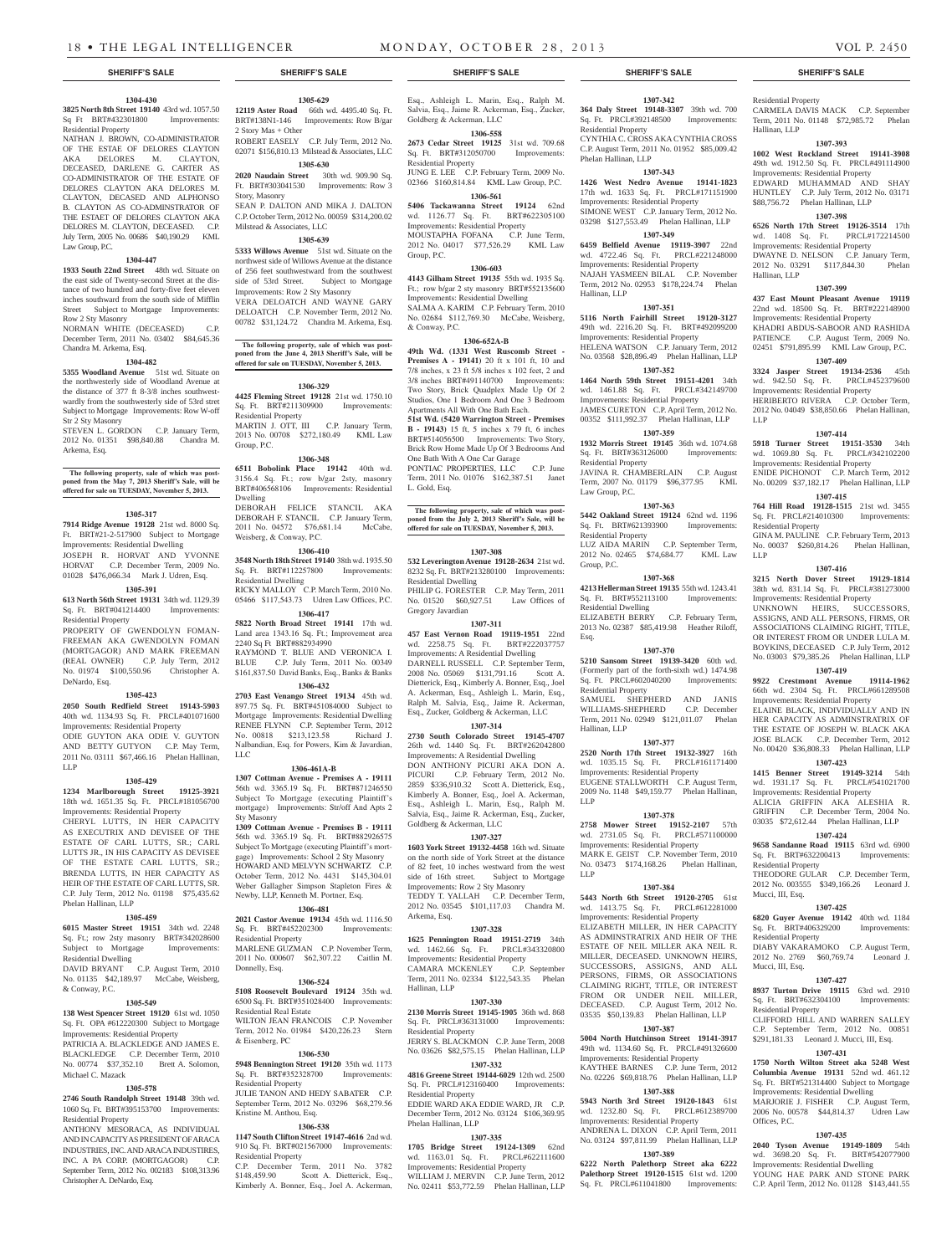**1304-430**

**3825 North 8th Street 19140** 43rd wd. 1057.50 Sq Ft BRT#432301800 Improvements: Residential Property

NATHAN J. BROWN, CO-ADMINISTRATOR OF THE ESTAE OF DELORES CLAYTON AKA DELORES M. CLAYTON, DECEASED, DARLENE G. CARTER AS CO-ADMINISTRATOR OF THE ESTATE OF DELORES CLAYTON AKA DELORES M. CLAYTON, DECASED AND ALPHONSO B. CLAYTON AS CO-ADMINSTRATOR OF THE ESTAET OF DELORES CLAYTON AKA DELORES M. CLAYTON, DECEASED. C.P. July Term, 2005 No. 00686 $40,190.29 KML Law Group, P.C.

**1304-447**

**1933 South 22nd Street** 48th wd. Situate on the east side of Twenty-second Street at the distance of two hundred and forty-five feet eleven inches southward from the south side of Mifflin Street Subject to Mortgage Improvements: Row 2 Sty Masonry

NORMAN WHITE (DECEASED) C.P. December Term, 2011 No. 03402 $84,645.36 Chandra M. Arkema, Esq.

**1304-482**

**5355 Woodland Avenue** 51st wd. Situate on the northwesterly side of Woodland Avenue at the distance of 377 ft 8-3/8 inches southwestwardly from the southwesterly side of 53rd stret Subject to Mortgage Improvements: Row W-off Str 2 Sty Masonry

STEVEN L. GORDON C.P. January Term, 2012 No. 01351 $98,840.88 Chandra M. Arkema, Esq.

**The following property, sale of which was postponed from the May 7, 2013 Sheriff's Sale, will be offered for sale on TUESDAY, November 5, 2013.**

**1305-317**

**7914 Ridge Avenue 19128** 21st wd. 8000 Sq. Ft. BRT#21-2-517900 Subject to Mortgage Improvements: Residential Dwelling

JOSEPH R. HORVAT AND YVONNE HORVAT C.P. December Term, 2009 No. 01028 $476,066.34 Mark J. Udren, Esq.

**1305-391**

**613 North 56th Street 19131** 34th wd. 1129.39 Sq. Ft. BRT#041214400 Improvements: Residential Property

PROPERTY OF GWENDOLYN FOMAN-FREEMAN AKA GWENDOLYN FOMAN (MORTGAGOR) AND MARK FREEMAN (REAL OWNER) C.P. July Term, 2012 No. 01974 $100,550.96 Christopher A. DeNardo, Esq.

**1305-423**

**2050 South Redfield Street 19143-5903** 40th wd. 1134.93 Sq. Ft. PRCL#401071600 Improvements: Residential Property

ODIE GUYTON AKA ODIE V. GUYTON AND BETTY GUTYON C.P. May Term, 2011 No. 03111 $67,466.16 Phelan Hallinan, LLP

**1305-429**

**1234 Marlborough Street 19125-3921** 18th wd. 1651.35 Sq. Ft. PRCL#181056700 Improvements: Residential Property

CHERYL LUTTS, IN HER CAPACITY AS EXECUTRIX AND DEVISEE OF THE ESTATE OF CARL LUTTS, SR.; CARL LUTTS JR., IN HIS CAPACITY AS DEVISEE OF THE ESTATE CARL LUTTS, SR.; BRENDA LUTTS, IN HER CAPACITY AS HEIR OF THE ESTATE OF CARL LUTTS, SR. C.P. July Term, 2012 No. 01198 $75,435.62 Phelan Hallinan, LLP

**1305-459**

**6015 Master Street 19151** 34th wd. 2248 Sq. Ft.; row 2sty masonry BRT#342028600 Subject to Mortgage Improvements: Residential Dwelling

DAVID BRYANT C.P. August Term, 2010 No. 01135 $42,189.97 McCabe, Weisberg, & Conway, P.C.

**1305-549**

**138 West Spencer Street 19120** 61st wd. 1050 Sq. Ft. OPA #612220300 Subject to Mortgage Improvements: Residential Property

PATRICIA A. BLACKLEDGE AND JAMES E. BLACKLEDGE C.P. December Term, 2010 No. 00774 $37,352.10 Brett A. Solomon, Michael C. Mazack

**1305-578**

**2746 South Randolph Street 19148** 39th wd. 1060 Sq. Ft. BRT#395153700 Improvements: Residential Property

ANTHONY MESORACA, AS INDIVIDUAL AND IN CAPACITY AS PRESIDENT OF ARACA INDUSTRIES, INC. AND ARACA INDUSTIRES, INC. A PA CORP. (MORTGAGOR) C.P. September Term, 2012 No. 002183 $108,313.96 Christopher A. DeNardo, Esq.

**1305-629**

**12119 Aster Road** 66th wd. 4495.40 Sq. Ft. BRT#138N1-146 Improvements: Row B/gar 2 Story Mas + Other

ROBERT EASELY C.P. July Term, 2012 No. 02071 $156,810.13 Milstead & Associates, LLC

**1305-630**

**2020 Naudain Street** 30th wd. 909.90 Sq. Ft. BRT#303041530 Improvements: Row 3 Story, Masonry

SEAN P. DALTON AND MIKA J. DALTON C.P. October Term, 2012 No. 00059 $314,200.02 Milstead & Associates, LLC

**1305-639**

**5333 Willows Avenue** 51st wd. Situate on the northwest side of Willows Avenue at the distance of 256 feet southwestward from the southwest side of 53rd Street. Subject to Mortgage Improvements: Row 2 Sty Masonry

VERA DELOATCH AND WAYNE GARY DELOATCH C.P. November Term, 2012 No. 00782 $31,124.72 Chandra M. Arkema, Esq.

**The following property, sale of which was postponed from the June 4, 2013 Sheriff's Sale, will be offered for sale on TUESDAY, November 5, 2013.**

**1306-329**

**4425 Fleming Street 19128** 21st wd. 1750.10 Sq. Ft. BRT#211309900 Improvements: Residential Property

MARTIN J. OTT, III C.P. January Term, 2013 No. 00708 $272,180.49 KML Law Group, P.C.

**1306-348**

**6511 Bobolink Place 19142** 40th wd. 3156.4 Sq. Ft.; row b/gar 2sty, masonry BRT#406568106 Improvements: Residential Dwelling

DEBORAH FELICE STANCIL AKA DEBORAH F. STANCIL C.P. January Term, 2011 No. 04572 $76,681.14 McCabe, Weisberg, & Conway, P.C.

**1306-410**

**3548 North 18th Street 19140** 38th wd. 1935.50 Sq. Ft. BRT#112257800 Improvements: Residential Dwelling

RICKY MALLOY C.P. March Term, 2010 No. 05466 $117,543.73 Udren Law Offices, P.C.

**1306-417**

**5822 North Broad Street 19141** 17th wd. Land area 1343.16 Sq. Ft.; Improvement area 2240 Sq Ft BRT#882934990

RAYMOND T. BLUE AND VERONICA I. BLUE C.P. July Term, 2011 No. 00349 $161,837.50 David Banks, Esq., Banks & Banks

**1306-432**

**2703 East Venango Street 19134** 45th wd. 897.75 Sq. Ft. BRT#451084000 Subject to Mortgage Improvements: Residential Dwelling

RENEE FLYNN C.P. September Term, 2012 No. 00818 $213,123.58 Richard J. Nalbandian, Esq. for Powers, Kim & Javardian, LLC

**1306-461A-B**

**1307 Cottman Avenue - Premises A - 19111** 56th wd. 3365.19 Sq. Ft. BRT#871246550 Subject To Mortgage (executing Plaintiff's mortgage) Improvements: Str/off And Apts 2 Sty Masonry

**1309 Cottman Avenue - Premises B - 19111** 56th wd. 3365.19 Sq. Ft. BRT#882926575 Subject To Mortgage (executing Plaintiff's mortgage) Improvements: School 2 Sty Masonry

HOWARD AND MELVYN SCHWARTZ C.P. October Term, 2012 No. 4431 $145,304.01 Weber Gallagher Simpson Stapleton Fires & Newby, LLP, Kenneth M. Portner, Esq.

**1306-481**

**2021 Castor Avenue 19134** 45th wd. 1116.50 Sq. Ft. BRT#452202300 Improvements: Residential Property

MARLENE GUZMAN C.P. November Term, 2011 No. 000607 $62,307.22 Caitlin M. Donnelly, Esq.

**1306-524**

**5108 Roosevelt Boulevard 19124** 35th wd. 6500 Sq. Ft. BRT#351028400 Improvements: Residential Real Estate

WILTON JEAN FRANCOIS C.P. November Term, 2012 No. 01984 $420,226.23 Stern & Eisenberg, PC

**1306-530**

**5948 Bennington Street 19120** 35th wd. 1173 Sq. Ft. BRT#352328700 Improvements: Residential Property

JULIE TANON AND HEDY SABATER C.P. September Term, 2012 No. 03296 $68,279.56 Kristine M. Anthou, Esq.

**1306-538**

**1147 South Clifton Street 19147-4616** 2nd wd. 910 Sq. Ft. BRT#021567000 Improvements: Residential Property

C.P. December Term, 2011 No. 3782 $148,459.90 Scott A. Dietterick, Esq., Kimberly A. Bonner, Esq., Joel A. Ackerman, Esq., Ashleigh L. Marin, Esq., Ralph M. Salvia, Esq., Jaime R. Ackerman, Esq., Zucker, Goldberg & Ackerman, LLC

**1306-558**

**2673 Cedar Street 19125** 31st wd. 709.68 Sq. Ft. BRT#312050700 Improvements: Residential Property

JUNG E. LEE C.P. February Term, 2009 No. 02366 $160,814.84 KML Law Group, P.C.

**1306-561**

**5406 Tackawanna Street 19124** 62nd wd. 1126.77 Sq. Ft. BRT#622305100 Improvements: Residential Property

MOUSTAPHA FOFANA C.P. June Term, 2012 No. 04017 $77,526.29 KML Law Group, P.C.

**1306-603**

**4143 Gilham Street 19135** 55th wd. 1935 Sq. Ft.; row b/gar 2 sty masonry BRT#552135600 Improvements: Residential Dwelling

SALMA A. KARIM C.P. February Term, 2010 No. 02684 $112,769.30 McCabe, Weisberg, & Conway, P.C.

**1306-652A-B**

**49th Wd. (1331 West Ruscomb Street - Premises A - 19141)** 20 ft x 101 ft, 10 and 7/8 inches, x 23 ft 5/8 inches x 102 feet, 2 and 3/8 inches BRT#491140700 Improvements: Two Story, Brick Quadplex Made Up Of 2 Studios, One 1 Bedroom And One 3 Bedroom Apartments All With One Bath Each.

**51st Wd. (5420 Warrington Street - Premises B - 19143)** 15 ft, 5 inches x 79 ft, 6 inches BRT#514056500 Improvements: Two Story, Brick Row Home Made Up Of 3 Bedrooms And One Bath With A One Car Garage

PONTIAC PROPERTIES, LLC C.P. June Term, 2011 No. 01076 $162,387.51 Janet L. Gold, Esq.

**The following property, sale of which was postponed from the July 2, 2013 Sheriff's Sale, will be offered for sale on TUESDAY, November 5, 2013.**

**1307-308**

**532 Leverington Avenue 19128-2634** 21st wd. 8232 Sq. Ft. BRT#213280100 Improvements: Residential Dwelling

PHILIP G. FORESTER C.P. May Term, 2011 No. 01520 $60,927.51 Law Offices of Gregory Javardian

**1307-311**

**457 East Vernon Road 19119-1951** 22nd wd. 2258.75 Sq. Ft. BRT#222037757 Improvements: A Residential Dwelling

DARNELL RUSSELL C.P. September Term, 2008 No. 05069 $131,791.16 Scott A. Dietterick, Esq., Kimberly A. Bonner, Esq., Joel A. Ackerman, Esq., Ashleigh L. Marin, Esq., Ralph M. Salvia, Esq., Jaime R. Ackerman, Esq., Zucker, Goldberg & Ackerman, LLC

**1307-314**

**2730 South Colorado Street 19145-4707** 26th wd. 1440 Sq. Ft. BRT#262042800 Improvements: A Residential Dwelling

DON ANTHONY PICURI AKA DON A. PICURI C.P. February Term, 2012 No. 2859 $336,910.32 Scott A. Dietterick, Esq., Kimberly A. Bonner, Esq., Joel A. Ackerman, Esq., Ashleigh L. Marin, Esq., Ralph M. Salvia, Esq., Jaime R. Ackerman, Esq., Zucker, Goldberg & Ackerman, LLC

**1307-327**

**1603 York Street 19132-4458** 16th wd. Situate on the north side of York Street at the distance of 82 feet, 10 inches westward from the west side of 16th street. Subject to Mortgage Improvements: Row 2 Sty Masonry

TEDDY T. YALLAH C.P. December Term, 2012 No. 03545 $101,117.03 Chandra M. Arkema, Esq.

**1307-328**

**1625 Pennington Road 19151-2719** 34th wd. 1462.66 Sq. Ft. PRCL#343320800 Improvements: Residential Property

CAMARA MCKENLEY C.P. September Term, 2011 No. 02334 $122,543.35 Phelan Hallinan, LLP

**1307-330**

**2130 Morris Street 19145-1905** 36th wd. 868 Sq. Ft. PRCL#363131000 Improvements: Residential Property

JERRY S. BLACKMON C.P. June Term, 2008 No. 03626 $82,575.15 Phelan Hallinan, LLP

**1307-332**

**4816 Greene Street 19144-6029** 12th wd. 2500 Sq. Ft. PRCL#123160400 Improvements: Residential Property

EDDIE WARD AKA EDDIE WARD, JR C.P. December Term, 2012 No. 03124 $106,369.95 Phelan Hallinan, LLP

**1307-335**

**1705 Bridge Street 19124-1309** 62nd wd. 1163.01 Sq. Ft. PRCL#622111600 Improvements: Residential Property

WILLIAM J. MERVIN C.P. June Term, 2012 No. 02411 $53,772.59 Phelan Hallinan, LLP

**1307-342**

**364 Daly Street 19148-3307** 39th wd. 700 Sq. Ft. PRCL#392148500 Improvements: Residential Property

CYNTHIA C. CROSS AKA CYNTHIA CROSS C.P. August Term, 2011 No. 01952 $85,009.42 Phelan Hallinan, LLP

**1307-343**

**1426 West Nedro Avenue 19141-1823** 17th wd. 1633 Sq. Ft. PRCL#171151900 Improvements: Residential Property

SIMONE WEST C.P. January Term, 2012 No. 03298 $127,553.49 Phelan Hallinan, LLP

**1307-349**

**6459 Belfield Avenue 19119-3907** 22nd wd. 4722.46 Sq. Ft. PRCL#221248000 Improvements: Residential Property

NAJAH YASMEEN BILAL C.P. November Term, 2012 No. 02953 $178,224.74 Phelan Hallinan, LLP

**1307-351**

**5116 North Fairhill Street 19120-3127** 49th wd. 2216.20 Sq. Ft. BRT#492099200 Improvements: Residential Property

HELENA WATSON C.P. January Term, 2012 No. 03568 $28,896.49 Phelan Hallinan, LLP

**1307-352**

**1464 North 59th Street 19151-4201** 34th wd. 1461.88 Sq. Ft. PRCL#342149700 Improvements: Residential Property

JAMES CURETON C.P. April Term, 2012 No. 00352 $111,992.37 Phelan Hallinan, LLP

**1307-359**

**1932 Morris Street 19145** 36th wd. 1074.68 Sq. Ft. BRT#363126000 Improvements: Residential Property

JAVINA R. CHAMBERLAIN C.P. August Term, 2007 No. 01179 $96,377.95 KML Law Group, P.C.

**1307-363**

**5442 Oakland Street 19124** 62nd wd. 1196 Sq. Ft. BRT#621393900 Improvements: Residential Property

LUZ AIDA MARIN C.P. September Term, 2012 No. 02465 $74,684.77 KML Law Group, P.C.

**1307-368**

**4213 Hellerman Street 19135** 55th wd. 1243.41 Sq. Ft. BRT#552113100 Improvements: Residential Dwelling

ELIZABETH BERRY C.P. February Term, 2013 No. 02387 $85,419.98 Heather Riloff, Esq.

**1307-370**

**5210 Sansom Street 19139-3420** 60th wd. (Formerly part of the forth-sixth wd.) 1474.98 Sq. Ft. PRCL#602040200 Improvements: Residential Property

SAMUEL SHEPHERD AND JANIS WILLIAMS-SHEPHERD C.P. December Term, 2011 No. 02949 $121,011.07 Phelan Hallinan, LLP

**1307-377**

**2520 North 17th Street 19132-3927** 16th wd. 1035.15 Sq. Ft. PRCL#161171400 Improvements: Residential Property

EUGENE STALLWORTH C.P. August Term, 2009 No. 1148 $49,159.77 Phelan Hallinan, LLP

**1307-378**

**2758 Mower Street 19152-2107** 57th wd. 2731.05 Sq. Ft. PRCL#571100000 Improvements: Residential Property

MARK E. GEIST C.P. November Term, 2010 No. 03473 $174,168.26 Phelan Hallinan, LLP

**1307-384**

**5443 North 6th Street 19120-2705** 61st wd. 1413.75 Sq. Ft. PRCL#612281000 Improvements: Residential Property

ELIZABETH MILLER, IN HER CAPACITY AS ADMINISTRATRIX AND HEIR OF THE ESTATE OF NEIL MILLER AKA NEIL R. MILLER, DECEASED. UNKNOWN HEIRS, SUCCESSORS, ASSIGNS, AND ALL PERSONS, FIRMS, OR ASSOCIATIONS CLAIMING RIGHT, TITLE, OR INTEREST FROM OR UNDER NEIL MILLER, DECEASED. C.P. August Term, 2012 No. 03535 $50,139.83 Phelan Hallinan, LLP

**1307-387**

**5004 North Hutchinson Street 19141-3917** 49th wd. 1134.60 Sq. Ft. PRCL#491326600 Improvements: Residential Property

KAYTHEE BARNES C.P. June Term, 2012 No. 02226 $69,818.76 Phelan Hallinan, LLP

**1307-388**

**5943 North 3rd Street 19120-1843** 61st wd. 1232.80 Sq. Ft. PRCL#612389700 Improvements: Residential Property

ANDRENA L. DIXON C.P. April Term, 2011 No. 03124 $97,811.99 Phelan Hallinan, LLP

**1307-389**

**6222 North Palethorp Street aka 6222 Palethorp Street 19120-1515** 61st wd. 1200 Sq. Ft. PRCL#611041800 Improvements: Residential Property

CARMELA DAVIS MACK C.P. September Term, 2011 No. 01148 $72,985.72 Phelan Hallinan, LLP

**1307-393**

**1002 West Rockland Street 19141-3908** 49th wd. 1912.50 Sq. Ft. PRCL#491114900 Improvements: Residential Property

EDWARD MUHAMMAD AND SHAY HUNTLEY C.P. July Term, 2012 No. 03171 $88,756.72 Phelan Hallinan, LLP

**1307-398**

**6526 North 17th Street 19126-3514** 17th wd. 1408 Sq. Ft. PRCL#172214500 Improvements: Residential Property

DWAYNE D. NELSON C.P. January Term, 2012 No. 03291 $117,844.30 Phelan Hallinan, LLP

**1307-399**

**437 East Mount Pleasant Avenue 19119** 22nd wd. 18500 Sq. Ft. BRT#222148900 Improvements: Residential Property

KHADRI ABDUS-SABOOR AND RASHIDA PATIENCE C.P. August Term, 2009 No. 02451 $791,895.99 KML Law Group, P.C.

**1307-409**

**3324 Jasper Street 19134-2536** 45th wd. 942.50 Sq. Ft. PRCL#452379600 Improvements: Residential Property

HERIBERTO RIVERA C.P. October Term, 2012 No. 04049 $38,850.66 Phelan Hallinan, LLP

**1307-414**

**5918 Turner Street 19151-3530** 34th wd. 1069.80 Sq. Ft. PRCL#342102200 Improvements: Residential Property

ENIDE PICHONOT C.P. March Term, 2012 No. 00209 $37,182.17 Phelan Hallinan, LLP

**1307-415**

**764 Hill Road 19128-1515** 21st wd. 3455 Sq. Ft. PRCL#214010300 Improvements: Residential Property

GINA M. PAULINE C.P. February Term, 2013 No. 00037 $260,814.26 Phelan Hallinan, LLP

**1307-416**

**3215 North Dover Street 19129-1814** 38th wd. 831.14 Sq. Ft. PRCL#381273000 Improvements: Residential Property

UNKNOWN HEIRS, SUCCESSORS, ASSIGNS, AND ALL PERSONS, FIRMS, OR ASSOCIATIONS CLAIMING RIGHT, TITLE, OR INTEREST FROM OR UNDER LULA M. BOYKINS, DECEASED C.P. July Term, 2012 No. 03003 $79,385.26 Phelan Hallinan, LLP

**1307-419**

**9922 Crestmont Avenue 19114-1962** 66th wd. 2304 Sq. Ft. PRCL#661289508 Improvements: Residential Property

ELAINE BLACK, INDIVIDUALLY AND IN HER CAPACITY AS ADMINSTRATRIX OF THE ESTATE OF JOSEPH W. BLACK AKA JOSE BLACK C.P. December Term, 2012 No. 00420 $36,808.33 Phelan Hallinan, LLP

**1307-423**

**1415 Benner Street 19149-3214** 54th wd. 1931.17 Sq. Ft. PRCL#541021700 Improvements: Residential Property

ALICIA GRIFFIN AKA ALESHIA R. GRIFFIN C.P. December Term, 2004 No. 03035 $72,612.44 Phelan Hallinan, LLP

**1307-424**

**9658 Sandanne Road 19115** 63rd wd. 6900 Sq. Ft. BRT#632200413 Improvements: Residential Property

THEODORE GULAR C.P. December Term, 2012 No. 003555 $349,166.26 Leonard J. Mucci, III, Esq.

**1307-425**

**6820 Guyer Avenue 19142** 40th wd. 1184 Sq. Ft. BRT#406329200 Improvements: Residential Property

DIABY VAKARAMOKO C.P. August Term, 2012 No. 2769 $60,769.74 Leonard J. Mucci, III, Esq.

**1307-427**

**8937 Turton Drive 19115** 63rd wd. 2910 Sq. Ft. BRT#632304100 Improvements: Residential Property

CLIFFORD HILL AND WARREN SALLEY C.P. September Term, 2012 No. 00851 $291,181.33 Leonard J. Mucci, III, Esq.

**1307-431**

**1750 North Wilton Street aka 5248 West Columbia Avenue 19131** 52nd wd. 461.12 Sq. Ft. BRT#521314400 Subject to Mortgage Improvements: Residential Dwelling

MARJORIE J. FISHER C.P. August Term, 2006 No. 00578 $44,814.37 Udren Law Offices, P.C.

**1307-435**

**2040 Tyson Avenue 19149-1809** 54th wd. 3698.20 Sq. Ft. BRT#542077900 Improvements: Residential Dwelling

YOUNG HAE PARK AND STONE PARK C.P. April Term, 2012 No. 01128 $143,441.55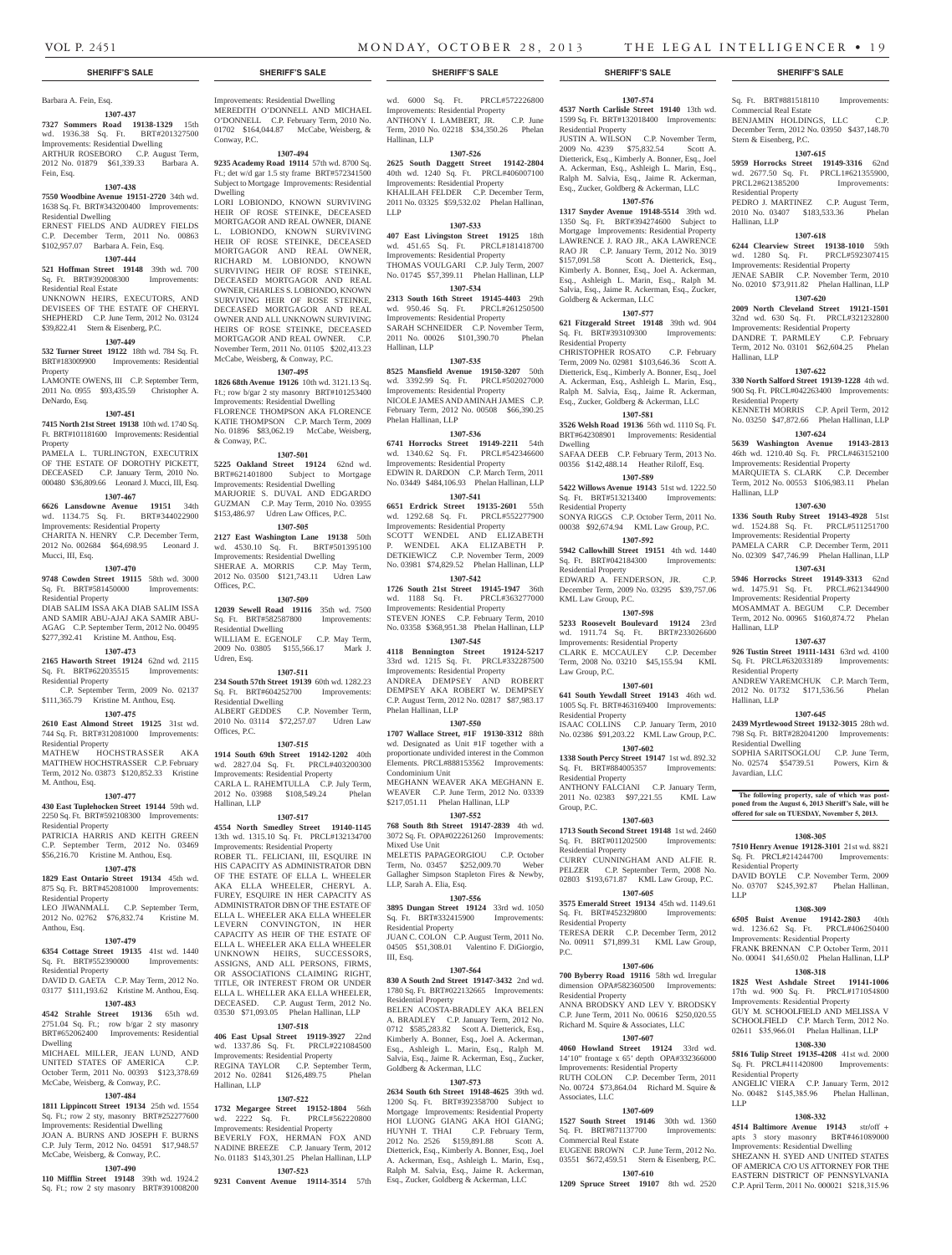Barbara A. Fein, Esq.

**1307-437**

**7327 Sommers Road 19138-1329** 15th wd. 1936.38 Sq. Ft. BRT#201327500 Improvements: Residential Dwelling
ARTHUR ROSEBORO C.P. August Term, 2012 No. 01879 $61,339.33 Barbara A. Fein, Esq.

**1307-438**

**7550 Woodbine Avenue 19151-2720** 34th wd. 1638 Sq. Ft. BRT#343200400 Improvements: Residential Dwelling
ERNEST FIELDS AND AUDREY FIELDS C.P. December Term, 2011 No. 00863 $102,957.07 Barbara A. Fein, Esq.

**1307-444**

**521 Hoffman Street 19148** 39th wd. 700 Sq. Ft. BRT#392008300 Improvements: Residential Real Estate
UNKNOWN HEIRS, EXECUTORS, AND DEVISEES OF THE ESTATE OF CHERYL SHEPHERD C.P. June Term, 2012 No. 03124 $39,822.41 Stern & Eisenberg, P.C.

**1307-449**

**532 Turner Street 19122** 18th wd. 784 Sq. Ft. BRT#183009900 Improvements: Residential Property
LAMONTE OWENS, III C.P. September Term, 2011 No. 0955 $93,435.59 Christopher A. DeNardo, Esq.

**1307-451**

**7415 North 21st Street 19138** 10th wd. 1740 Sq. Ft. BRT#101181600 Improvements: Residential Property
PAMELA L. TURLINGTON, EXECUTRIX OF THE ESTATE OF DOROTHY PICKETT, DECEASED C.P. January Term, 2010 No. 000480 $36,809.66 Leonard J. Mucci, III, Esq.

**1307-467**

**6626 Lansdowne Avenue 19151** 34th wd. 1134.75 Sq. Ft. BRT#344022900 Improvements: Residential Property
CHARITA N. HENRY C.P. December Term, 2012 No. 002684 $64,698.95 Leonard J. Mucci, III, Esq.

**1307-470**

**9748 Cowden Street 19115** 58th wd. 3000 Sq. Ft. BRT#581450000 Improvements: Residential Property
DIAB SALIM ISSA AKA DIAB SALIM ISSA AND SAMIR ABU-AJAJ AKA SAMIR ABU-AGAG C.P. September Term, 2012 No. 00495 $277,392.41 Kristine M. Anthou, Esq.

**1307-473**

**2165 Haworth Street 19124** 62nd wd. 2115 Sq. Ft. BRT#622035515 Improvements: Residential Property
C.P. September Term, 2009 No. 02137 $111,365.79 Kristine M. Anthou, Esq.

**1307-475**

**2610 East Almond Street 19125** 31st wd. 744 Sq. Ft. BRT#312081000 Improvements: Residential Property
MATHEW HOCHSTRASSER AKA MATTHEW HOCHSTRASSER C.P. February Term, 2012 No. 03873 $120,852.33 Kristine M. Anthou, Esq.

**1307-477**

**430 East Tuplehocken Street 19144** 59th wd. 2250 Sq. Ft. BRT#592108300 Improvements: Residential Property
PATRICIA HARRIS AND KEITH GREEN C.P. September Term, 2012 No. 03469 $56,216.70 Kristine M. Anthou, Esq.

**1307-478**

**1829 East Ontario Street 19134** 45th wd. 875 Sq. Ft. BRT#452081000 Improvements: Residential Property
LEO JIWANMALL C.P. September Term, 2012 No. 02762 $76,832.74 Kristine M. Anthou, Esq.

**1307-479**

**6354 Cottage Street 19135** 41st wd. 1440 Sq. Ft. BRT#552390000 Improvements: Residential Property
DAVID D. GAETA C.P. May Term, 2012 No. 03177 $111,193.62 Kristine M. Anthou, Esq.

**1307-483**

**4542 Strahle Street 19136** 65th wd. 2751.04 Sq. Ft.; row b/gar 2 sty masonry BRT#652062400 Improvements: Residential Dwelling
MICHAEL MILLER, JEAN LUND, AND UNITED STATES OF AMERICA C.P. October Term, 2011 No. 00393 $123,378.69 McCabe, Weisberg, & Conway, P.C.

**1307-484**

**1811 Lippincott Street 19134** 25th wd. 1554 Sq. Ft.; row 2 sty, masonry BRT#252277600 Improvements: Residential Dwelling
JOAN A. BURNS AND JOSEPH F. BURNS C.P. July Term, 2012 No. 04591 $17,948.57 McCabe, Weisberg, & Conway, P.C.

**1307-490**

**110 Mifflin Street 19148** 39th wd. 1924.2 Sq. Ft.; row 2 sty masonry BRT#391008200 Improvements: Residential Dwelling
MEREDITH O'DONNELL AND MICHAEL O'DONNELL C.P. February Term, 2010 No. 01702 $164,044.87 McCabe, Weisberg, & Conway, P.C.

**1307-494**

**9235 Academy Road 19114** 57th wd. 8700 Sq. Ft.; det w/d gar 1.5 sty frame BRT#572341500 Subject to Mortgage Improvements: Residential Dwelling
LORI LOBIONDO, KNOWN SURVIVING HEIR OF ROSE STEINKE, DECEASED MORTGAGOR AND REAL OWNER, DIANE L. LOBIONDO, KNOWN SURVIVING HEIR OF ROSE STEINKE, DECEASED MORTGAGOR AND REAL OWNER, RICHARD M. LOBIONDO, KNOWN SURVIVING HEIR OF ROSE STEINKE, DECEASED MORTGAGOR AND REAL OWNER, CHARLES S. LOBIONDO, KNOWN SURVIVING HEIR OF ROSE STEINKE, DECEASED MORTGAGOR AND REAL OWNER AND ALL UNKNOWN SURVIVING HEIRS OF ROSE STEINKE, DECEASED MORTGAGOR AND REAL OWNER. C.P. November Term, 2011 No. 01105 $202,413.23 McCabe, Weisberg, & Conway, P.C.

**1307-495**

**1826 68th Avenue 19126** 10th wd. 3121.13 Sq. Ft.; row b/gar 2 sty masonry BRT#101253400 Improvements: Residential Dwelling
FLORENCE THOMPSON AKA FLORENCE KATIE THOMPSON C.P. March Term, 2009 No. 01896 $83,062.19 McCabe, Weisberg, & Conway, P.C.

**1307-501**

**5225 Oakland Street 19124** 62nd wd. BRT#621401800 Subject to Mortgage Improvements: Residential Dwelling
MARJORIE S. DUVAL AND EDGARDO GUZMAN C.P. May Term, 2010 No. 03955 $153,486.97 Udren Law Offices, P.C.

**1307-505**

**2127 East Washington Lane 19138** 50th wd. 4530.10 Sq. Ft. BRT#501395100 Improvements: Residential Dwelling
SHERAE A. MORRIS C.P. May Term, 2012 No. 03500 $121,743.11 Udren Law Offices, P.C.

**1307-509**

**12039 Sewell Road 19116** 35th wd. 7500 Sq. Ft. BRT#582587800 Improvements: Residential Dwelling
WILLIAM E. EGENOLF C.P. May Term, 2009 No. 03805 $155,566.17 Mark J. Udren, Esq.

**1307-511**

**234 South 57th Street 19139** 60th wd. 1282.23 Sq. Ft. BRT#604252700 Improvements: Residential Dwelling
ALBERT GEDDES C.P. November Term, 2010 No. 03114 $72,257.07 Udren Law Offices, P.C.

**1307-515**

**1914 South 69th Street 19142-1202** 40th wd. 2827.04 Sq. Ft. PRCL#403200300 Improvements: Residential Property
CARLA L. RAHEMTULLA C.P. July Term, 2012 No. 03988 $108,549.24 Phelan Hallinan, LLP

**1307-517**

**4554 North Smedley Street 19140-1145** 13th wd. 1315.10 Sq. Ft. PRCL#132134700 Improvements: Residential Property
ROBER TL. FELICIANI, III, ESQUIRE IN HIS CAPACITY AS ADMINISTRATOR DBN OF THE ESTATE OF ELLA L. WHEELER AKA ELLA WHEELER, CHERYL A. FUREY, ESQUIRE IN HER CAPACITY AS ADMINISTRATOR DBN OF THE ESTATE OF ELLA L. WHEELER AKA ELLA WHEELER LEVERN COVINGTON, IN HER CAPACITY AS HEIR OF THE ESTATE OF ELLA L. WHEELER AKA ELLA WHEELER UNKNOWN HEIRS, SUCCESSORS, ASSIGNS, AND ALL PERSONS, FIRMS, OR ASSOCIATIONS CLAIMING RIGHT, TITLE, OR INTEREST FROM OR UNDER ELLA L. WHELLER AKA ELLA WHEELER, DECEASED. C.P. August Term, 2012 No. 03530 $71,093.05 Phelan Hallinan, LLP

**1307-518**

**406 East Upsal Street 19119-3927** 22nd wd. 1337.86 Sq. Ft. PRCL#221084500 Improvements: Residential Property
REGINA TAYLOR C.P. September Term, 2012 No. 02841 $126,489.75 Phelan Hallinan, LLP

**1307-522**

**1732 Megargee Street 19152-1804** 56th wd. 2222 Sq. Ft. PRCL#562220800 Improvements: Residential Property
BEVERLY FOX, HERMAN FOX AND NADINE BREEZE C.P. January Term, 2012 No. 01183 $143,301.25 Phelan Hallinan, LLP

**1307-523**

**9231 Convent Avenue 19114-3514** 57th wd. 6000 Sq. Ft. PRCL#572226800 Improvements: Residential Property
ANTHONY I. LAMBERT, JR. C.P. June Term, 2010 No. 02218 $34,350.26 Phelan Hallinan, LLP

**1307-526**

**2625 South Daggett Street 19142-2804** 40th wd. 1240 Sq. Ft. PRCL#406007100 Improvements: Residential Property
KHALILAH FELDER C.P. December Term, 2011 No. 03325 $59,532.02 Phelan Hallinan, LLP

**1307-533**

**407 East Livingston Street 19125** 18th wd. 451.65 Sq. Ft. PRCL#181418700 Improvements: Residential Property
THOMAS VOULGARI C.P. July Term, 2007 No. 01745 $57,399.11 Phelan Hallinan, LLP

**1307-534**

**2313 South 16th Street 19145-4403** 29th wd. 950.46 Sq. Ft. PRCL#261250500 Improvements: Residential Property
SARAH SCHNEIDER C.P. November Term, 2011 No. 00026 $101,390.70 Phelan Hallinan, LLP

**1307-535**

**8525 Mansfield Avenue 19150-3207** 50th wd. 3392.99 Sq. Ft. PRCL#502027000 Improvements: Residential Property
NICOLE JAMES AND AMINAH JAMES C.P. February Term, 2012 No. 00508 $66,390.25 Phelan Hallinan, LLP

**1307-536**

**6741 Horrocks Street 19149-2211** 54th wd. 1340.62 Sq. Ft. PRCL#542346600 Improvements: Residential Property
EDWIN R. DARDON C.P. March Term, 2011 No. 03449 $484,106.93 Phelan Hallinan, LLP

**1307-541**

**6651 Erdrick Street 19135-2601** 55th wd. 1292.68 Sq. Ft. PRCL#552277900 Improvements: Residential Property
SCOTT WENDEL AND ELIZABETH P. WENDEL AKA ELIZABETH P. DETKIEWICZ C.P. November Term, 2009 No. 03981 $74,829.52 Phelan Hallinan, LLP

**1307-542**

**1726 South 21st Street 19145-1947** 36th wd. 1188 Sq. Ft. PRCL#363277000 Improvements: Residential Property
STEVEN JONES C.P. February Term, 2010 No. 03358 $368,951.38 Phelan Hallinan, LLP

**1307-545**

**4118 Bennington Street 19124-5217** 33rd wd. 1215 Sq. Ft. PRCL#332287500 Improvements: Residential Property
ANDREA DEMPSEY AND ROBERT DEMPSEY AKA ROBERT W. DEMPSEY C.P. August Term, 2012 No. 02817 $87,983.17 Phelan Hallinan, LLP

**1307-550**

**1707 Wallace Street, #1F 19130-3312** 88th wd. Designated as Unit #1F together with a proportionate undivided interest in the Common Elements. PRCL#888153562 Improvements: Condominium Unit
MEGHANN WEAVER AKA MEGHANN E. WEAVER C.P. June Term, 2012 No. 03339 $217,051.11 Phelan Hallinan, LLP

**1307-552**

**768 South 8th Street 19147-2839** 4th wd. 3072 Sq. Ft. OPA#022261260 Improvements: Mixed Use Unit
MELETIS PAPAGEORGIOU C.P. October Term, No. 03457 $252,009.70 Weber Gallagher Simpson Stapleton Fires & Newby, LLP, Sarah A. Elia, Esq.

**1307-556**

**3895 Dungan Street 19124** 33rd wd. 1050 Sq. Ft. BRT#332415900 Improvements: Residential Property
JUAN C. COLON C.P. August Term, 2011 No. 04505 $51,308.01 Valentino F. DiGiorgio, III, Esq.

**1307-564**

**830 A South 2nd Street 19147-3432** 2nd wd. 1780 Sq. Ft. BRT#022132665 Improvements: Residential Property
BELEN ACOSTA-BRADLEY AKA BELEN A. BRADLEY C.P. January Term, 2012 No. 0712 $585,283.82 Scott A. Dietterick, Esq., Kimberly A. Bonner, Esq., Joel A. Ackerman, Esq., Ashleigh L. Marin, Esq., Ralph M. Salvia, Esq., Jaime R. Ackerman, Esq., Zucker, Goldberg & Ackerman, LLC

**1307-573**

**2634 South 6th Street 19148-4625** 39th wd. 1200 Sq. Ft. BRT#392358700 Subject to Mortgage Improvements: Residential Property
HOI LUONG GIANG AKA HOI GIANG; HUYNH T. THAI C.P. February Term, 2012 No. 2526 $159,891.88 Scott A. Dietterick, Esq., Kimberly A. Bonner, Esq., Joel A. Ackerman, Esq., Ashleigh L. Marin, Esq., Ralph M. Salvia, Esq., Jaime R. Ackerman, Esq., Zucker, Goldberg & Ackerman LLC

**1307-574**

**4537 North Carlisle Street 19140** 13th wd. 1599 Sq. Ft. BRT#132018400 Improvements: Residential Property
JUSTIN A. WILSON C.P. November Term, 2009 No. 4239 $75,832.54 Scott A. Dietterick, Esq., Kimberly A. Bonner, Esq., Joel A. Ackerman, Esq., Ashleigh L. Marin, Esq., Ralph M. Salvia, Esq., Jaime R. Ackerman, Esq., Zucker, Goldberg & Ackerman, LLC

**1307-576**

**1317 Snyder Avenue 19148-5514** 39th wd. 1350 Sq. Ft. BRT#394274600 Subject to Mortgage Improvements: Residential Property
LAWRENCE J. RAO JR., AKA LAWRENCE RAO JR C.P. January Term, 2012 No. 3019 $157,091.58 Scott A. Dietterick, Esq., Kimberly A. Bonner, Esq., Joel A. Ackerman, Esq., Ashleigh L. Marin, Esq., Ralph M. Salvia, Esq., Jaime R. Ackerman, Esq., Zucker, Goldberg & Ackerman, LLC

**1307-577**

**621 Fitzgerald Street 19148** 39th wd. 904 Sq. Ft. BRT#393109300 Improvements: Residential Property
CHRISTOPHER ROSATO C.P. February Term, 2009 No. 02981 $103,646.36 Scott A. Dietterick, Esq., Kimberly A. Bonner, Esq., Joel A. Ackerman, Esq., Ashleigh L. Marin, Esq., Ralph M. Salvia, Esq., Jaime R. Ackerman, Esq., Zucker, Goldberg & Ackerman, LLC

**1307-581**

**3526 Welsh Road 19136** 56th wd. 1110 Sq. Ft. BRT#642308901 Improvements: Residential Dwelling
SAFAA DEEB C.P. February Term, 2013 No. 00356 $142,488.14 Heather Riloff, Esq.

**1307-589**

**5422 Willows Avenue 19143** 51st wd. 1222.50 Sq. Ft. BRT#513213400 Improvements: Residential Property
SONYA RIGGS C.P. October Term, 2011 No. 00038 $92,674.94 KML Law Group, P.C.

**1307-592**

**5942 Callowhill Street 19151** 4th wd. 1440 Sq. Ft. BRT#042184300 Improvements: Residential Property
EDWARD A. FENDERSON, JR. C.P. December Term, 2009 No. 03295 $39,757.06 KML Law Group, P.C.

**1307-598**

**5233 Roosevelt Boulevard 19124** 23rd wd. 1911.74 Sq. Ft. BRT#233026600 Improvements: Residential Property
CLARK E. MCCAULEY C.P. December Term, 2008 No. 03210 $45,155.94 KML Law Group, P.C.

**1307-601**

**641 South Yewdall Street 19143** 46th wd. 1005 Sq. Ft. BRT#463169400 Improvements: Residential Property
ISAAC COLLINS C.P. January Term, 2010 No. 02386 $91,203.22 KML Law Group, P.C.

**1307-602**

**1338 South Percy Street 19147** 1st wd. 892.32 Sq. Ft. BRT#884005357 Improvements: Residential Property
ANTHONY FALCIANI C.P. January Term, 2011 No. 02383 $97,221.55 KML Law Group, P.C.

**1307-603**

**1713 South Second Street 19148** 1st wd. 2460 Sq. Ft. BRT#011202500 Improvements: Residential Property
CURRY CUNNINGHAM AND ALFIE R. PELZER C.P. September Term, 2008 No. 02803 $193,671.87 KML Law Group, P.C.

**1307-605**

**3575 Emerald Street 19134** 45th wd. 1149.61 Sq. Ft. BRT#452329800 Improvements: Residential Property
TERESA DERR C.P. December Term, 2012 No. 00911 $71,899.31 KML Law Group, P.C.

**1307-606**

**700 Byberry Road 19116** 58th wd. Irregular dimension OPA#582360500 Improvements: Residential Property
ANNA BRODSKY AND LEV Y. BRODSKY C.P. June Term, 2011 No. 00616 $250,020.55 Richard M. Squire & Associates, LLC

**1307-607**

**4060 Howland Street 19124** 33rd wd. 14'10" frontage x 65' depth OPA#332366000 Improvements: Residential Property
RUTH COLON C.P. December Term, 2011 No. 00724 $73,864.04 Richard M. Squire & Associates, LLC

**1307-609**

**1527 South Street 19146** 30th wd. 1360 Sq. Ft. BRT#871137700 Improvements: Commercial Real Estate
EUGENE BROWN C.P. June Term, 2012 No. 03551 $672,459.51 Stern & Eisenberg, P.C.

**1307-610**

**1209 Spruce Street 19107** 8th wd. 2520 Sq. Ft. BRT#881518110 Improvements: Commercial Real Estate
BENJAMIN HOLDINGS, LLC C.P. December Term, 2012 No. 03950 $437,148.70 Stern & Eisenberg, P.C.

**1307-615**

**5959 Horrocks Street 19149-3316** 62nd wd. 2677.50 Sq. Ft. PRCL1#621355900, PRCL2#621385200 Improvements: Residential Property
PEDRO J. MARTINEZ C.P. August Term, 2010 No. 03407 $183,533.36 Phelan Hallinan, LLP

**1307-618**

**6244 Clearview Street 19138-1010** 59th wd. 1280 Sq. Ft. PRCL#592307415 Improvements: Residential Property
JENAE SABIR C.P. November Term, 2010 No. 02010 $73,911.82 Phelan Hallinan, LLP

**1307-620**

**2009 North Cleveland Street 19121-1501** 32nd wd. 630 Sq. Ft. PRCL#321232800 Improvements: Residential Property
DANDRE T. PARMLEY C.P. February Term, 2012 No. 03101 $62,604.25 Phelan Hallinan, LLP

**1307-622**

**330 North Salford Street 19139-1228** 4th wd. 900 Sq. Ft. PRCL#042263400 Improvements: Residential Property
KENNETH MORRIS C.P. April Term, 2012 No. 03250 $47,872.66 Phelan Hallinan, LLP

**1307-624**

**5639 Washington Avenue 19143-2813** 46th wd. 1210.40 Sq. Ft. PRCL#463152100 Improvements: Residential Property
MARQUIETA S. CLARK C.P. December Term, 2012 No. 00553 $106,983.11 Phelan Hallinan, LLP

**1307-630**

**1336 South Ruby Street 19143-4928** 51st wd. 1524.88 Sq. Ft. PRCL#511251700 Improvements: Residential Property
PAMELA CARR C.P. December Term, 2011 No. 02309 $47,746.99 Phelan Hallinan, LLP

**1307-631**

**5946 Horrocks Street 19149-3313** 62nd wd. 1475.91 Sq. Ft. PRCL#621344900 Improvements: Residential Property
MOSAMMAT A. BEGUM C.P. December Term, 2012 No. 00965 $160,874.72 Phelan Hallinan, LLP

**1307-637**

**926 Tustin Street 19111-1431** 63rd wd. 4100 Sq. Ft. PRCL#632033189 Improvements: Residential Property
ANDREW YAREMCHUK C.P. March Term, 2012 No. 01732 $171,536.56 Phelan Hallinan, LLP

**1307-645**

**2439 Myrtlewood Street 19132-3015** 28th wd. 798 Sq. Ft. BRT#282041200 Improvements: Residential Dwelling
SOPHIA SARITSOGLOU C.P. June Term, No. 02574 $54739.51 Powers, Kirn & Javardian, LLC

**The following property, sale of which was postponed from the August 6, 2013 Sheriff's Sale, will be offered for sale on TUESDAY, November 5, 2013.**

**1308-305**

**7510 Henry Avenue 19128-3101** 21st wd. 8821 Sq. Ft. PRCL#214244700 Improvements: Residential Property
DAVID BOYLE C.P. November Term, 2009 No. 03707 $245,392.87 Phelan Hallinan, LLP

**1308-309**

**6505 Buist Avenue 19142-2803** 40th wd. 1236.62 Sq. Ft. PRCL#406250400 Improvements: Residential Property
FRANK BRENNAN C.P. October Term, 2011 No. 00041 $41,650.02 Phelan Hallinan, LLP

**1308-318**

**1825 West Ashdale Street 19141-1006** 17th wd. 900 Sq. Ft. PRCL#171054800 Improvements: Residential Property
GUY M. SCHOOLFIELD AND MELISSA V SCHOOLFIELD C.P. March Term, 2012 No. 02611 $35,966.01 Phelan Hallinan, LLP

**1308-330**

**5816 Tulip Street 19135-4208** 41st wd. 2000 Sq. Ft. PRCL#411420800 Improvements: Residential Property
ANGELIC VIERA C.P. January Term, 2012 No. 00482 $145,385.96 Phelan Hallinan, LLP

**1308-332**

**4514 Baltimore Avenue 19143** str/off + apts 3 story masonry BRT#461089000 Improvements: Residential Dwelling
SHEZANN H. SYED AND UNITED STATES OF AMERICA C/O US ATTORNEY FOR THE EASTERN DISTRICT OF PENNSYLVANIA C.P. April Term, 2011 No. 000021 $218,315.96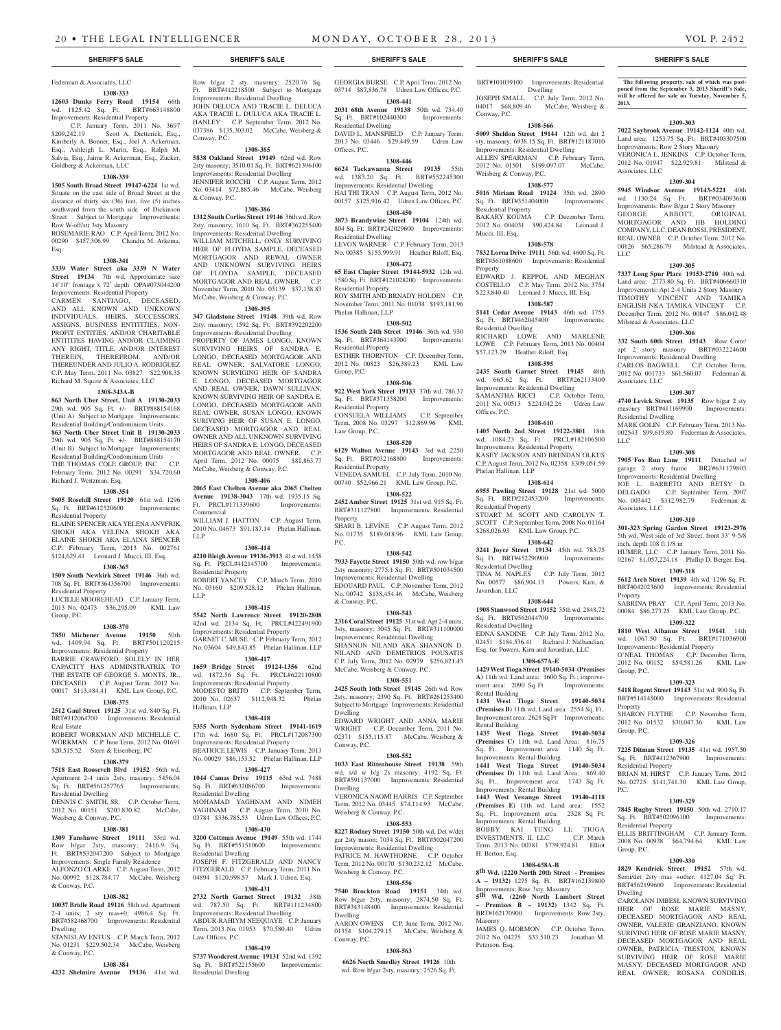Federman & Associates, LLC

**1308-333**

**12603 Dunks Ferry Road 19154** 66th wd. 1825.42 Sq. Ft. BRT#663148800 Improvements: Residential Property

C.P. January Term, 2011 No. 3697 $209,242.19 Scott A. Dietterick, Esq., Kimberly A. Bonner, Esq., Joel A. Ackerman, Esq., Ashleigh L. Marin, Esq., Ralph M. Salvia, Esq., Jaime R. Ackerman, Esq., Zucker, Goldberg & Ackerman, LLC

**1308-339**

**1505 South Broad Street 19147-6224** 1st wd. Situate on the east side of Broad Street at the distance of thirty six (36) feet, five (5) inches southward from the south side of Dickinson Street Subject to Mortgage Improvements: Row W-off/str 3sty Masonry

ROSEMARIE RAO C.P. April Term, 2012 No. 00290 $457,306.99 Chandra M. Arkema, Esq.

**1308-341**

**3339 Water Street aka 3339 N Water Street 19134** 7th wd. Approximate size 14'10" frontage x 72' depth OPA#073044200 Improvements: Residential Property

CARMEN SANTIAGO, DECEASED, AND ALL KNOWN AND UNKNOWN INDIVIDUALS, HEIRS, SUCCESSORS, ASSIGNS, BUSINESS ENTITITIES, NON-PROFIT ENTITIES, AND/OR CHARITABLE ENTITITES HAVING AND/OR CLAIMING ANY RIGHT, TITLE, AND/OR INTEREST THEREIN, THEREFROM, AND/OR THEREUNDER AND JULIO A. RODRIGUEZ C.P. May Term, 2011 No. 03827 $22,908.35 Richard M. Squire & Associates, LLC

**1308-343A-B**

**863 North Uber Street, Unit A 19130-2033** 29th wd. 905 Sq. Ft. +/- BRT#888154168 (Unit A) Subject to Mortgage Improvements: Residential Building/Condominium Units

**863 North Uber Street Unit B 19130-2033** 29th wd. 905 Sq. Ft. +/- BRT#888154170 (Unit B) Subject to Mortgage Improvements: Residential Building/Condominium Units

THE THOMAS COLE GROUP, INC C.P. February Term, 2012 No. 00291 $34,720.60 Richard J. Weitzman, Esq.

**1308-354**

**5605 Rosehill Street 19120** 61st wd. 1296 Sq. Ft. BRT#612520600 Improvements: Residential Property

ELAINE SPENCER AKA YELENA ANVFRIK SHOKH AKA YELENA SHOKH AKA ELAINE SHOKH AKA ELAINA SPENCER C.P. February Term, 2013 No. 002761 $124,629.41 Leonard J. Mucci, III, Esq.

**1308-365**

**1509 South Newkirk Street 19146** 36th wd. 708 Sq. Ft. BRT#364356700 Improvements: Residential Property

LUCILLE MOOREHEAD C.P. January Term, 2013 No. 02473 $36,295.09 KML Law Group, P.C.

**1308-370**

**7850 Michener Avenue 19150** 50th wd. 1409.94 Sq. Ft. BRT#501120215 Improvements: Residential Property

BARRIE CRAWFORD, SOLELY IN HER CAPACITY HAS ADMINSTRATRIX TO THE ESTATE OF GEORGE S. MONTS, JR., DECEASED. C.P. August Term, 2012 No. 00017 $113,484.41 KML Law Group, P.C.

**1308-375**

**2512 Gaul Street 19125** 31st wd. 840 Sq. Ft. BRT#312064700 Improvements: Residential Real Estate

ROBERT WORKMAN AND MICHELLE C. WORKMAN C.P. June Term, 2012 No. 01691 $20,515.52 Stern & Eisenberg, PC

**1308-379**

**7518 East Roosevelt Blvd 19152** 56th wd. Apartment 2-4 units 2sty, masonry; 5456.04 Sq. Ft. BRT#561257765 Improvements: Residential Dwelling

DENNIS C. SMITH, SR. C.P. October Term, 2012 No. 00151 $203,830.82 McCabe, Weisberg & Conway, P.C.

**1308-381**

**1309 Fanshawe Street 19111** 53rd wd. Row b/gar 2sty, masonry; 2416.9 Sq. Ft. BRT#532047200 Subject to Mortgage Improvements: Single Family Residence

ALFONZO CLARKE C.P. August Term, 2012 No. 00992 $128,784.77 McCabe, Weisberg & Conway, P.C.

**1308-382**

**10037 Bridle Road 19116** 58th wd. Apartment 2-4 units; 2 sty mas+0; 4986.4 Sq. Ft. BRT#582468700 Improvements: Residential Dwelling

STANISLAV ENTUS C.P. March Term, 2012 No. 01231 $229,502.34 McCabe, Weisberg & Conway, P.C.

**1308-384**

**4232 Shelmire Avenue 19136** 41st wd. Row b/gar 2 sty, masonry; 2520.76 Sq. Ft. BRT#412218500 Subject to Mortgage Improvements: Residential Dwelling

JOHN DELUCA AND TRACIE L. DELUCA AKA TRACIE L. DULUCA AKA TRACIE L. HANLEY C.P. September Term, 2012 No. 037386 $135,303.02 McCabe, Weisberg & Conway, P.C.

**1308-385**

**5838 Oakland Street 19149** 62nd wd. Row 2sty masonry; 3510.01 Sq. Ft. BRT#621396100 Improvements: Residential Dwelling

JENNIFER ROCCHI C.P. August Term, 2012 No. 03414 $72,885.46 McCabe, Weisberg & Conway, P.C.

**1308-386**

**1312 South Corlies Street 19146** 36th wd. Row 2sty, masonry; 1610 Sq. Ft. BRT#362255400 Improvements: Residential Dwelling

WILLIAM MITCHELL, ONLY SURVIVING HEIR OF FLOYDA SAMPLE, DECEASED MORTGAGOR AND REWAL OWNER AND UNKNOWN SURVIVING HEIRS OF FLOYDA SAMPLE, DECEASED MORTGAGOR AND REAL OWNER. C.P. November Term, 2010 No. 03139 $37,138.83 McCabe, Weisberg & Conway, P.C.

**1308-395**

**347 Gladstone Street 19148** 39th wd. Row 2sty, masonry; 1592 Sq. Ft. BRT#392202200 Improvements: Residential Dwelling

PROPERTY OF JAMES LONGO, KNOWN SURVIVING HEIRS OF SANDRA E. LONGO, DECEASED MORTGAGOR AND REAL OWNER, SALVATORE LONGO, KNOWN SURVIGING HEIR OF SANDRA E. LONGO, DECEASED MORTGAGOR AND REAL OWNER, DAWN SULLIVAN, KNOWN SURVIVING HEIR OF SANDRA E. LONGO, DECEASED MORTGAGOR AND REAL OWNER, SUSAN LONGO, KNOWN SURIVING HEIR OF SUSAN E. LONGO, DECEASED MORTGAGOR AND REAL OWNER AND ALL UNKNOWN SURVIVING HEIRS OF SANDRA E. LONGO, DECEASED MORTGAGOR AND REAL OWNER. C.P. April Term, 2012 No. 00075 $81,863.77 McCabe, Weisberg & Conway, P.C.

**1308-406**

**2065 East Chelten Avenue aka 2065 Chelten Avenue 19138-3043** 17th wd. 1935.15 Sq. Ft. PRCL#171339600 Improvements: Commercial

WILLIAM J. HATTON C.P. August Term, 2010 No. 04673 $91,187.14 Phelan Hallinan, LLP

**1308-414**

**4210 Bleigh Avenue 19136-3913** 41st wd. 1458 Sq. Ft. PRCL#412145700 Improvements: Residential Property

ROBERT YANCEY C.P. March Term, 2010 No. 03160 $209,528.12 Phelan Hallinan, LLP

**1308-415**

**5542 North Lawrence Street 19120-2808** 42nd wd. 2134 Sq. Ft. PRCL#422491900 Improvements: Residential Property

GARNET C. MUSE C.P. February Term, 2012 No. 03604 $49,843.85 Phelan Hallinan, LLP

**1308-417**

**1659 Bridge Street 19124-1356** 62nd wd. 1872.56 Sq. Ft. PRCL#622110800 Improvements: Residential Property

MODESTO BRITO C.P. September Term, 2010 No. 02637 $112,948.32 Phelan Hallinan, LLP

**1308-418**

**5355 North Sydenham Street 19141-1619** 17th wd. 1680 Sq. Ft. PRCL#172087300 Improvements: Residential Property

BEATRICE LEWIS C.P. January Term, 2013 No. 00029 $86,153.52 Phelan Hallinan, LLP

**1308-427**

**1044 Camas Drive 19115** 63rd wd. 7488 Sq. Ft. BRT#632086700 Improvements: Residential Dwelling

MOHAMAD YAGHNAM AND NIMEH YAGHNAM C.P. August Term, 2010 No. 03784 $336,785.53 Udren Law Offices, P.C.

**1308-430**

**3200 Cottman Avenue 19149** 55th wd. 1744 Sq. Ft. BRT#551510600 Improvements: Residential Dwelling

JOSEPH F. FITZGERALD AND NANCY FITZGERALD C.P. February Term, 2011 No. 04894 $120,998.57 Mark J. Udren, Esq.

**1308-431**

**2732 North Garnet Street 19132** 38th wd. 787.50 Sq. Ft. BRT#111234800 Improvements: Residential Dwelling

ABDUR-RAHIYM NEEQUAYE C.P. January Term, 2013 No. 01953 $70,580.40 Udren Law Offices, P.C.

**1308-439**

**5737 Woodcrest Avenue 19131** 52nd wd. 1392 Sq. Ft. BRT#522155600 Improvements: Residential Dwelling

GEORGIA BURSE C.P. April Term, 2012 No. 03714 $87,836.78 Udren Law Offices, P.C.

**1308-441**

**2031 68th Avenue 19138** 50th wd. 734.40 Sq. Ft. BRT#102440300 Improvements: Residential Dwelling

DAVID L. MANSFIELD C.P. January Term, 2013 No. 03446 $29,449.59 Udren Law Offices, P.C.

**1308-446**

**6624 Tackawanna Street 19135** 55th wd. 1383.20 Sq. Ft. BRT#552245300 Improvements: Residential Dwelling

HAI THI TRAN C.P. August Term, 2012 No. 00157 $125,916.42 Udren Law Offices, P.C.

**1308-450**

**3873 Brandywine Street 19104** 124th wd. 804 Sq. Ft. BRT#242029600 Improvements: Residential Dwelling

LEVON WARNER C.P. February Term, 2013 No. 00385 $153,999.91 Heather Riloff, Esq.

**1308-472**

**65 East Clapier Street 19144-5932** 12th wd. 1580 Sq. Ft. BRT#121028200 Improvements: Residential Property

ROY SMITH AND BRNADY HOLDEN C.P. November Term, 2011 No. 01034 $193,181.96 Phelan Hallinan, LLP

**1308-502**

**1536 South 24th Street 19146** 36th wd. 930 Sq. Ft. BRT#364143900 Improvements: Residential Property

ESTHER THORNTON C.P. December Term, 2012 No. 00823 $26,389.23 KML Law Group, P.C.

**1308-506**

**922 West York Street 19133** 37th wd. 786.37 Sq. Ft. BRT#371358200 Improvements: Residential Property

CONSUELA WILLIAMS C.P. September Term, 2008 No. 03297 $12,869.96 KML Law Group, P.C.

**1308-520**

**6129 Walton Avenue 19143** 3rd wd. 2250 Sq. Ft. BRT#032168800 Improvements: Residential Property

VENEDA SAMUEL C.P. July Term, 2010 No. 00740 $52,966.21 KML Law Group, P.C.

**1308-522**

**2452 Amber Street 19125** 31st wd. 915 Sq. Ft. BRT#311127800 Improvements: Residential Property

SHARI B. LEVINE C.P. August Term, 2012 No. 01735 $189,018.96 KML Law Group, P.C.

**1308-542**

**7933 Fayette Street 19150** 50th wd. row b/gar 2sty masonry; 2775.1 Sq. Ft. BRT#501034500 Improvements: Residential Dwelling

EDOUARD PAUL C.P. November Term, 2012 No. 00742 $138,454.46 McCabe, Weisberg & Conway, P.C.

**1308-543**

**2316 Coral Street 19125** 31st wd. Apt 2-4 units, 3sty, masonry; 3045 Sq. Ft. BRT#311100000 Improvements: Residential Dwelling

SHANNON NILAND AKA SHANNON D. NILAND AND DEMETRIOS POUSATIS C.P. July Term, 2012 No. 02979 $256,821.43 McCabe, Weisberg & Conway, P.C.

**1308-551**

**2425 South 16th Street 19145** 26th wd. Row 2sty, masonry; 2390 Sq. Ft. BRT#261253400 Subject to Mortgage Improvements: Residential Dwelling

EDWARD WRIGHT AND ANNA MARIE WRIGHT C.P. December Term, 2011 No. 02371 $155,115.87 McCabe, Weisberg & Conway, P.C.

**1308-552**

**1033 East Rittenhouse Street 19138** 59th wd. s/d w b/g 2s masonry; 4192 Sq. Ft. BRT#591137000 Improvements: Residential Dwelling

VERONICA NAOMI HARRIS C.P. September Term, 2012 No. 03445 $74,114.93 McCabe, Weisberg & Conway, P.C.

**1308-553**

**8227 Rodney Street 19150** 50th wd. Det w/det gar 2sty mason; 7034 Sq. Ft. BRT#502047200 Improvements: Residential Dwelling

PATRICE M. HAWTHORNE C.P. October Term, 2012 No. 00170 $130,232.12 McCabe, Weisberg & Conway, P.C.

**1308-556**

**7540 Brockton Road 19151** 34th wd. Row b/gar 2sty, masonry; 2874.50 Sq. Ft. BRT#343148400 Improvements: Residential Dwelling

AARON OWENS C.P. June Term, 2012 No. 01354 $104,279.15 McCabe, Weisberg & Conway, P.C.

**1308-563**

**6626 North Smedley Street 19126** 10th wd. Row b/gar 2sty, masonry; 2526 Sq. Ft. BRT#101039100 Improvements: Residential Dwelling

JOSEPH SMALL C.P. July Term, 2012 No. 04017 $68,809.46 McCabe, Weisberg & Conway, P.C.

**1308-566**

**5009 Sheldon Street 19144** 12th wd. det 2 sty, masonry; 6938.15 Sq. Ft. BRT#121187010 Improvements: Residential Dwelling

ALLEN SPEARMAN C.P. February Term, 2012 No. 01501 $199,097.07 McCabe, Weisberg & Conway, P.C.

**1308-577**

**5016 Miriam Road 19124** 35th wd. 2890 Sq. Ft. BRT#351404000 Improvements: Residential Property

BAKARY KOUMA C.P. December Term, 2012 No. 004031 $90,424.84 Leonard J. Mucci, III, Esq.

**1308-578**

**7832 Lorna Drive 19111** 56th wd. 4600 Sq. Ft. BRT#561088600 Improvements: Residential Property

EDWARD J. KEPPOL AND MEGHAN COSTELLO C.P. May Term, 2012 No. 3754 $223,840.40 Leonard J. Mucci, III, Esq.

**1308-587**

**5141 Cedar Avenue 19143** 46th wd. 1755 Sq. Ft. BRT#462045400 Improvements: Residential Dwelling

RICHARD LOWE AND MARLENE LOWE C.P. February Term, 2013 No. 00404 $57,123.29 Heather Riloff, Esq.

**1308-595**

**2435 South Garnet Street 19145** 48th wd. 665.62 Sq. Ft. BRT#262133400 Improvements: Residential Dwelling

SAMANTHA RICCI C.P. October Term, 2011 No. 00513 $224,042.26 Udren Law Offices, P.C.

**1308-610**

**1405 North 2nd Street 19122-3801** 18th wd. 1084.23 Sq. Ft. PRCL#182106500 Improvements: Residential Property

KASEY JACKSON AND BRENDAN OLKUS C.P. August Term, 2012 No. 02358 $309,051.59 Phelan Hallinan, LLP

**1308-614**

**6955 Pawling Street 19128** 21st wd. 5000 Sq. Ft. BRT#212453200 Improvements: Residential Property

STUART M. SCOTT AND CAROLYN T. SCOTT C.P. September Term, 2008 No. 01164 $268,026.93 KML Law Group, P.C.

**1308-642**

**3241 Joyce Street 19134** 45th wd. 783.75 Sq. Ft. BRT#452290900 Improvements: Residential Dwelling

TINA M. NAPLES C.P. July Term, 2012 No. 00577 $86,904.13 Powers, Kirn, & Javardian, LLC

**1308-644**

**1908 Stanwood Street 19152** 35th wd. 2848.72 Sq. Ft. BRT#562044700 Improvements: Residential Dwelling

EDNA SANDINE C.P. July Term, 2012 No. 02451 $184,536.41 Richard J. Nalbandian, Esq. for Powers, Kirn and Javardian, LLC

**1308-657A-E**

**1429 West Tioga Street 19140-5034 (Premises A)** 11th wd. Land area: 1600 Sq. Ft.; improvement area: 2090 Sq Ft Improvements: Rental Building

**1431 West Tioga Street 19140-5034 (Premises B)** 11th wd. Land area: 2554 Sq. Ft.. Improvement area: 2628 Sq Ft Improvements: Rental Building

**1435 West Tioga Street 19140-5034 (Premises C)** 11th wd. Land Area: 816.75 Sq. Ft.. Improvement area: 1140 Sq. Ft. Improvements: Rental Building

**1441 West Tioga Street 19140-5034 (Premises D)** 11th wd. Land Area: 869.40 Sq. Ft.. Improvement area: 1743 Sq. Ft. Improvements: Rental Building

**1443 West Venango Street 19140-4118 (Premises E)** 11th wd. Land area: 1552 Sq. Ft.. Improvement area: 2328 Sq. Ft. Improvements: Rental Building

BOBBY KAI TUNG LI; TIOGA INVESTMENTS, II, LLC C.P. March Term, 2013 No. 00381 $739,924.81 Elliot H. Berton, Esq.

**1308-658A-B**

**8th Wd. (2220 North 20th Street - Premises A – 19132)** 1275 Sq. Ft. BRT#162139800 Improvements: Row 3sty, Masonry

**5th Wd. (2260 North Lambert Street – Premises B – 19132)** 1342 Sq. Ft. BRT#162170900 Improvements: Row 2sty, Masonry

JAMES Q. MORMON C.P. October Term, 2012 No. 04275 $33,510.23 Jonathan M. Peterson, Esq.

**The following property, sale of which was postponed from the September 3, 2013 Sheriff's Sale, will be offered for sale on Tuesday, November 5, 2013.**

**1309-303**

**7022 Saybrook Avenue 19142-1124** 40th wd. Land area: 1253.75 Sq. Ft. BRT#403307500 Improvements: Row 2 Story Masonry

VERONICA L. JENKINS C.P. October Term, 2012 No. 01947 $22,929.81 Milstead & Associates, LLC

**1309-304**

**5945 Windsor Avenue 19143-5221** 40th wd. 1130.24 Sq. Ft. BRT#034093600 Improvements: Row B/gar 2 Story Masonry

GEORGE ABBOTT, ORIGINAL MORTGAGOR AND HB HOLDING COMPANY, LLC, DEAN ROSSI, PRESIDENT, REAL OWNER C.P. October Term, 2012 No. 00126 $65,286.79 Milstead & Associates, LLC

**1309-305**

**7337 Long Spur Place 19153-2710** 40th wd. Land area: 2773.80 Sq. Ft. BRT#406660310 Improvements: Apt 2-4 Units 2 Story Masonry

TIMOTHY VINCENT AND TAMIKA ENGLISH NKA TAMIKA VINCENT C.P. December Term, 2012 No. 00847 $86,042.48 Milstead & Associates, LLC

**1309-306**

**332 South 60th Street 19143** Row Conv/ apt 2 story masonry BRT#032224600 Improvements: Residential Dwelling

CARLOS BAGWELL C.P. October Term, 2012 No. 001733 $61,560.07 Federman & Associates, LLC

**1309-307**

**4740 Levick Street 19135** Row b/gar 2 sty masonry BRT#411169900 Improvements: Residential Dwelling

MARK GOLIN C.P. February Term, 2013 No. 002543 $99,619.80 Federman & Associates, LLC

**1309-308**

**7905 Fox Run Lane 19111** Detached w/ garage 2 story frame BRT#631179803 Improvements: Residential Dwelling

JOE L. BARRETO AND BETSY D. DELGADO C.P. September Term, 2007 No. 003442 $312,982.79 Federman & Associates, LLC

**1309-310**

**301-323 Spring Garden Street 19123-2976** 5th wd. West side of 3rd Street, front 33' 9-5/8 inch, depth 108 ft 1/8 in

HUMER, LLC C.P. January Term, 2011 No. 02167 $1,057,224.18 Phillip D. Berger, Esq.

**1309-318**

**5612 Arch Street 19139** 4th wd. 1296 Sq. Ft. BRT#042023600 Improvements: Residential Property

SABRINA PRAY C.P. April Term, 2013 No. 00084 $86,273.25 KML Law Group, P.C.

**1309-322**

**1810 West Albanus Street 19141** 14th wd. 1067.50 Sq. Ft. BRT#171036900 Improvements: Residential Property

O'NEAL THOMAS C.P. December Term, 2012 No. 00152 $54,581.26 KML Law Group, P.C.

**1309-323**

**5418 Regent Street 19143** 51st wd. 900 Sq. Ft. BRT#514145000 Improvements: Residential Property

SHARON FLYTHE C.P. November Term, 2012 No. 01532 $30,047.36 KML Law Group, P.C.

**1309-326**

**7225 Ditman Street 19135** 41st wd. 1957.50 Sq. Ft. BRT#412367900 Improvements: Residential Property

BRIAN M. HIRST C.P. January Term, 2012 No. 02725 $141,741.30 KML Law Group, P.C.

**1309-329**

**7845 Rugby Street 19150** 50th wd. 2710.17 Sq. Ft. BRT#502096100 Improvements: Residential Property

ELLIS BRITTINGHAM C.P. January Term, 2008 No. 00938 $64,794.64 KML Law Group, P.C.

**1309-330**

**1829 Kendrick Street 19152** 57th wd. Semi/det 2sty mas +other; 4127.04 Sq. Ft. BRT#562199600 Improvements: Residential Dwelling

CAROLANN IMBESI, KNOWN SURVIVING HEIR OF ROSE MARIE MASNY, DECEASED MORTGAGOR AND REAL OWNER, VALERIE GRANZIANO, KNOWN SURIVING HEIR OF ROSE MARIE MASNY, DECEASED MORTGAGOR AND REAL OWNER, PATRICIA TRESTON, KNOWN SURVIVING HEIR OF ROSE MARIE MASNY, DECEASED MORTGAGOR AND REAL OWNER, ROSANA CONDILIS,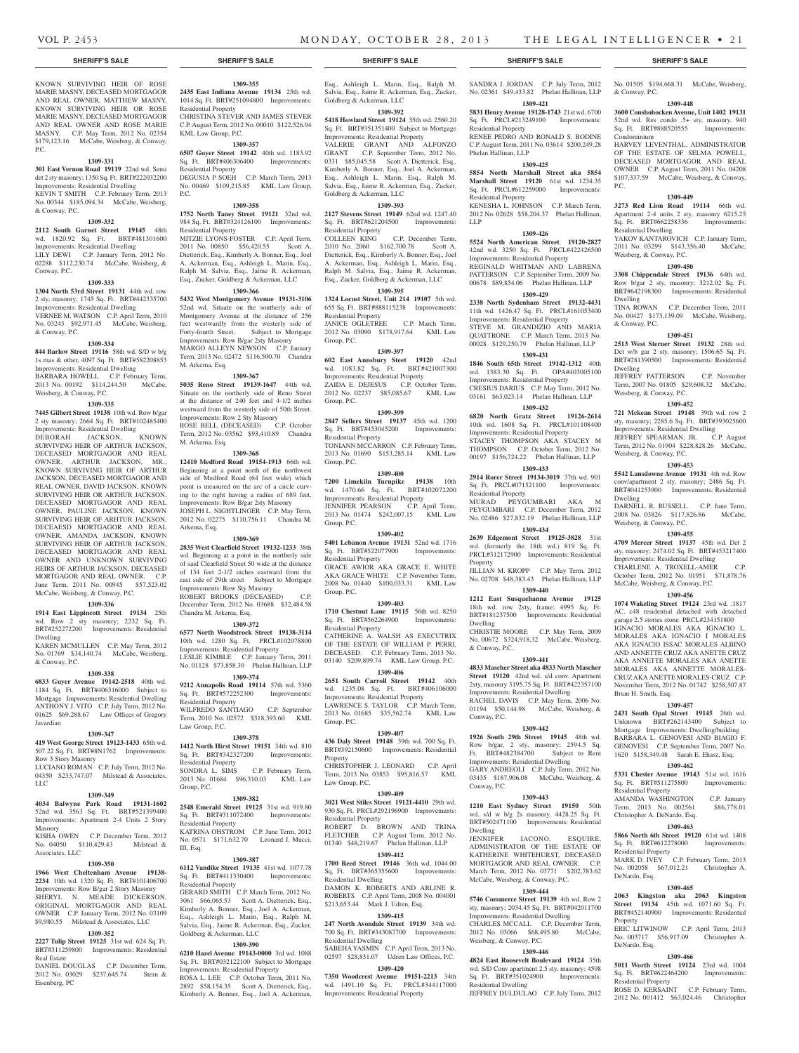KNOWN SURVIVING HEIR OF ROSE MARIE MASNY, DECEASED MORTGAGOR AND REAL OWNER, MATTHEW MASNY, KNOWN SURVIVING HEIR OR ROSE MARIE MASNY, DECEASED MORTGAGOR AND REAL OWNER AND ROSE MARIE MASNY. C.P. May Term, 2012 No. 02354 $179,123.16 McCabe, Weisberg, & Conway, P.C.

**1309-331**

**301 East Vernon Road 19119** 22nd wd. Semi det 2 sty masonry; 1350 Sq. Ft. BRT#222032200 Improvements: Residential Dwelling
KEVIN T SMITH C.P. February Term, 2013 No. 00344 $185,094.34 McCabe, Weisberg, & Conway, P.C.

**1309-332**

**2112 South Garnet Street 19145** 48th wd. 1820.92 Sq. Ft. BRT#481301600 Improvements: Residential Dwelling
LILY DEWI C.P. January Term, 2012 No. 02288 $112,230.74 McCabe, Weisberg, & Conway, P.C.

**1309-333**

**1304 North 53rd Street 19131** 44th wd. row 2 sty, masonry; 1745 Sq. Ft. BRT#442335700 Improvements: Residential Dwelling
VERNEE M. WATSON C.P. April Term, 2010 No. 03243 $92,971.45 McCabe, Weisberg, & Conway, P.C.

**1309-334**

**844 Barlow Street 19116** 58th wd. S/D w b/g 1s mas & other, 4097 Sq. Ft. BRT#582208853 Improvements: Residential Dwelling
BARBARA HOWELL C.P. February Term, 2013 No. 00192 $114,244.50 McCabe, Weisberg, & Conway, P.C.

**1309-335**

**7445 Gilbert Street 19138** 10th wd. Row b/gar 2 sty masonry; 2664 Sq. Ft. BRT#102485400 Improvements: Residential Dwelling
DEBORAH JACKSON, KNOWN SURVIVING HEIR OF ARTHUR JACKSON, DECEASED MORTGAGOR AND REAL OWNER, ARTHUR JACKSON, MR., KNOWN SURVIVING HEIR OF ARTHUR JACKSON, DECEASED MORTGAGOR AND REAL OWNER, DAVID JACKSON, KNOWN SURVIVING HEIR OR ARTHUR JACKSON, DECEASED MORTGAGOR AND REAL OWNER, PAULINE JACKSON, KNOWN SURVIVING HEIR OF ARHTUR JACKSON, DECEAESD MORTGAGOR AND REAL OWNER, AMANDA JACKSON, KNOWN SURVIVING HEIR OF ARTHUR JACKSON, DECEASED MORTGAGOR AND REAL OWNER AND UNKNOWN SURVIVING HEIRS OF ARTHUR JACKSON, DECEASED MORTGAGOR AND REAL OWNER. C.P. June Term, 2011 No. 00945 $57,523.02 McCabe, Weisberg, & Conway, P.C.

**1309-336**

**1914 East Lippincott Street 19134** 25th wd. Row 2 sty masonry; 2232 Sq. Ft. BRT#252272200 Improvements: Residential Dwelling
KAREN MCMULLEN C.P. May Term, 2012 No. 01769 $34,140.74 McCabe, Weisberg, & Conway, P.C.

**1309-338**

**6833 Guyer Avenue 19142-2518** 40th wd. 1184 Sq. Ft. BRT#406316000 Subject to Mortgage Improvements: Residential Dwelling
ANTHONY J. VITO C.P. July Term, 2012 No. 01625 $69,288.67 Law Offices of Gregory Javardian

**1309-347**

**419 West George Street 19123-1433** 65th wd. 507.22 Sq. Ft. BRT#8N1762 Improvements: Row 3 Story Masonry
LUCIANO ROMAN C.P. July Term, 2012 No. 04350 $233,747.07 Milstead & Associates, LLC

**1309-349**

**4034 Balwyne Park Road 19131-1602** 52nd wd. 3563 Sq. Ft. BRT#521399400 Improvements: Apartment 2-4 Units 2 Story Masonry
KISHA OWEN C.P. December Term, 2012 No. 04050 $110,429.43 Milstead & Associates, LLC

**1309-350**

**1966 West Cheltenham Avenue 19138-2234** 10th wd. 1320 Sq. Ft. BRT#101406700 Improvements: Row B/gar 2 Story Masonry
SHERYL N. MEADE DICKERSON, ORIGINAL MORTGAGOR AND REAL OWNER C.P. January Term, 2012 No. 03109 $9,980.55 Milstead & Associates, LLC

**1309-352**

**2227 Tulip Street 19125** 31st wd. 624 Sq. Ft. BRT#311259800 Improvements: Residential Real Estate
DANIEL DOUGLAS C.P. December Term, 2012 No. 03029 $237,645.74 Stern & Eisenberg, PC

**1309-355**

**2435 East Indiana Avenue 19134** 25th wd. 1014 Sq. Ft. BRT#251094800 Improvements: Residential Property
CHRISTINA STEVER AND JAMES STEVER C.P. August Term, 2012 No. 00010 $122,526.94 KML Law Group, P.C.

**1309-357**

**6507 Guyer Street 19142** 40th wd. 1183.92 Sq. Ft. BRT#406306400 Improvements: Residential Property
DEGUSIA P SOEH C.P. March Term, 2013 No. 00469 $109,215.85 KML Law Group, P.C.

**1309-358**

**1752 North Taney Street 19121** 32nd wd. 984 Sq. Ft. BRT#324126100 Improvements: Residential Property
MITZIE LYONS-FOSTER C.P. April Term, 2011 No. 00850 $56,420.55 Scott A. Dietterick, Esq., Kimberly A. Bonner, Esq., Joel A. Ackerman, Esq., Ashleigh L. Marin, Esq., Ralph M. Salvia, Esq., Jaime R. Ackerman, Esq., Zucker, Goldberg & Ackerman, LLC

**1309-366**

**5432 West Montgomery Avenue 19131-3106** 52nd wd. Situate on the southerly side of Montgomery Avenue at the distance of 256 feet westwardly from the westerly side of Forty-fourth Street. Subject to Mortgage Improvements: Row B/gar 2sty Masonry
MARGO ALLEYN NEWSON C.P. January Term, 2013 No. 02472 $116,500.70 Chandra M. Arkema, Esq.

**1309-367**

**5035 Reno Street 19139-1647** 44th wd. Situate on the northerly side of Reno Street at the distance of 240 feet and 4-1/2 inches westward from the westerly side of 50th Street. Improvements: Row 2 Sty Masonry
ROSE BELL (DECEASED) C.P. October Term, 2012 No. 03562 $93,410.89 Chandra M. Arkema, Esq.

**1309-368**

**12410 Medford Road 19154-1913** 66th wd. Beginning at a point north of the northwest side of Medford Road (64 feet wide) which point is measured on the arc of a circle curving to the right having a radius of 689 feet. Improvements: Row B/gar 2sty Masonry
JOSEPH L. NIGHTLINGER C.P. May Term, 2012 No. 02275 $110,756.11 Chandra M. Arkema, Esq.

**1309-369**

**2835 West Clearfield Street 19132-1233** 38th wd. Beginning at a point in the northerly side of said Clearfield Street 50 wide at the distance of 134 feet 2-1/2 inches eastward from the east side of 29th street Subject to Mortgage Improvements: Row Sty Masonry
ROBERT BROOKS (DECEASED) C.P. December Term, 2012 No. 03688 $32,484.58 Chandra M. Arkema, Esq.

**1309-372**

**6577 North Woodstrock Street 19138-3114** 10th wd. 1280 Sq. Ft. PRCL#102078800 Improvements: Residential Property
LESLIE KIMBLE C.P. January Term, 2011 No. 01128 $73,858.30 Phelan Hallinan, LLP

**1309-374**

**9212 Annapolis Road 19114** 57th wd. 5360 Sq. Ft. BRT#572252300 Improvements: Residential Property
WILFREDO SANTIAGO C.P. September Term, 2010 No. 02572 $318,393.60 KML Law Group, P.C.

**1309-378**

**1412 North Hirst Street 19151** 34th wd. 810 Sq. Ft. BRT#342327200 Improvements: Residential Property
SONDRA L. SIMS C.P. February Term, 2013 No. 01684 $96,310.03 KML Law Group, P.C.

**1309-382**

**2548 Emerald Street 19125** 31st wd. 919.80 Sq. Ft. BRT#311072400 Improvements: Residential Property
KATRINA OHSTROM C.P. June Term, 2012 No. 0571 $171,632.70 Leonard J. Mucci, III, Esq.

**1309-387**

**6112 Vandike Street 19135** 41st wd. 1077.78 Sq. Ft. BRT#411330400 Improvements: Residential Property
GERARD SMITH C.P. March Term, 2012 No. 3061 $66,065.53 Scott A. Dietterick, Esq., Kimberly A. Bonner, Esq., Joel A. Ackerman, Esq., Ashleigh L. Marin, Esq., Ralph M. Salvia, Esq., Jaime R. Ackerman, Esq., Zucker, Goldberg & Ackerman, LLC

**1309-390**

**6210 Hazel Avenue 19143-0000** 3rd wd. 1088 Sq. Ft. BRT#032122100 Subject to Mortgage Improvements: Residential Property
ROSA L. LEE C.P. October Term, 2011 No. 2892 $58,154.35 Scott A. Dietterick, Esq., Kimberly A. Bonner, Esq., Joel A. Ackerman, Esq., Ashleigh L. Marin, Esq., Ralph M. Salvia, Esq., Jaime R. Ackerman, Esq., Zucker, Goldberg & Ackerman, LLC

**1309-392**

**5418 Howland Street 19124** 35th wd. 2560.20 Sq. Ft. BRT#351351400 Subject to Mortgage Improvements: Residential Property
VALERIE GRANT AND ALFONZO GRANT C.P. September Term, 2012 No. 0331 $85,045.58 Scott A. Dietterick, Esq., Kimberly A. Bonner, Esq., Joel A. Ackerman, Esq., Ashleigh L. Marin, Esq., Ralph M. Salvia, Esq., Jaime R. Ackerman, Esq., Zucker, Goldberg & Ackerman, LLC

**1309-393**

**2127 Stevens Street 19149** 62nd wd. 1247.40 Sq. Ft. BRT#621204500 Improvements: Residential Property
COLLEEN KING C.P. December Term, 2010 No. 2060 $162,700.78 Scott A. Dietterick, Esq., Kimberly A. Bonner, Esq., Joel A. Ackerman, Esq., Ashleigh L. Marin, Esq., Ralph M. Salvia, Esq., Jaime R. Ackerman, Esq., Zucker, Goldberg & Ackerman, LLC

**1309-395**

**1324 Locust Street, Unit 214 19107** 5th wd. 655 Sq. Ft. BRT#888115238 Improvements: Residential Property
JANICE OGLETREE C.P. March Term, 2012 No. 03090 $178,917.64 KML Law Group, P.C.

**1309-397**

**602 East Annsbury Street 19120** 42nd wd. 1083.82 Sq. Ft. BRT#421007300 Improvements: Residential Property
ZAIDA E. DEJESUS C.P. October Term, 2012 No. 02237 $85,085.67 KML Law Group, P.C.

**1309-399**

**2847 Sellers Street 19137** 45th wd. 1200 Sq. Ft. BRT#453045200 Improvements: Residential Property
TONIANN MCCARRON C.P. February Term, 2013 No. 01690 $153,285.14 KML Law Group, P.C.

**1309-400**

**7200 Limekiln Turnpike 19138** 10th wd. 1470.66 Sq. Ft. BRT#102072200 Improvements: Residential Property
JENNIFER PEARSON C.P. April Term, 2013 No. 01474 $242,007.15 KML Law Group, P.C.

**1309-402**

**5401 Lebanon Avenue 19131** 52nd wd. 1716 Sq. Ft. BRT#522077900 Improvements: Residential Property
GRACE AWIOR AKA GRACE E. WHITE AKA GRACE WHITE C.P. November Term, 2008 No. 01440 $100,033.31 KML Law Group, P.C.

**1309-403**

**1710 Chestnut Lane 19115** 56th wd. 8250 Sq. Ft. BRT#562264900 Improvements: Residential Property
CATHERINE A. WALSH AS EXECUTRIX OF THE ESTATE OF WILLIAM P. PERRI, DECEASED. C.P. February Term, 2013 No. 03140 $209,899.74 KML Law Group, P.C.

**1309-406**

**2651 South Carroll Street 19142** 40th wd. 1235.08 Sq. Ft. BRT#406106000 Improvements: Residential Property
LAWRENCE S. TAYLOR C.P. March Term, 2013 No. 01685 $35,562.74 KML Law Group, P.C.

**1309-407**

**436 Daly Street 19148** 39th wd. 700 Sq. Ft. BRT#392150600 Improvements: Residential Property
CHRISTOPHER J. LEONARD C.P. April Term, 2013 No. 03853 $95,816.57 KML Law Group, P.C.

**1309-409**

**3021 West Stiles Street 19121-4410** 29th wd. 930 Sq. Ft. PRCL#292196900 Improvements: Residential Property
ROBERT D. BROWN AND TRINA FLETCHER C.P. August Term, 2012 No. 01340 $48,219.67 Phelan Hallinan, LLP

**1309-412**

**1700 Reed Street 19146** 36th wd. 1044.00 Sq. Ft. BRT#365355600 Improvements: Residential Dwelling
DAMON K. ROBERTS AND ARLINE R. ROBERTS C.P. April Term, 2008 No. 004001 $213,653.44 Mark J. Udren, Esq.

**1309-415**

**247 North Avondale Street 19139** 34th wd. 700 Sq. Ft. BRT#343087700 Improvements: Residential Dwelling
SABEHA YASMIN C.P. April Term, 2013 No. 02597 $28,831.07 Udren Law Offices, P.C.

**1309-420**

**7350 Woodcrest Avenue 19151-2213** 34th wd. 1491.10 Sq. Ft. PRCL#344117000 Improvements: Residential Property
SANDRA J. JORDAN C.P. July Term, 2012 No. 02361 $49,433.82 Phelan Hallinan, LLP

**1309-421**

**5831 Henry Avenue 19128-1743** 21st wd. 6700 Sq. Ft. PRCL#213249100 Improvements: Residential Property
RENEE PEDRO AND RONALD S. BODINE C.P. August Term, 2011 No. 03614 $200,249.28 Phelan Hallinan, LLP

**1309-425**

**5854 North Marshall Street aka 5854 Marshall Street 19120** 61st wd. 1234.35 Sq. Ft. PRCL#612259000 Improvements: Residential Property
KENESHA L. JOHNSON C.P. March Term, 2012 No. 02628 $58,204.37 Phelan Hallinan, LLP

**1309-426**

**5524 North American Street 19120-2827** 42nd wd. 3250 Sq. Ft. PRCL#422426500 Improvements: Residential Property
REGINALD WHITMAN AND LABRENA PATTERSON C.P. September Term, 2009 No. 00678 $89,854.06 Phelan Hallinan, LLP

**1309-429**

**2338 North Sydenham Street 19132-4431** 11th wd. 1426.47 Sq. Ft. PRCL#161053400 Improvements: Residential Property
STEVE M. GRANDIZIO AND MARIA QUATTRONE C.P. March Term, 2013 No. 00028 $129,250.79 Phelan Hallinan, LLP

**1309-431**

**1846 South 65th Street 19142-1312** 40th wd. 1383.30 Sq. Ft. OPA#403005100 Improvements: Residential Property
CRESIUS DARIUS C.P. May Term, 2012 No. 03161 $63,023.14 Phelan Hallinan, LLP

**1309-432**

**6820 North Gratz Street 19126-2614** 10th wd. 1608 Sq. Ft. PRCL#101108400 Improvements: Residential Property
STACEY THOMPSON AKA STACEY M THOMPSON C.P. October Term, 2012 No. 00197 $156,724.22 Phelan Hallinan, LLP

**1309-433**

**2914 Rorer Street 19134-3019** 37th wd. 901 Sq. Ft. PRCL#071521100 Improvements: Residential Property
MURAD PEYGUMBARI AKA M PEYGUMBARI C.P. December Term, 2012 No. 02486 $27,832.19 Phelan Hallinan, LLP

**1309-434**

**2639 Edgemont Street 19125-3828** 31st wd. (formerly the 18th wd.) 819 Sq. Ft. PRCL#312172900 Improvements: Residential Property
JILLIAN M. KROPP C.P. May Term, 2012 No. 02708 $48,383.43 Phelan Hallinan, LLP

**1309-440**

**1212 East Susquehanna Avenue 19125** 18th wd. row 2sty, frame; 4995 Sq. Ft. BRT#181237500 Improvements: Residential Dwelling
CHRISTIE MOORE C.P. May Term, 2009 No. 00672 $324,918.32 McCabe, Weisberg, & Conway, P.C.

**1309-441**

**4833 Mascher Street aka 4833 North Mascher Street 19120** 42nd wd. s/d conv. Apartment 2sty, masonry 3195.75 Sq. Ft. BRT#422357100 Improvements: Residential Dwelling
RACHEL DAVIS C.P. May Term, 2006 No. 01194 $50,144.98 McCabe, Weisberg, & Conway, P.C.

**1309-442**

**1926 South 29th Street 19145** 48th wd. Row b/gar, 2 sty, masonry; 2594.5 Sq. Ft. BRT#482384700 Subject to Rent Improvements: Residential Dwelling
GARY ANDREOLI C.P. July Term, 2012 No. 03435 $187,906.08 McCabe, Weisberg, & Conway, P.C.

**1309-443**

**1210 East Sydney Street 19150** 50th wd. s/d w b/g 2s masonry, 4428.25 Sq. Ft. BRT#502471100 Improvements: Residential Dwelling
JENNIFER IACONO, ESQUIRE, ADMINISTRATOR OF THE ESTATE OF KATHERINE WHITEHURST, DECEASED MORTGAGOR AND REAL OWNER. C.P. March Term, 2012 No. 03771 $202,783.62 McCabe, Weisberg, & Conway, P.C.

**1309-444**

**5746 Commerce Street 19139** 4th wd. Row 2 sty, masonry; 2034.45 Sq. Ft. BRT#042011700 Improvements: Residential Dwelling
CHARLES MCCALL C.P. December Term, 2012 No. 03066 $68,495.80 McCabe, Weisberg, & Conway, P.C.

**1309-446**

**4824 East Roosevelt Boulevard 19124** 35th wd. S/D Conv apartment 2.5 sty, masonry; 4598 Sq. Ft. BRT#351024900 Improvements: Residential Dwelling
JEFFREY DULDULAO C.P. July Term, 2012 No. 01505 $194,668.31 McCabe, Weisberg, & Conway, P.C.

**1309-448**

**3600 Conshohocken Avenue, Unit 1402 19131** 52nd wd. Res condo .5+ sty, masonry, 940 Sq. Ft. BRT#888520555 Improvements: Condominium
HARVEY LEVENTHAL, ADMINISTRATOR OF THE ESTATE OF SELMA POWELL, DECEASED MORTGAGOR AND REAL OWNER C.P. August Term, 2011 No. 04208 $107,337.59 McCabe, Weisberg, & Conway, P.C.

**1309-449**

**3273 Red Lion Road 19114** 66th wd. Apartment 2-4 units 2 sty, masonry 6215.25 Sq. Ft. BRT#662258336 Improvements: Residential Dwelling
YAKOV KANTAROVICH C.P. January Term, 2011 No. 03299 $143,356.40 McCabe, Weisberg, & Conway, P.C.

**1309-450**

**3308 Chippendale Street 19136** 64th wd. Row b/gar 2 sty, masonry; 3212.02 Sq. Ft. BRT#642198300 Improvements: Residential Dwelling
TINA ROWAN C.P. December Term, 2011 No. 00427 $173,139.09 McCabe, Weisberg, & Conway, P.C.

**1309-451**

**2513 West Sterner Street 19132** 28th wd. Det w/b gar 2 sty, masonry; 1506.65 Sq. Ft. BRT#281390500 Improvements: Residential Dwelling
JEFFREY PATTERSON C.P. November Term, 2007 No. 01805 $29,608.32 McCabe, Weisberg, & Conway, P.C.

**1309-452**

**721 Mckean Street 19148** 39th wd. row 2 sty, masonry; 2285.6 Sq. Ft. BRT#393025600 Improvements: Residential Dwelling
JEFFREY SPEARMAN, JR. C.P. August Term, 2012 No. 01904 $228,828.26 McCabe, Weisberg, & Conway, P.C.

**1309-453**

**5542 Lansdowne Avenue 19131** 4th wd. Row conv/apartment 2 sty, masonry; 2486 Sq. Ft. BRT#041253900 Improvements: Residential Dwelling
DARNELL R. RUSSELL C.P. June Term, 2008 No. 03826 $117,826.86 McCabe, Weisberg, & Conway, P.C.

**1309-455**

**4709 Mercer Street 19137** 45th wd. Det 2 sty, masonry; 2474.02 Sq. Ft. BRT#453217400 Improvements: Residential Dwelling
CHARLENE A. TROXELL-AMER C.P. October Term, 2012 No. 01951 $71,878.76 McCabe, Weisberg, & Conway, P.C.

**1309-456**

**1074 Wakeling Street 19124** 23rd wd. .1817 AC, c48 residential detached with detached garage 2.5 stories stone PRCL#234151800
IGNACIO MORALES AKA IGNACIO L. MORALES AKA IGNACIO I MORALES AKA IGNACIO ISSAC MORALES ALBINO AND ANNETTE CRUZ AKA ANETTE CRUZ AKA ANNETTE MORALES AKA ANETTE MORALES AKA ANNETTE MORALES-CRUZ AKA ANETTE MORALES-CRUZ C.P. November Term, 2012 No. 01742 $258,507.87 Brian H. Smith, Esq.

**1309-457**

**2431 South Opal Street 19145** 26th wd. Unknown BRT#262143400 Subject to Mortgage Improvements: Dwelling/building
BARBARA L. GENOVESI AND BIAGIO F. GENOVESI C.P. September Term, 2007 No. 1620 $158,349.48 Sarah E. Ehasz, Esq.

**1309-462**

**5331 Chester Avenue 19143** 51st wd. 1616 Sq. Ft. BRT#511275800 Improvements: Residential Property
AMANDA WASHINGTON C.P. January Term, 2013 No. 002561 $86,778.01 Christopher A. DeNardo, Esq.

**1309-463**

**5866 North 6th Street 19120** 61st wd. 1408 Sq. Ft. BRT#612278000 Improvements: Residential Property
MARK D. IVEY C.P. February Term, 2013 No. 002058 $67,012.21 Christopher A. DeNardo, Esq.

**1309-465**

**2063 Kingston aka 2063 Kingston Street 19134** 45th wd. 1071.60 Sq. Ft. BRT#452140900 Improvements: Residential Property
ERIC LITWINOW C.P. April Term, 2013 No. 003717 $56,917.09 Christopher A. DeNardo, Esq.

**1309-466**

**5011 North Street 19124** 23rd wd. 1004 Sq. Ft. BRT#622464200 Improvements: Residential Property
ROSE D. KERSAINT C.P. February Term, 2012 No. 001412 $63,024.46 Christopher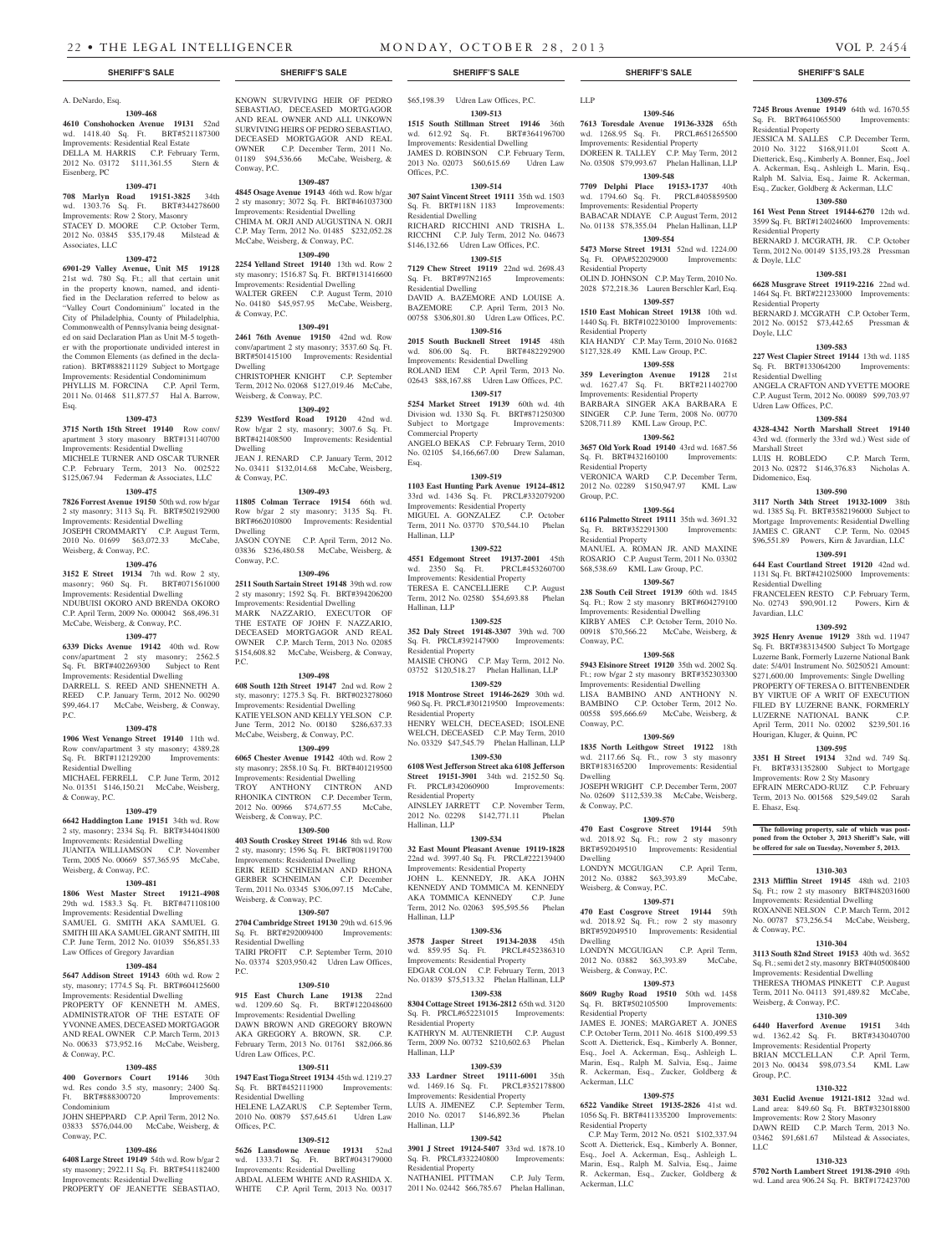A. DeNardo, Esq.

**1309-468**

**4610 Conshohocken Avenue 19131** 52nd wd. 1418.40 Sq. Ft. BRT#521187300 Improvements: Residential Real Estate
DELLA M. HARRIS C.P. February Term, 2012 No. 03172 $111,361.55 Stern & Eisenberg, PC

**1309-471**

**708 Marlyn Road 19151-3825** 34th wd. 1303.76 Sq. Ft. BRT#344278600 Improvements: Row 2 Story, Masonry
STACEY D. MOORE C.P. October Term, 2012 No. 03845 $35,179.48 Milstead & Associates, LLC

**1309-472**

**6901-29 Valley Avenue, Unit M5 19128** 21st wd. 780 Sq. Ft.; all that certain unit in the property known, named, and identified in the Declaration referred to below as "Valley Court Condominium" located in the City of Philadelphia, County of Philadelphia, Commonwealth of Pennsylvania being designated on said Declaration Plan as Unit M-5 together with the proportionate undivided interest in the Common Elements (as defined in the declaration). BRT#888211129 Subject to Mortgage Improvements: Residential Condominimum
PHYLLIS M. FORCINA C.P. April Term, 2011 No. 01468 $11,877.57 Hal A. Barrow, Esq.

**1309-473**

**3715 North 15th Street 19140** Row conv/apartment 3 story masonry BRT#131140700 Improvements: Residential Dwelling
MICHELE TURNER AND OSCAR TURNER C.P. February Term, 2013 No. 002522 $125,067.94 Federman & Associates, LLC

**1309-475**

**7826 Forrest Avenue 19150** 50th wd. row b/gar 2 sty masonry; 3113 Sq. Ft. BRT#502192900 Improvements: Residential Dwelling
JOSEPH CROMMARTY C.P. August Term, 2010 No. 01699 $63,072.33 McCabe, Weisberg, & Conway, P.C.

**1309-476**

**3152 E Street 19134** 7th wd. Row 2 sty, masonry; 960 Sq. Ft. BRT#071561000 Improvements: Residential Dwelling
NDUBUISI OKORO AND BRENDA OKORO C.P. April Term, 2009 No. 000042 $68,496.31 McCabe, Weisberg, & Conway, P.C.

**1309-477**

**6339 Dicks Avenue 19142** 40th wd. Row conv/apartment 2 sty masonry; 2562.5 Sq. Ft. BRT#402269300 Subject to Rent Improvements: Residential Dwelling
DARRELL S. REED AND SHENNETH A. REED C.P. January Term, 2012 No. 00290 $99,464.17 McCabe, Weisberg, & Conway, P.C.

**1309-478**

**1906 West Venango Street 19140** 11th wd. Row conv/apartment 3 sty masonry; 4389.28 Sq. Ft. BRT#112129200 Improvements: Residential Dwelling
MICHAEL FERRELL C.P. June Term, 2012 No. 01351 $146,150.21 McCabe, Weisberg, & Conway, P.C.

**1309-479**

**6642 Haddington Lane 19151** 34th wd. Row 2 sty, masonry; 2334 Sq. Ft. BRT#344041800 Improvements: Residential Dwelling
JUANITA WILLIAMSON C.P. November Term, 2005 No. 00669 $57,365.95 McCabe, Weisberg, & Conway, P.C.

**1309-481**

**1806 West Master Street 19121-4908** 29th wd. 1583.3 Sq. Ft. BRT#471108100 Improvements: Residential Dwelling
SAMUEL G. SMITH AKA SAMUEL G. SMITH III AKA SAMUEL GRANT SMITH, III C.P. June Term, 2012 No. 01039 $56,851.33 Law Offices of Gregory Javardian

**1309-484**

**5647 Addison Street 19143** 60th wd. Row 2 sty, masonry; 1774.5 Sq. Ft. BRT#604125600 Improvements: Residential Dwelling
PROPERTY OF KENNETH M. AMES, ADMINISTRATOR OF THE ESTATE OF YVONNE AMES, DECEASED MORTGAGOR AND REAL OWNER C.P. March Term, 2013 No. 00633 $73,952.16 McCabe, Weisberg, & Conway, P.C.

**1309-485**

**400 Governors Court 19146** 30th wd. Res condo 3.5 sty, masonry; 2400 Sq. Ft. BRT#888300720 Improvements: Condominium
JOHN SHEPPARD C.P. April Term, 2012 No. 03833 $576,044.00 McCabe, Weisberg, & Conway, P.C.

**1309-486**

**6408 Large Street 19149** 54th wd. Row b/gar 2 sty masonry; 2922.11 Sq. Ft. BRT#541182400 Improvements: Residential Dwelling
PROPERTY OF JEANETTE SEBASTIAO, KNOWN SURVIVING HEIR OF PEDRO SEBASTIAO, DECEASED MORTGAGOR AND REAL OWNER AND ALL UNKOWN SURVIVING HEIRS OF PEDRO SEBASTIAO, DECEASED MORTGAGOR AND REAL OWNER C.P. December Term, 2011 No. 01189 $94,536.66 McCabe, Weisberg, & Conway, P.C.

**1309-487**

**4845 Osage Avenue 19143** 46th wd. Row b/gar 2 sty masonry; 3072 Sq. Ft. BRT#461037300 Improvements: Residential Dwelling
CHIMA M. ORJI AND AUGUSTINA N. ORJI C.P. May Term, 2012 No. 01485 $232,052.28 McCabe, Weisberg, & Conway, P.C.

**1309-490**

**2254 Yelland Street 19140** 13th wd. Row 2 sty masonry; 1516.87 Sq. Ft. BRT#131416600 Improvements: Residential Dwelling
WALTER GREEN C.P. August Term, 2010 No. 04180 $45,957.95 McCabe, Weisberg, & Conway, P.C.

**1309-491**

**2461 76th Avenue 19150** 42nd wd. Row conv/apartment 2 sty masonry; 3537.60 Sq. Ft. BRT#501415100 Improvements: Residential Dwelling
CHRISTOPHER KNIGHT C.P. September Term, 2012 No. 02068 $127,019.46 McCabe, Weisberg, & Conway, P.C.

**1309-492**

**5239 Westford Road 19120** 42nd wd. Row b/gar 2 sty, masonry; 3007.6 Sq. Ft. BRT#421408500 Improvements: Residential Dwelling
JEAN J. RENARD C.P. January Term, 2012 No. 03411 $132,014.68 McCabe, Weisberg, & Conway, P.C.

**1309-493**

**11805 Colman Terrace 19154** 66th wd. Row b/gar 2 sty masonry; 3135 Sq. Ft. BRT#662010800 Improvements: Residential Dwelling
JASON COYNE C.P. April Term, 2012 No. 03836 $236,480.58 McCabe, Weisberg, & Conway, P.C.

**1309-496**

**2511 South Sartain Street 19148** 39th wd. row 2 sty masonry; 1592 Sq. Ft. BRT#394206200 Improvements: Residential Dwelling
MARK NAZZARIO, EXECUTOR OF THE ESTATE OF JOHN F. NAZZARIO, DECEASED MORTGAGOR AND REAL OWNER C.P. March Term, 2013 No. 02085 $154,608.82 McCabe, Weisberg, & Conway, P.C.

**1309-498**

**608 South 12th Street 19147** 2nd wd. Row 2 sty, masonry; 1275.3 Sq. Ft. BRT#023278060 Improvements: Residential Dwelling
KATIE YELSON AND KELLY YELSON C.P. June Term, 2012 No. 00180 $286,637.33 McCabe, Weisberg, & Conway, P.C.

**1309-499**

**6065 Chester Avenue 19142** 40th wd. Row 2 sty masonry; 2858.10 Sq. Ft. BRT#401219500 Improvements: Residential Dwelling
TROY ANTHONY CINTRON AND RHONIKA CINTRON C.P. December Term, 2012 No. 00966 $74,677.55 McCabe, Weisberg, & Conway, P.C.

**1309-500**

**403 South Croskey Street 19146** 8th wd. Row 2 sty, masonry; 1596 Sq. Ft. BRT#081191700 Improvements: Residential Dwelling
ERIK REID SCHNEIMAN AND RHONA GERBER SCHNEIMAN C.P. December Term, 2011 No. 03345 $306,097.15 McCabe, Weisberg, & Conway, P.C.

**1309-507**

**2704 Cambridge Street 19130** 29th wd. 615.96 Sq. Ft. BRT#292009400 Improvements: Residential Dwelling
TAIRI PROFIT C.P. September Term, 2010 No. 03374 $203,950.42 Udren Law Offices, P.C.

**1309-510**

**915 East Church Lane 19138** 22nd wd. 1209.60 Sq. Ft. BRT#122048600 Improvements: Residential Dwelling
DAWN BROWN AND GREGORY BROWN AKA GREGORY A. BROWN, SR. C.P. February Term, 2013 No. 01761 $82,066.86 Udren Law Offices, P.C.

**1309-511**

**1947 East Tioga Street 19134** 45th wd. 1219.27 Sq. Ft. BRT#452111900 Improvements: Residential Dwelling
HELENE LAZARUS C.P. September Term, 2010 No. 00879 $57,645.61 Udren Law Offices, P.C.

**1309-512**

**5626 Lansdowne Avenue 19131** 52nd wd. 1333.71 Sq. Ft. BRT#043179000 Improvements: Residential Dwelling
ABDAL ALEEM WHITE AND RASHIDA X. WHITE C.P. April Term, 2013 No. 00317 $65,198.39 Udren Law Offices, P.C.

**1309-513**

**1515 South Stillman Street 19146** 36th wd. 612.92 Sq. Ft. BRT#364196700 Improvements: Residential Dwelling
JAMES D. ROBINSON C.P. February Term, 2013 No. 02073 $60,615.69 Udren Law Offices, P.C.

**1309-514**

**307 Saint Vincent Street 19111** 35th wd. 1503 Sq. Ft. BRT#118N 1183 Improvements: Residential Dwelling
RICHARD RICCHINI AND TRISHA L. RICCHNI C.P. July Term, 2012 No. 04673 $146,132.66 Udren Law Offices, P.C.

**1309-515**

**7129 Chew Street 19119** 22nd wd. 2698.43 Sq. Ft. BRT#97N2165 Improvements: Residential Dwelling
DAVID A. BAZEMORE AND LOUISE A. BAZEMORE C.P. April Term, 2013 No. 00758 $306,801.80 Udren Law Offices, P.C.

**1309-516**

**2015 South Bucknell Street 19145** 48th wd. 806.00 Sq. Ft. BRT#482292900 Improvements: Residential Dwelling
ROLAND IEM C.P. April Term, 2013 No. 02643 $88,167.88 Udren Law Offices, P.C.

**1309-517**

**5254 Market Street 19139** 60th wd. 4th Division wd. 1330 Sq. Ft. BRT#871250300 Subject to Mortgage Improvements: Commercial Property
ANGELO BEKAS C.P. February Term, 2010 No. 02105 $4,166,667.00 Drew Salaman, Esq.

**1309-519**

**1103 East Hunting Park Avenue 19124-4812** 33rd wd. 1436 Sq. Ft. PRCL#332079200 Improvements: Residential Property
MIGUEL A. GONZALEZ C.P. October Term, 2011 No. 03770 $70,544.10 Phelan Hallinan, LLP

**1309-522**

**4551 Edgemont Street 19137-2001** 45th wd. 2350 Sq. Ft. PRCL#453260700 Improvements: Residential Property
TERESA E. CANCELLIERE C.P. August Term, 2012 No. 02580 $54,693.88 Phelan Hallinan, LLP

**1309-525**

**352 Daly Street 19148-3307** 39th wd. 700 Sq. Ft. PRCL#392147900 Improvements: Residential Property
MAISIE CHONG C.P. May Term, 2012 No. 03752 $120,518.27 Phelan Hallinan, LLP

**1309-529**

**1918 Montrose Street 19146-2629** 30th wd. 960 Sq. Ft. PRCL#301219500 Improvements: Residential Property
HENRY WELCH, DECEASED; ISOLENE WELCH, DECEASED C.P. May Term, 2010 No. 03329 $47,545.79 Phelan Hallinan, LLP

**1309-530**

**6108 West Jefferson Street aka 6108 Jefferson Street 19151-3901** 34th wd. 2152.50 Sq. Ft. PRCL#342060900 Improvements: Residential Property
AINSLEY JARRETT C.P. November Term, 2012 No. 02298 $142,771.11 Phelan Hallinan, LLP

**1309-534**

**32 East Mount Pleasant Avenue 19119-1828** 22nd wd. 3997.40 Sq. Ft. PRCL#222139400 Improvements: Residential Property
JOHN L. KENNEDY, JR. AKA JOHN KENNEDY AND TOMMICA M. KENNEDY AKA TOMMICA KENNEDY C.P. June Term, 2012 No. 02063 $95,595.56 Phelan Hallinan, LLP

**1309-536**

**3578 Jasper Street 19134-2038** 45th wd. 859.95 Sq. Ft. PRCL#452386310 Improvements: Residential Property
EDGAR COLON C.P. February Term, 2013 No. 01839 $75,513.32 Phelan Hallinan, LLP

**1309-538**

**8304 Cottage Street 19136-2812** 65th wd. 3120 Sq. Ft. PRCL#652231015 Improvements: Residential Property
KATHRYN M. AUTENRIETH C.P. August Term, 2009 No. 00732 $210,602.63 Phelan Hallinan, LLP

**1309-539**

**333 Lardner Street 19111-6001** 35th wd. 1469.16 Sq. Ft. PRCL#352178800 Improvements: Residential Property
LUIS A. JIMENEZ C.P. September Term, 2010 No. 02017 $146,892.36 Phelan Hallinan, LLP

**1309-542**

**3901 J Street 19124-5407** 33rd wd. 1878.10 Sq. Ft. PRCL#332240800 Improvements: Residential Property
NATHANIEL PITTMAN C.P. July Term, 2011 No. 02442 $66,785.67 Phelan Hallinan, LLP

**1309-546**

**7613 Toresdale Avenue 19136-3328** 65th wd. 1268.95 Sq. Ft. PRCL#651265500 Improvements: Residential Property
DOREEN R. TALLEY C.P. May Term, 2012 No. 03508 $79,993.67 Phelan Hallinan, LLP

**1309-548**

**7709 Delphi Place 19153-1737** 40th wd. 1794.60 Sq. Ft. PRCL#405859500 Improvements: Residential Property
BABACAR NDIAYE C.P. August Term, 2012 No. 01138 $78,355.04 Phelan Hallinan, LLP

**1309-554**

**5473 Morse Street 19131** 52nd wd. 1224.00 Sq. Ft. OPA#522029000 Improvements: Residential Property
OLIN D. JOHNSON C.P. May Term, 2010 No. 2028 $72,218.36 Lauren Berschler Karl, Esq.

**1309-557**

**1510 East Mohican Street 19138** 10th wd. 1440 Sq. Ft. BRT#102230100 Improvements: Residential Property
KIA HANDY C.P. May Term, 2010 No. 01682 $127,328.49 KML Law Group, P.C.

**1309-558**

**359 Leverington Avenue 19128** 21st wd. 1627.47 Sq. Ft. BRT#211402700 Improvements: Residential Property
BARBARA SINGER AKA BARBARA E SINGER C.P. June Term, 2008 No. 00770 $208,711.89 KML Law Group, P.C.

**1309-562**

**3657 Old York Road 19140** 43rd wd. 1687.56 Sq. Ft. BRT#432160100 Improvements: Residential Property
VERONICA WARD C.P. December Term, 2012 No. 02289 $150,947.97 KML Law Group, P.C.

**1309-564**

**6116 Palmetto Street 19111** 35th wd. 3691.32 Sq. Ft. BRT#352291300 Improvements: Residential Property
MANUEL A. ROMAN JR. AND MAXINE ROSARIO C.P. August Term, 2011 No. 03302 $68,538.69 KML Law Group, P.C.

**1309-567**

**238 South Ceil Street 19139** 60th wd. 1845 Sq. Ft.; Row 2 sty masonry BRT#604279100 Improvements: Residential Dwelling
KIRBY AMES C.P. October Term, 2010 No. 00918 $70,566.22 McCabe, Weisberg, & Conway, P.C.

**1309-568**

**5943 Elsinore Street 19120** 35th wd. 2002 Sq. Ft.; row b/gar 2 sty masonry BRT#352303300 Improvements: Residential Dwelling
LISA BAMBINO AND ANTHONY N. BAMBINO C.P. October Term, 2012 No. 00558 $95,666.69 McCabe, Weisberg, & Conway, P.C.

**1309-569**

**1835 North Leithgow Street 19122** 18th wd. 2117.66 Sq. Ft., row 3 sty masonry BRT#183165200 Improvements: Residential Dwelling
JOSEPH WRIGHT C.P. December Term, 2007 No. 02609 $112,539.38 McCabe, Weisberg, & Conway, P.C.

**1309-570**

**470 East Cosgrove Street 19144** 59th wd. 2018.92 Sq. Ft.; row 2 sty masonry BRT#592049510 Improvements: Residential Dwelling
LONDYN MCGUIGAN C.P. April Term, 2012 No. 03882 $63,393.89 McCabe, Weisberg, & Conway, P.C.

**1309-571**

**470 East Cosgrove Street 19144** 59th wd. 2018.92 Sq. Ft.; row 2 sty masonry BRT#592049510 Improvements: Residential Dwelling
LONDYN MCGUIGAN C.P. April Term, 2012 No. 03882 $63,393.89 McCabe, Weisberg, & Conway, P.C.

**1309-573**

**8609 Rugby Road 19510** 50th wd. 1458 Sq. Ft. BRT#502105500 Improvements: Residential Property
JAMES E. JONES; MARGARET A. JONES C.P. October Term, 2011 No. 4618 $100,499.53 Scott A. Dietterick, Esq., Kimberly A. Bonner, Esq., Joel A. Ackerman, Esq., Ashleigh L. Marin, Esq., Ralph M. Salvia, Esq., Jaime R. Ackerman, Esq., Zucker, Goldberg & Ackerman, LLC

**1309-575**

**6522 Vandike Street 19135-2826** 41st wd. 1056 Sq. Ft. BRT#411335200 Improvements: Residential Property
C.P. May Term, 2012 No. 0521 $102,337.94 Scott A. Dietterick, Esq., Kimberly A. Bonner, Esq., Joel A. Ackerman, Esq., Ashleigh L. Marin, Esq., Ralph M. Salvia, Esq., Jaime R. Ackerman, Esq., Zucker, Goldberg & Ackerman, LLC

**1309-576**

**7245 Brous Avenue 19149** 64th wd. 1670.55 Sq. Ft. BRT#641065500 Improvements: Residential Property
JESSICA M. SALLES C.P. December Term, 2010 No. 3122 $168,911.01 Scott A. Dietterick, Esq., Kimberly A. Bonner, Esq., Joel A. Ackerman, Esq., Ashleigh L. Marin, Esq., Ralph M. Salvia, Esq., Jaime R. Ackerman, Esq., Zucker, Goldberg & Ackerman, LLC

**1309-580**

**161 West Penn Street 19144-6270** 12th wd. 3599 Sq. Ft. BRT#124024600 Improvements: Residential Property
BERNARD J. MCGRATH, JR. C.P. October Term, 2012 No. 00149 $135,193.28 Pressman & Doyle, LLC

**1309-581**

**6628 Musgrave Street 19119-2216** 22nd wd. 1464 Sq. Ft. BRT#221233000 Improvements: Residential Property
BERNARD J. MCGRATH C.P. October Term, 2012 No. 00152 $73,442.65 Pressman & Doyle, LLC

**1309-583**

**227 West Clapier Street 19144** 13th wd. 1185 Sq. Ft. BRT#133064200 Improvements: Residential Dwelling
ANGELA CRAFTON AND YVETTE MOORE C.P. August Term, 2012 No. 00089 $99,703.97 Udren Law Offices, P.C.

**1309-584**

**4328-4342 North Marshall Street 19140** 43rd wd. (formerly the 33rd wd.) West side of Marshall Street
LUIS H. ROBLEDO C.P. March Term, 2013 No. 02872 $146,376.83 Nicholas A. Didomenico, Esq.

**1309-590**

**3117 North 34th Street 19132-1009** 38th wd. 1385 Sq. Ft. BRT#3582196000 Subject to Mortgage Improvements: Residential Dwelling
JAMES C. GRANT C.P. Term, No. 02045 $96,551.89 Powers, Kirn & Javardian, LLC

**1309-591**

**644 East Courtland Street 19120** 42nd wd. 1131 Sq. Ft. BRT#421025000 Improvements: Residential Dwelling
FRANCELEEN RESTO C.P. February Term, No. 02743 $90,901.12 Powers, Kirn & Javardian, LLC

**1309-592**

**3925 Henry Avenue 19129** 38th wd. 11947 Sq. Ft. BRT#383134500 Subject To Mortgage Luzerne Bank, Formerly Luzerne National Bank date: 5/4/01 Instrument No. 50250521 Amount: $271,600.00 Improvements: Single Dwelling
PROPERTY OF TERESA O. BITTENBENDER BY VIRTUE OF A WRIT OF EXECUTION FILED BY LUZERNE BANK, FORMERLY LUZERNE NATIONAL BANK C.P. April Term, 2011 No. 02002 $239,501.16 Hourigan, Kluger, & Quinn, PC

**1309-595**

**3351 H Street 19134** 32nd wd. 749 Sq. Ft. BRT#331352800 Subject to Mortgage Improvements: Row 2 Sty Masonry
EFRAIN MERCADO-RUIZ C.P. February Term, 2013 No. 001568 $29,549.02 Sarah E. Ehasz, Esq.

**The following property, sale of which was postponed from the October 3, 2013 Sheriff's Sale, will be offered for sale on Tuesday, November 5, 2013.**

**1310-303**

**2313 Mifflin Street 19145** 48th wd. 2103 Sq. Ft.; row 2 sty masonry BRT#482031600 Improvements: Residential Dwelling
ROXANNE NELSON C.P. March Term, 2012 No. 00787 $73,256.54 McCabe, Weisberg, & Conway, P.C.

**1310-304**

**3113 South 82nd Street 19153** 40th wd. 3652 Sq. Ft.; semi det 2 sty, masonry BRT#405008400 Improvements: Residential Dwelling
THERESA THOMAS PINKETT C.P. August Term, 2011 No. 04113 $91,489.82 McCabe, Weisberg, & Conway, P.C.

**1310-309**

**6440 Haverford Avenue 19151** 34th wd. 1362.42 Sq. Ft. BRT#343040700 Improvements: Residential Property
BRIAN MCCLELLAN C.P. April Term, 2013 No. 00434 $98,073.54 KML Law Group, P.C.

**1310-322**

**3031 Euclid Avenue 19121-1812** 32nd wd. Land area: 849.60 Sq. Ft. BRT#323018800 Improvements: Row 2 Story Masonry
DAWN REID C.P. March Term, 2013 No. 03462 $91,681.67 Milstead & Associates, LLC

**1310-323**

**5702 North Lambert Street 19138-2910** 49th wd. Land area 906.24 Sq. Ft. BRT#172423700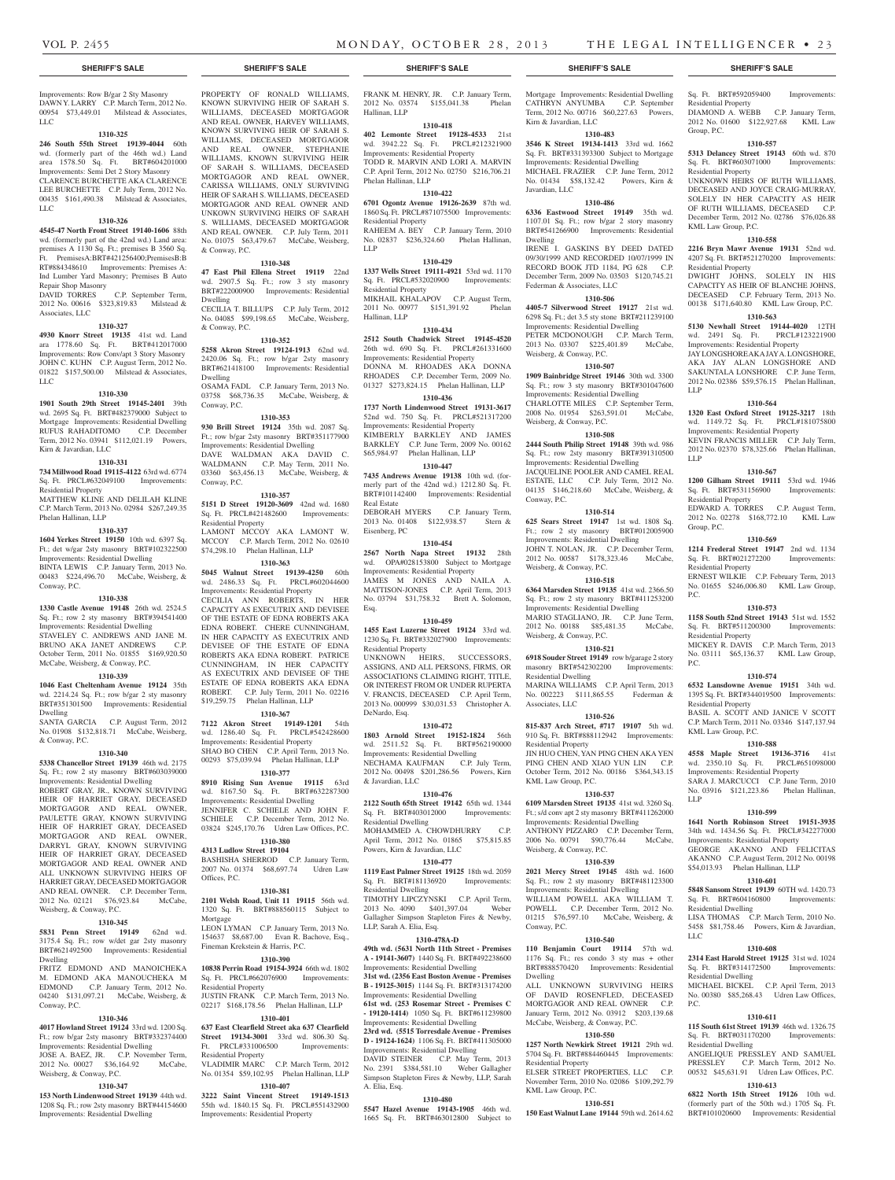Improvements: Row B/gar 2 Sty Masonry
DAWN Y. LARRY C.P. March Term, 2012 No. 00954 $73,449.01 Milstead & Associates, LLC

**1310-325**

**246 South 55th Street 19139-4044** 60th wd. (formerly part of the 46th wd.) Land area 1578.50 Sq. Ft. BRT#604201000 Improvements: Semi Det 2 Story Masonry
CLARENCE BURCHETTE AKA CLARENCE LEE BURCHETTE C.P. July Term, 2012 No. 00435 $161,490.38 Milstead & Associates, LLC

**1310-326**

**4545-47 North Front Street 19140-1606** 88th wd. (formerly part of the 42nd wd.) Land area: premises A 1130 Sq. Ft.; premises B 3560 Sq. Ft. PremisesA:BRT#421256400;PremisesB:B RT#884348610 Improvements: Premises A: Ind Lumber Yard Masonry; Premises B Auto Repair Shop Masonry
DAVID TORRES C.P. September Term, 2012 No. 00616 $323,819.83 Milstead & Associates, LLC

**1310-327**

**4930 Knorr Street 19135** 41st wd. Land ara 1778.60 Sq. Ft. BRT#412017000 Improvements: Row Conv/apt 3 Story Masonry
JOHN C. KUHN C.P. August Term, 2012 No. 01822 $157,500.00 Milstead & Associates, LLC

**1310-330**

**1901 South 29th Street 19145-2401** 39th wd. 2695 Sq. Ft. BRT#482379000 Subject to Mortgage Improvements: Residential Dwelling
RUFUS RAHADITOMO C.P. December Term, 2012 No. 03941 $112,021.19 Powers, Kirn & Javardian, LLC

**1310-331**

**734 Millwood Road 19115-4122** 63rd wd. 6774 Sq. Ft. PRCL#632049100 Improvements: Residential Property
MATTHEW KLINE AND DELILAH KLINE C.P. March Term, 2013 No. 02984 $267,249.35 Phelan Hallinan, LLP

**1310-337**

**1604 Yerkes Street 19150** 10th wd. 6397 Sq. Ft.; det w/gar 2sty masonry BRT#102322500 Improvements: Residential Dwelling
BINTA LEWIS C.P. January Term, 2013 No. 00483 $224,496.70 McCabe, Weisberg, & Conway, P.C.

**1310-338**

**1330 Castle Avenue 19148** 26th wd. 2524.5 Sq. Ft.; row 2 sty masonry BRT#394541400 Improvements: Residential Dwelling
STAVELEY C. ANDREWS AND JANE M. BRUNO AKA JANET ANDREWS C.P. October Term, 2011 No. 01855 $169,920.50 McCabe, Weisberg, & Conway, P.C.

**1310-339**

**1046 East Cheltenham Avenue 19124** 35th wd. 2214.24 Sq. Ft.; row b/gar 2 sty masonry BRT#351301500 Improvements: Residential Dwelling
SANTA GARCIA C.P. August Term, 2012 No. 01908 $132,818.71 McCabe, Weisberg, & Conway, P.C.

**1310-340**

**5338 Chancellor Street 19139** 46th wd. 2175 Sq. Ft.; row 2 sty masonry BRT#603039000 Improvements: Residential Dwelling
ROBERT GRAY, JR., KNOWN SURVIVING HEIR OF HARRIET GRAY, DECEASED MORTGAGOR AND REAL OWNER, PAULETTE GRAY, KNOWN SURVIVING HEIR OF HARRIET GRAY, DECEASED MORTGAGOR AND REAL OWNER, DARRYL GRAY, KNOWN SURVIVING HEIR OF HARRIET GRAY, DECEASED MORTGAGOR AND REAL OWNER AND ALL UNKNOWN SURVIVING HEIRS OF HARRIET GRAY, DECEASED MORTGAGOR AND REAL OWNER. C.P. December Term, 2012 No. 02121 $76,923.84 McCabe, Weisberg, & Conway, P.C.

**1310-345**

**5831 Penn Street 19149** 62nd wd. 3175.4 Sq. Ft.; row w/det gar 2sty masonry BRT#621492500 Improvements: Residential Dwelling
FRITZ EDMOND AND MANOICHEKA M. EDMOND AKA MANOUCHEKA M EDMOND C.P. January Term, 2012 No. 04240 $131,097.21 McCabe, Weisberg, & Conway, P.C.

**1310-346**

**4017 Howland Street 19124** 33rd wd. 1200 Sq. Ft.; row b/gar 2sty masonry BRT#332374400 Improvements: Residential Dwelling
JOSE A. BAEZ, JR. C.P. November Term, 2012 No. 00027 $36,164.92 McCabe, Weisberg, & Conway, P.C.

**1310-347**

**153 North Lindenwood Street 19139** 44th wd. 1208 Sq. Ft.; row 2sty masonry BRT#44154600 Improvements: Residential Dwelling
PROPERTY OF RONALD WILLIAMS, KNOWN SURVIVING HEIR OF SARAH S. WILLIAMS, DECEASED MORTGAGOR AND REAL OWNER, HARVEY WILLIAMS, KNOWN SURVIVING HEIR OF SARAH S. WILLIAMS, DECEASED MORTGAGOR AND REAL OWNER, STEPHANIE WILLIAMS, KNOWN SURVIVING HEIR OF SARAH S. WILLIAMS, DECEASED MORTGAGOR AND REAL OWNER, CARISSA WILLIAMS, ONLY SURVIVING HEIR OF SARAH S. WILLIAMS, DECEASED MORTGAGOR AND REAL OWNER AND UNKOWN SURVIVING HEIRS OF SARAH S. WILLIAMS, DECEASED MORTGAGOR AND REAL OWNER. C.P. July Term, 2011 No. 01075 $63,479.67 McCabe, Weisberg, & Conway, P.C.

**1310-348**

**47 East Phil Ellena Street 19119** 22nd wd. 2907.5 Sq. Ft.; row 3 sty masonry BRT#222000900 Improvements: Residential Dwelling
CECILIA T. BILLUPS C.P. July Term, 2012 No. 04085 $99,198.65 McCabe, Weisberg, & Conway, P.C.

**1310-352**

**5258 Akron Street 19124-1913** 62nd wd. 2420.06 Sq. Ft.; row b/gar 2sty masonry BRT#621418100 Improvements: Residential Dwelling
OSAMA FADL C.P. January Term, 2013 No. 03758 $68,736.35 McCabe, Weisberg, & Conway, P.C.

**1310-353**

**930 Brill Street 19124** 35th wd. 2087 Sq. Ft.; row b/gar 2sty masonry BRT#351177900 Improvements: Residential Dwelling
DAVE WALDMAN AKA DAVID C. WALDMANN C.P. May Term, 2011 No. 03360 $63,456.13 McCabe, Weisberg, & Conway, P.C.

**1310-357**

**5151 D Street 19120-3609** 42nd wd. 1680 Sq. Ft. PRCL#421482600 Improvements: Residential Property
LAMONT MCCOY AKA LAMONT W. MCCOY C.P. March Term, 2012 No. 02610 $74,298.10 Phelan Hallinan, LLP

**1310-363**

**5045 Walnut Street 19139-4250** 60th wd. 2486.33 Sq. Ft. PRCL#602044600 Improvements: Residential Property
CECILIA ANN ROBERTS, IN HER CAPACITY AS EXECUTRIX AND DEVISEE OF THE ESTATE OF EDNA ROBERTS AKA EDNA ROBERT. CHERE CUNNINGHAM, IN HER CAPACITY AS EXECUTRIX AND DEVISEE OF THE ESTATE OF EDNA ROBERTS AKA EDNA ROBERT. PATRICE CUNNINGHAM, IN HER CAPACITY AS EXECUTRIX AND DEVISEE OF THE ESTATE OF EDNA ROBERTS AKA EDNA ROBERT. C.P. July Term, 2011 No. 02216 $19,259.75 Phelan Hallinan, LLP

**1310-367**

**7122 Akron Street 19149-1201** 54th wd. 1286.40 Sq. Ft. PRCL#542428600 Improvements: Residential Property
SHAO BO CHEN C.P. April Term, 2013 No. 00293 $75,039.94 Phelan Hallinan, LLP

**1310-377**

**8910 Rising Sun Avenue 19115** 63rd wd. 8167.50 Sq. Ft. BRT#632287300 Improvements: Residential Dwelling
JENNIFER C. SCHIELE AND JOHN F. SCHIELE C.P. December Term, 2012 No. 03824 $245,170.76 Udren Law Offices, P.C.

**1310-380**

**4313 Ludlow Street 19104**
BASHISHA SHERROD C.P. January Term, 2007 No. 01374 $68,697.74 Udren Law Offices, P.C.

**1310-381**

**2101 Welsh Road, Unit 11 19115** 56th wd. 1320 Sq. Ft. BRT#888560115 Subject to Mortgage
LEON LYMAN C.P. January Term, 2013 No. 154637 $8,687.00 Evan R. Bachove, Esq., Fineman Krekstein & Harris, P.C.

**1310-390**

**10838 Perrin Road 19154-3924** 66th wd. 1802 Sq. Ft. PRCL#662076900 Improvements: Residential Property
JUSTIN FRANK C.P. March Term, 2013 No. 02217 $168,178.56 Phelan Hallinan, LLP

**1310-401**

**637 East Clearfield Street aka 637 Clearfield Street 19134-3001** 33rd wd. 806.30 Sq. Ft. PRCL#331006500 Improvements: Residential Property
VLADIMIR MARC C.P. March Term, 2012 No. 01354 $59,102.95 Phelan Hallinan, LLP

**1310-407**

**3222 Saint Vincent Street 19149-1513** 55th wd. 1840.15 Sq. Ft. PRCL#551432900 Improvements: Residential Property
FRANK M. HENRY, JR. C.P. January Term, 2012 No. 03574 $155,041.38 Phelan Hallinan, LLP

**1310-418**

**402 Lemonte Street 19128-4533** 21st wd. 3942.22 Sq. Ft. PRCL#212321900 Improvements: Residential Property
TODD R. MARVIN AND LORI A. MARVIN C.P. April Term, 2012 No. 02750 $216,706.21 Phelan Hallinan, LLP

**1310-422**

**6701 Ogontz Avenue 19126-2639** 87th wd. 1860 Sq. Ft. PRCL#871075500 Improvements: Residential Property
RAHEEM A. BEY C.P. January Term, 2010 No. 02837 $236,324.60 Phelan Hallinan, LLP

**1310-429**

**1337 Wells Street 19111-4921** 53rd wd. 1170 Sq. Ft. PRCL#532020900 Improvements: Residential Property
MIKHAIL KHALAPOV C.P. August Term, 2011 No. 00977 $151,391.92 Phelan Hallinan, LLP

**1310-434**

**2512 South Chadwick Street 19145-4520** 26th wd. 690 Sq. Ft. PRCL#261331600 Improvements: Residential Property
DONNA M. RHOADES AKA DONNA RHOADES C.P. December Term, 2009 No. 01327 $273,824.15 Phelan Hallinan, LLP

**1310-436**

**1737 North Lindenwood Street 19131-3617** 52nd wd. 750 Sq. Ft. PRCL#521317200 Improvements: Residential Property
KIMBERLY BARKLEY AND JAMES BARKLEY C.P. June Term, 2009 No. 00162 $65,984.97 Phelan Hallinan, LLP

**1310-447**

**7435 Andrews Avenue 19138** 10th wd. (formerly part of the 42nd wd.) 1212.80 Sq. Ft. BRT#101142400 Improvements: Residential Real Estate
DEBORAH MYERS C.P. January Term, 2013 No. 01408 $122,938.57 Stern & Eisenberg, PC

**1310-454**

**2567 North Napa Street 19132** 28th wd. OPA#028153800 Subject to Mortgage Improvements: Residential Property
JAMES M JONES AND NAILA A. MATTISON-JONES C.P. April Term, 2013 No. 03794 $31,758.32 Brett A. Solomon, Esq.

**1310-459**

**1455 East Luzerne Street 19124** 33rd wd. 1230 Sq. Ft. BRT#332027900 Improvements: Residential Property
UNKNOWN HEIRS, SUCCESSORS, ASSIGNS, AND ALL PERSONS, FIRMS, OR ASSOCIATIONS CLAIMING RIGHT, TITLE, OR INTEREST FROM OR UNDER RUPERTA V. FRANCIS, DECEASED C.P. April Term, 2013 No. 000999 $30,031.53 Christopher A. DeNardo, Esq.

**1310-472**

**1803 Arnold Street 19152-1824** 56th wd. 2511.52 Sq. Ft. BRT#562190000 Improvements: Residential Dwelling
NECHAMA KAUFMAN C.P. July Term, 2012 No. 00498 $201,286.56 Powers, Kirn & Javardian, LLC

**1310-476**

**2122 South 65th Street 19142** 65th wd. 1344 Sq. Ft. BRT#403012000 Improvements: Residential Dwelling
MOHAMMED A. CHOWDHURRY C.P. April Term, 2012 No. 01865 $75,815.85 Powers, Kirn & Javardian, LLC

**1310-477**

**1119 East Palmer Street 19125** 18th wd. 2059 Sq. Ft. BRT#181136920 Improvements: Residential Dwelling
TIMOTHY LIPCZYNSKI C.P. April Term, 2013 No. 4090 $401,397.04 Weber Gallagher Simpson Stapleton Fires & Newby, LLP, Sarah A. Elia, Esq.

**1310-478A-D**

**49th wd. (5631 North 11th Street - Premises A - 19141-3607)** 1440 Sq. Ft. BRT#492238600 Improvements: Residential Dwelling
**31st wd. (2356 East Boston Avenue - Premises B - 19125-3015)** 1144 Sq. Ft. BRT#313174200 Improvements: Residential Dwelling
**61st wd. (253 Rosemar Street - Premises C - 19120-1414)** 1050 Sq. Ft. BRT#611239800 Improvements: Residential Dwelling
**23rd wd. (5515 Torresdale Avenue - Premises D - 19124-1624)** 1106 Sq. Ft. BRT#411305000 Improvements: Residential Dwelling
DAVID STEINER C.P. May Term, 2013 No. 2391 $384,581.10 Weber Gallagher Simpson Stapleton Fires & Newby, LLP, Sarah A. Elia, Esq.

**1310-480**

**5547 Hazel Avenue 19143-1905** 46th wd. 1665 Sq. Ft. BRT#463012800 Subject to Mortgage Improvements: Residential Dwelling
CATHRYN ANYUMBA C.P. September Term, 2012 No. 00716 $60,227.63 Powers, Kirn & Javardian, LLC

**1310-483**

**3546 K Street 19134-1413** 33rd wd. 1662 Sq. Ft. BRT#331393300 Subject to Mortgage Improvements: Residential Dwelling
MICHAEL FRAZIER C.P. June Term, 2012 No. 01434 $58,132.42 Powers, Kirn & Javardian, LLC

**1310-486**

**6336 Eastwood Street 19149** 35th wd. 1107.01 Sq. Ft.; row b/gar 2 story masonry BRT#541266900 Improvements: Residential Dwelling
IRENE I. GASKINS BY DEED DATED 09/30/1999 AND RECORDED 10/07/1999 IN RECORD BOOK JTD 1184, PG 628 C.P. December Term, 2009 No. 03503 $120,745.21 Federman & Associates, LLC

**1310-506**

**4405-7 Silverwood Street 19127** 21st wd. 6298 Sq. Ft.; det 3.5 sty stone BRT#211239100 Improvements: Residential Dwelling
PETER MCDONOUGH C.P. March Term, 2013 No. 03307 $225,401.89 McCabe, Weisberg, & Conway, P.C.

**1310-507**

**1909 Bainbridge Street 19146** 30th wd. 3300 Sq. Ft.; row 3 sty masonry BRT#301047600 Improvements: Residential Dwelling
CHARLOTTE MILES C.P. September Term, 2008 No. 01954 $263,591.01 McCabe, Weisberg, & Conway, P.C.

**1310-508**

**2444 South Philip Street 19148** 39th wd. 986 Sq. Ft.; row 2sty masonry BRT#391310500 Improvements: Residential Dwelling
JACQUELINE POOLER AND CAMEL REAL ESTATE, LLC C.P. July Term, 2012 No. 04135 $146,218.60 McCabe, Weisberg, & Conway, P.C.

**1310-514**

**625 Sears Street 19147** 1st wd. 1808 Sq. Ft.; row 2 sty masonry BRT#012005900 Improvements: Residential Dwelling
JOHN T. NOLAN, JR. C.P. December Term, 2012 No. 00587 $178,323.46 McCabe, Weisberg, & Conway, P.C.

**1310-518**

**6364 Marsden Street 19135** 41st wd. 2366.50 Sq. Ft.; row 2 sty masonry BRT#411253200 Improvements: Residential Dwelling
MARIO STAGLIANO, JR. C.P. June Term, 2012 No. 00188 $85,481.35 McCabe, Weisberg, & Conway, P.C.

**1310-521**

**6918 Souder Street 19149** row b/garage 2 story masonry BRT#542302200 Improvements: Residential Dwelling
MARINA WILLIAMS C.P. April Term, 2013 No. 002223 $111,865.55 Federman & Associates, LLC

**1310-526**

**815-837 Arch Street, #717 19107** 5th wd. 910 Sq. Ft. BRT#888112942 Improvements: Residential Property
JIN HUO CHEN, YAN PING CHEN AKA YEN PING CHEN AND XIAO YUN LIN C.P. October Term, 2012 No. 00186 $364,343.15 KML Law Group, P.C.

**1310-537**

**6109 Marsden Street 19135** 41st wd. 3260 Sq. Ft.; s/d conv apt 2 sty masonry BRT#411262000 Improvements: Residential Dwelling
ANTHONY PIZZARO C.P. December Term, 2006 No. 00791 $90,776.44 McCabe, Weisberg, & Conway, P.C.

**1310-539**

**2021 Mercy Street 19145** 48th wd. 1600 Sq. Ft.; row 2 sty masonry BRT#481123300 Improvements: Residential Dwelling
WILLIAM POWELL AKA WILLIAM T. POWELL C.P. December Term, 2012 No. 01215 $76,597.10 McCabe, Weisberg, & Conway, P.C.

**1310-540**

**110 Benjamin Court 19114** 57th wd. 1176 Sq. Ft.; res condo 3 sty mas + other BRT#888570420 Improvements: Residential Dwelling
ALL UNKNOWN SURVIVING HEIRS OF DAVID ROSENFLED, DECEASED MORTGAGOR AND REAL OWNER C.P. January Term, 2012 No. 03912 $203,139.68 McCabe, Weisberg, & Conway, P.C.

**1310-550**

**1257 North Newkirk Street 19121** 29th wd. 5704 Sq. Ft. BRT#884460445 Improvements: Residential Property
ELSER STREET PROPERTIES, LLC C.P. November Term, 2010 No. 02086 $109,292.79 KML Law Group, P.C.

**1310-551**

**150 East Walnut Lane 19144** 59th wd. 2614.62 Sq. Ft. BRT#592059400 Improvements: Residential Property
DIAMOND A. WEBB C.P. January Term, 2012 No. 01600 $122,927.68 KML Law Group, P.C.

**1310-557**

**5313 Delancey Street 19143** 60th wd. 870 Sq. Ft. BRT#603071000 Improvements: Residential Property
UNKNOWN HEIRS OF RUTH WILLIAMS, DECEASED AND JOYCE CRAIG-MURRAY, SOLELY IN HER CAPACITY AS HEIR OF RUTH WILLIAMS, DECEASED C.P. December Term, 2012 No. 02786 $76,026.88 KML Law Group, P.C.

**1310-558**

**2216 Bryn Mawr Avenue 19131** 52nd wd. 4207 Sq. Ft. BRT#521270200 Improvements: Residential Property
DWIGHT JOHNS, SOLELY IN HIS CAPACITY AS HEIR OF BLANCHE JOHNS, DECEASED C.P. February Term, 2013 No. 00138 $171,640.80 KML Law Group, P.C.

**1310-563**

**5130 Newhall Street 19144-4020** 12TH wd. 2491 Sq. Ft. PRCL#123221900 Improvements: Residential Property
JAY LONGSHORE AKA JAY A. LONGSHORE, AKA JAY ALAN LONGSHORE AND SAKUNTALA LONSHORE C.P. June Term, 2012 No. 02386 $59,576.15 Phelan Hallinan, LLP

**1310-564**

**1320 East Oxford Street 19125-3217** 18th wd. 1149.72 Sq. Ft. PRCL#181075800 Improvements: Residential Property
KEVIN FRANCIS MILLER C.P. July Term, 2012 No. 02370 $78,325.66 Phelan Hallinan, LLP

**1310-567**

**1200 Gilham Street 19111** 53rd wd. 1946 Sq. Ft. BRT#531156900 Improvements: Residential Property
EDWARD A. TORRES C.P. August Term, 2012 No. 02278 $168,772.10 KML Law Group, P.C.

**1310-569**

**1214 Frederal Street 19147** 2nd wd. 1134 Sq. Ft. BRT#021272200 Improvements: Residential Property
ERNEST WILKIE C.P. February Term, 2013 No. 01655 $246,006.80 KML Law Group, P.C.

**1310-573**

**1158 South 52nd Street 19143** 51st wd. 1552 Sq. Ft. BRT#511200300 Improvements: Residential Property
MICKEY R. DAVIS C.P. March Term, 2013 No. 03111 $65,136.37 KML Law Group, P.C.

**1310-574**

**6532 Lansdowne Avenue 19151** 34th wd. 1395 Sq. Ft. BRT#344019500 Improvements: Residential Property
BASIL A. SCOTT AND JANICE V SCOTT C.P. March Term, 2011 No. 03346 $147,137.94 KML Law Group, P.C.

**1310-588**

**4558 Maple Street 19136-3716** 41st wd. 2350.10 Sq. Ft. PRCL#651098000 Improvements: Residential Property
SARA J. MARCUCCI C.P. June Term, 2010 No. 03916 $121,223.86 Phelan Hallinan, LLP

**1310-599**

**1641 North Robinson Street 19151-3935** 34th wd. 1434.56 Sq. Ft. PRCL#342277000 Improvements: Residential Property
GEORGE AKANNO AND FELICITAS AKANNO C.P. August Term, 2012 No. 00198 $54,013.93 Phelan Hallinan, LLP

**1310-601**

**5848 Sansom Street 19139** 60TH wd. 1420.73 Sq. Ft. BRT#604160800 Improvements: Residential Dwelling
LISA THOMAS C.P. March Term, 2010 No. 5458 $81,758.46 Powers, Kirn & Javardian, LLC

**1310-608**

**2314 East Harold Street 19125** 31st wd. 1024 Sq. Ft. BRT#314172500 Improvements: Residential Dwelling
MICHAEL BICKEL C.P. April Term, 2013 No. 00380 $85,268.43 Udren Law Offices, P.C.

**1310-611**

**115 South 61st Street 19139** 46th wd. 1326.75 Sq. Ft. BRT#031170200 Improvements: Residential Dwelling
ANGELIQUE PRESSLEY AND SAMUEL PRESSLEY C.P. March Term, 2012 No. 00532 $45,631.91 Udren Law Offices, P.C.

**1310-613**

**6822 North 15th Street 19126** 10th wd. (formerly part of the 50th wd.) 1705 Sq. Ft. BRT#101020600 Improvements: Residential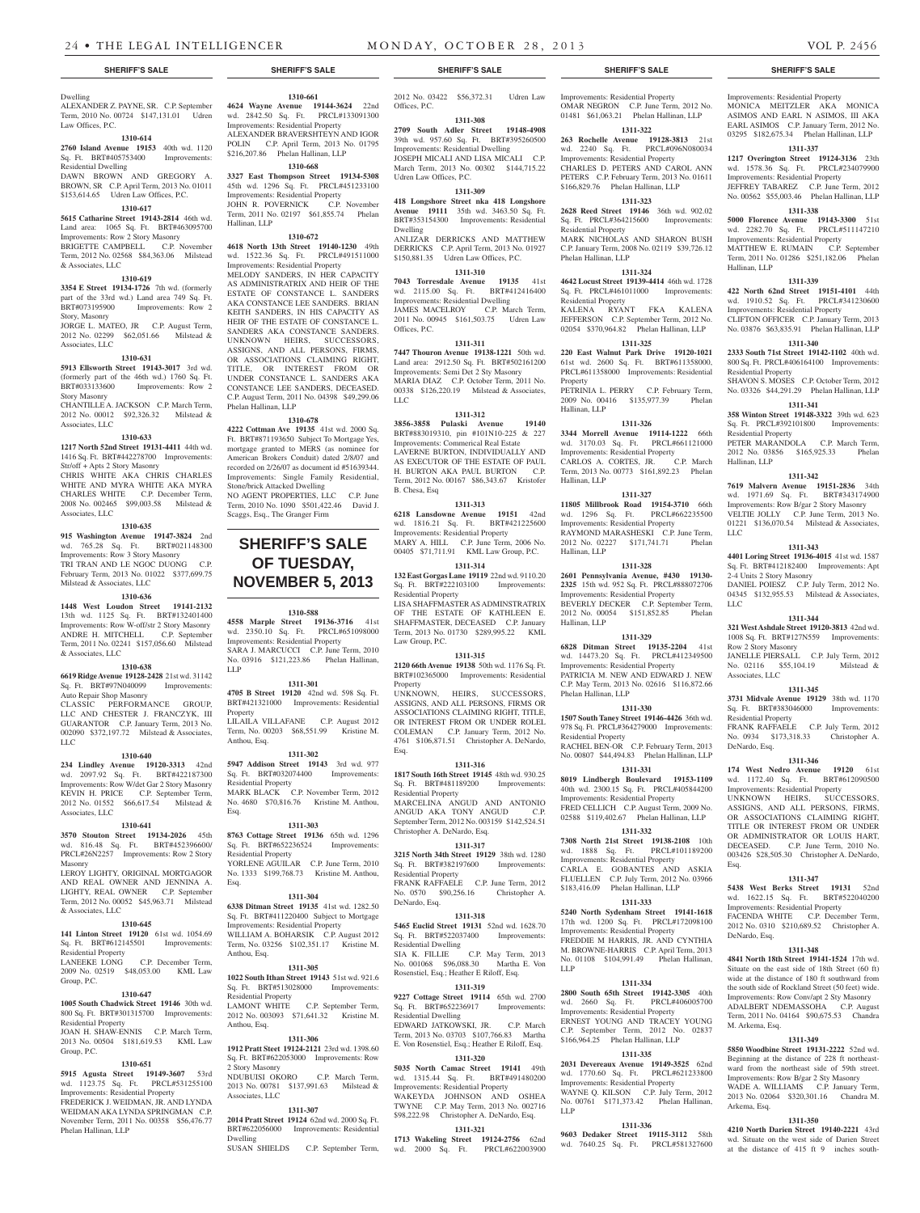Dwelling
ALEXANDER Z. PAYNE, SR. C.P. September Term, 2010 No. 00724 $147,131.01 Udren Law Offices, P.C.

**1310-614**

**2760 Island Avenue 19153** 40th wd. 1120 Sq. Ft. BRT#405753400 Improvements: Residential Dwelling
DAWN BROWN AND GREGORY A. BROWN, SR C.P. April Term, 2013 No. 01011 $153,614.65 Udren Law Offices, P.C.

**1310-617**

**5615 Catharine Street 19143-2814** 46th wd. Land area: 1065 Sq. Ft. BRT#463095700 Improvements: Row 2 Story Masonry
BRIGETTE CAMPBELL C.P. November Term, 2012 No. 02568 $84,363.06 Milstead & Associates, LLC

**1310-619**

**3354 E Street 19134-1726** 7th wd. (formerly part of the 33rd wd.) Land area 749 Sq. Ft. BRT#073195900 Improvements: Row 2 Story, Masonry
JORGE L. MATEO, JR C.P. August Term, 2012 No. 02299 $62,051.66 Milstead & Associates, LLC

**1310-631**

**5913 Ellsworth Street 19143-3017** 3rd wd. (formerly part of the 46th wd.) 1760 Sq. Ft. BRT#033133600 Improvements: Row 2 Story Masonry
CHANTILLE A. JACKSON C.P. March Term, 2012 No. 00012 $92,326.32 Milstead & Associates, LLC

**1310-633**

**1217 North 52nd Street 19131-4411** 44th wd. 1416 Sq. Ft. BRT#442278700 Improvements: Str/off + Apts 2 Story Masonry
CHRIS WHITE AKA CHRIS CHARLES WHITE AND MYRA WHITE AKA MYRA CHARLES WHITE C.P. December Term, 2008 No. 002465 $99,003.58 Milstead & Associates, LLC

**1310-635**

**915 Washington Avenue 19147-3824** 2nd wd. 765.28 Sq. Ft. BRT#021148300 Improvements: Row 3 Story Masonry
TRI TRAN AND LE NGOC DUONG C.P. February Term, 2013 No. 01022 $377,699.75 Milstead & Associates, LLC

**1310-636**

**1448 West Loudon Street 19141-2132** 13th wd. 1125 Sq. Ft. BRT#132401400 Improvements: Row W-off/str 2 Story Masonry
ANDRE H. MITCHELL C.P. September Term, 2011 No. 02241 $157,056.60 Milstead & Associates, LLC

**1310-638**

**6619 Ridge Avenue 19128-2428** 21st wd. 31142 Sq. Ft. BRT#97N040099 Improvements: Auto Repair Shop Masonry
CLASSIC PERFORMANCE GROUP, LLC AND CHESTER J. FRANCZYK, III GUARANTOR C.P. January Term, 2013 No. 002090 $372,197.72 Milstead & Associates, LLC

**1310-640**

**234 Lindley Avenue 19120-3313** 42nd wd. 2097.92 Sq. Ft. BRT#422187300 Improvements: Row W/det Gar 2 Story Masonry
KEVIN H. PRICE C.P. September Term, 2012 No. 01552 $66,617.54 Milstead & Associates, LLC

**1310-641**

**3570 Stouton Street 19134-2026** 45th wd. 816.48 Sq. Ft. BRT#452396600/ PRCL#26N2257 Improvements: Row 2 Story Masonry
LEROY LIGHTY, ORIGINAL MORTGAGOR AND REAL OWNER AND JENNINA A. LIGHTY, REAL OWNER C.P. September Term, 2012 No. 00052 $45,963.71 Milstead & Associates, LLC

**1310-645**

**141 Linton Street 19120** 61st wd. 1054.69 Sq. Ft. BRT#612145501 Improvements: Residential Property
LANEEKE LONG C.P. December Term, 2009 No. 02519 $48,053.00 KML Law Group, P.C.

**1310-647**

**1005 South Chadwick Street 19146** 30th wd. 800 Sq. Ft. BRT#301315700 Improvements: Residential Property
JOAN H. SHAW-ENNIS C.P. March Term, 2013 No. 00504 $181,619.53 KML Law Group, P.C.

**1310-651**

**5915 Agusta Street 19149-3607** 53rd wd. 1123.75 Sq. Ft. PRCL#531255100 Improvements: Residential Property
FREDERICK J. WEIDMAN, JR. AND LYNDA WEIDMAN AKA LYNDA SPRINGMAN C.P. November Term, 2011 No. 00358 $56,476.77 Phelan Hallinan, LLP

**1310-661**

**4624 Wayne Avenue 19144-3624** 22nd wd. 2842.50 Sq. Ft. PRCL#133091300 Improvements: Residential Property
ALEXANDER BRAVERSHTEYN AND IGOR POLIN C.P. April Term, 2013 No. 01795 $216,207.86 Phelan Hallinan, LLP

**1310-668**

**3327 East Thompson Street 19134-5308** 45th wd. 1296 Sq. Ft. PRCL#451233100 Improvements: Residential Property
JOHN R. POVERNICK C.P. November Term, 2011 No. 02197 $61,855.74 Phelan Hallinan, LLP

**1310-672**

**4618 North 13th Street 19140-1230** 49th wd. 1522.36 Sq. Ft. PRCL#491511000 Improvements: Residential Property
MELODY SANDERS, IN HER CAPACITY AS ADMINISTRATRIX AND HEIR OF THE ESTATE OF CONSTANCE L. SANDERS AKA CONSTANCE LEE SANDERS. BRIAN KEITH SANDERS, IN HIS CAPACITY AS HEIR OF THE ESTATE OF CONSTANCE L. SANDERS AKA CONSTANCE SANDERS. UNKNOWN HEIRS, SUCCESSORS, ASSIGNS, AND ALL PERSONS, FIRMS, OR ASSOCIATIONS CLAIMING RIGHT, TITLE, OR INTEREST FROM OR UNDER CONSTANCE L. SANDERS AKA CONSTANCE LEE SANDERS, DECEASED. C.P. August Term, 2011 No. 04398 $49,299.06 Phelan Hallinan, LLP

**1310-678**

**4222 Cottman Ave 19135** 41st wd. 2000 Sq. Ft. BRT#871193650 Subject To Mortgage Yes, mortgage granted to MERS (as nominee for American Brokers Conduit) dated 2/8/07 and recorded on 2/26/07 as document id #51639344. Improvements: Single Family Residential, Stone/brick Attached Dwelling
NO AGENT PROPERTIES, LLC C.P. June Term, 2010 No. 1090 $501,422.46 David J. Scaggs, Esq., The Granger Firm

# SHERIFF'S SALE OF TUESDAY, NOVEMBER 5, 2013

**1310-588**

**4558 Marple Street 19136-3716** 41st wd. 2350.10 Sq. Ft. PRCL#651098000 Improvements: Residential Property
SARA J. MARCUCCI C.P. June Term, 2010 No. 03916 $121,223.86 Phelan Hallinan, LLP

**1311-301**

**4705 B Street 19120** 42nd wd. 598 Sq. Ft. BRT#421321000 Improvements: Residential Property
LILAILA VILLAFANE C.P. August 2012 Term, No. 00203 $68,551.99 Kristine M. Anthou, Esq.

**1311-302**

**5947 Addison Street 19143** 3rd wd. 977 Sq. Ft. BRT#032074400 Improvements: Residential Property
MARK BLACK C.P. November Term, 2012 No. 4680 $70,816.76 Kristine M. Anthou, Esq.

**1311-303**

**8763 Cottage Street 19136** 65th wd. 1296 Sq. Ft. BRT#652236524 Improvements: Residential Property
YORLENE AGUILAR C.P. June Term, 2010 No. 1333 $199,768.73 Kristine M. Anthou, Esq.

**1311-304**

**6338 Ditman Street 19135** 41st wd. 1282.50 Sq. Ft. BRT#411220400 Subject to Mortgage Improvements: Residential Property
WILLIAM A. BOHARSIK C.P. August 2012 Term, No. 03256 $102,351.17 Kristine M. Anthou, Esq.

**1311-305**

**1022 South Ithan Street 19143** 51st wd. 921.6 Sq. Ft. BRT#513028000 Improvements: Residential Property
LAMONT WHITE C.P. September Term, 2012 No. 003093 $71,641.32 Kristine M. Anthou, Esq.

**1311-306**

**1912 Pratt Street 19124-2121** 23rd wd. 1398.60 Sq. Ft. BRT#622053000 Improvements: Row 2 Story Masonry
NDUBUISI OKORO C.P. March Term, 2013 No. 00781 $137,991.63 Milstead & Associates, LLC

**1311-307**

**2014 Pratt Street 19124** 62nd wd. 2000 Sq. Ft. BRT#622056000 Improvements: Residential Dwelling
SUSAN SHIELDS C.P. September Term, 2012 No. 03422 $56,372.31 Udren Law Offices, P.C.

**1311-308**

**2709 South Adler Street 19148-4908** 39th wd. 957.60 Sq. Ft. BRT#395260500 Improvements: Residential Dwelling
JOSEPH MICALI AND LISA MICALI C.P. March Term, 2013 No. 00302 $144,715.22 Udren Law Offices, P.C.

**1311-309**

**418 Longshore Street nka 418 Longshore Avenue 19111** 35th wd. 3463.50 Sq. Ft. BRT#353154300 Improvements: Residential Dwelling
ANLIZAR DERRICKS AND MATTHEW DERRICKS C.P. April Term, 2013 No. 01927 $150,881.35 Udren Law Offices, P.C.

**1311-310**

**7043 Torresdale Avenue 19135** 41st wd. 2115.00 Sq. Ft. BRT#412416400 Improvements: Residential Dwelling
JAMES MACELROY C.P. March Term, 2011 No. 00945 $161,503.75 Udren Law Offices, P.C.

**1311-311**

**7447 Thouron Avenue 19138-1221** 50th wd. Land area: 2912.50 Sq. Ft. BRT#502161200 Improvements: Semi Det 2 Sty Masonry
MARIA DIAZ C.P. October Term, 2011 No. 00338 $126,220.19 Milstead & Associates, LLC

**1311-312**

**3856-3858 Pulaski Avenue 19140** BRT#883019310, pin #101N10-225 & 227 Improvements: Commerical Real Estate
LAVERNE BURTON, INDIVIDUALLY AND AS EXECUTOR OF THE ESTATE OF PAUL H. BURTON AKA PAUL BURTON C.P. June Term, 2012 No. 00167 $86,343.67 Kristofer B. Chesa, Esq

**1311-313**

**6218 Lansdowne Avenue 19151** 42nd wd. 1816.21 Sq. Ft. BRT#421225600 Improvements: Residential Property
MARY A. HILL C.P. June Term, 2006 No. 00405 $71,711.91 KML Law Group, P.C.

**1311-314**

**132 East Gorgas Lane 19119** 22nd wd. 9110.20 Sq. Ft. BRT#222103100 Improvements: Residential Property
LISA SHAFFMASTER AS ADMINSTRATRIX OF THE ESTATE OF KATHLEEN E. SHAFFMASTER, DECEASED C.P. January Term, 2013 No. 01730 $289,995.22 KML Law Group, P.C.

**1311-315**

**2120 66th Avenue 19138** 50th wd. 1176 Sq. Ft. BRT#102365000 Improvements: Residential Property
UNKNOWN, HEIRS, SUCCESSORS, ASSIGNS, AND ALL PERSONS, FIRMS OR ASSOCIATIONS CLAIMING RIGHT, TITLE, OR INTEREST FROM OR UNDER ROLEL COLEMAN C.P. January Term, 2012 No. 4761 $106,871.51 Christopher A. DeNardo, Esq.

**1311-316**

**1817 South 16th Street 19145** 48th wd. 930.25 Sq. Ft. BRT#481189200 Improvements: Residential Property
MARCELINA ANGUD AND ANTONIO ANGUD AKA TONY ANGUD C.P. September Term, 2012 No. 003159 $142,524.51 Christopher A. DeNardo, Esq.

**1311-317**

**3215 North 34th Street 19129** 38th wd. 1280 Sq. Ft. BRT#382197600 Improvements: Residential Property
FRANK RAFFAELE C.P. June Term, 2012 No. 0570 $90,256.16 Christopher A. DeNardo, Esq.

**1311-318**

**5465 Euclid Street 19131** 52nd wd. 1628.70 Sq. Ft. BRT#522037400 Improvements: Residential Dwelling
SIA K. FILLIE C.P. May Term, 2013 No. 001068 $96,088.30 Martha E. Von Rosenstiel, Esq.; Heather E Riloff, Esq.

**1311-319**

**9227 Cottage Street 19114** 65th wd. 2700 Sq. Ft. BRT#652376917 Improvements: Residential Dwelling
EDWARD JATKOWSKI, JR. C.P. March Term, 2013 No. 03703 $107,766.83 Martha E. Von Rosenstiel, Esq.; Heather E Riloff, Esq.

**1311-320**

**5035 North Camac Street 19141** 49th wd. 1315.44 Sq. Ft. BRT#491480200 Improvements: Residential Property
WAKEYDA JOHNSON AND OSHEA TWYNE C.P. May Term, 2013 No. 002716 $98,222.98 Christopher A. DeNardo, Esq.

**1311-321**

**1713 Wakeling Street 19124-2756** 62nd wd. 2000 Sq. Ft. PRCL#622003900 Improvements: Residential Property
OMAR NEGRON C.P. June Term, 2012 No. 01481 $61,063.21 Phelan Hallinan, LLP

**1311-322**

**263 Rochelle Avenue 19128-3813** 21st wd. 2240 Sq. Ft. PRCL#096N080034 Improvements: Residential Property
CHARLES D. PETERS AND CAROL ANN PETERS C.P. February Term, 2013 No. 01611 $166,829.76 Phelan Hallinan, LLP

**1311-323**

**2628 Reed Street 19146** 36th wd. 902.02 Sq. Ft. PRCL#364215600 Improvements: Residential Property
MARK NICHOLAS AND SHARON BUSH C.P. January Term, 2008 No. 02119 $39,726.12 Phelan Hallinan, LLP

**1311-324**

**4642 Locust Street 19139-4414** 46th wd. 1728 Sq. Ft. PRCL#461011000 Improvements: Residential Property
KALENA RYANT FKA KALENA JEFFERSON C.P. September Term, 2012 No. 02054 $370,964.82 Phelan Hallinan, LLP

**1311-325**

**220 East Walnut Park Drive 19120-1021** 61st wd. 2600 Sq. Ft. BRT#611358000, PRCL#611358000 Improvements: Residential Property
PETRINIA L. PERRY C.P. February Term, 2009 No. 00416 $135,977.39 Phelan Hallinan, LLP

**1311-326**

**3344 Morrell Avenue 19114-1222** 66th wd. 3170.03 Sq. Ft. PRCL#661121000 Improvements: Residential Property
CARLOS A. CORTES, JR. C.P. March Term, 2013 No. 00773 $161,892.23 Phelan Hallinan, LLP

**1311-327**

**11805 Millbrook Road 19154-3710** 66th wd. 1296 Sq. Ft. PRCL#662235500 Improvements: Residential Property
RAYMOND MARASHESKI C.P. June Term, 2012 No. 02227 $171,741.71 Phelan Hallinan, LLP

**1311-328**

**2601 Pennsylvania Avenue, #430 19130-2325** 15th wd. 952 Sq. Ft. PRCL#888072706 Improvements: Residential Property
BEVERLY DECKER C.P. September Term, 2012 No. 00054 $151,852.85 Phelan Hallinan, LLP

**1311-329**

**6828 Ditman Street 19135-2204** 41st wd. 14473.20 Sq. Ft. PRCL#412349500 Improvements: Residential Property
PATRICIA M. NEW AND EDWARD J. NEW C.P. May Term, 2013 No. 02616 $116,872.66 Phelan Hallinan, LLP

**1311-330**

**1507 South Taney Street 19146-4426** 36th wd. 978 Sq. Ft. PRCL#364279000 Improvements: Residential Property
RACHEL BEN-OR C.P. February Term, 2013 No. 00807 $44,494.83 Phelan Hallinan, LLP

**1311-331**

**8019 Lindbergh Boulevard 19153-1109** 40th wd. 2300.15 Sq. Ft. PRCL#405844200 Improvements: Residential Property
FRED CELLICH C.P. August Term, 2009 No. 02588 $119,402.67 Phelan Hallinan, LLP

**1311-332**

**7308 North 21st Street 19138-2108** 10th wd. 1888 Sq. Ft. PRCL#101189200 Improvements: Residential Property
CARLA E. GOBANTES AND ASKIA FLUELLEN C.P. July Term, 2012 No. 03966 $183,416.09 Phelan Hallinan, LLP

**1311-333**

**5240 North Sydenham Street 19141-1618** 17th wd. 1200 Sq. Ft. PRCL#172098100 Improvements: Residential Property
FREDDIE M HARRIS, JR. AND CYNTHIA M. BROWNE-HARRIS C.P. April Term, 2013 No. 01108 $104,991.49 Phelan Hallinan, LLP

**1311-334**

**2800 South 65th Street 19142-3305** 40th wd. 2660 Sq. Ft. PRCL#406005700 Improvements: Residential Property
ERNEST YOUNG AND TRACEY YOUNG C.P. September Term, 2012 No. 02837 $166,964.25 Phelan Hallinan, LLP

**1311-335**

**2031 Devereaux Avenue 19149-3525** 62nd wd. 1770.60 Sq. Ft. PRCL#621233800 Improvements: Residential Property
WAYNE Q. KILSON C.P. July Term, 2012 No. 00761 $171,373.42 Phelan Hallinan, LLP

**1311-336**

**9603 Dedaker Street 19115-3112** 58th wd. 7640.25 Sq. Ft. PRCL#581327600 Improvements: Residential Property
MONICA MEITZLER AKA MONICA ASIMOS AND EARL N ASIMOS, III AKA EARL ASIMOS C.P. January Term, 2012 No. 03295 $182,675.34 Phelan Hallinan, LLP

**1311-337**

**1217 Overington Street 19124-3136** 23th wd. 1578.36 Sq. Ft. PRCL#234079900 Improvements: Residential Property
JEFFREY TABAREZ C.P. June Term, 2012 No. 00562 $55,003.46 Phelan Hallinan, LLP

**1311-338**

**5000 Florence Avenue 19143-3300** 51st wd. 2282.70 Sq. Ft. PRCL#511147210 Improvements: Residential Property
MATTHEW E. RUMAIN C.P. September Term, 2011 No. 01286 $251,182.06 Phelan Hallinan, LLP

**1311-339**

**422 North 62nd Street 19151-4101** 44th wd. 1910.52 Sq. Ft. PRCL#341230600 Improvements: Residential Property
CLIFTON OFFICER C.P. January Term, 2013 No. 03876 $63,835.91 Phelan Hallinan, LLP

**1311-340**

**2333 South 71st Street 19142-1102** 40th wd. 800 Sq. Ft. PRCL#406164100 Improvements: Residential Property
SHAVON S. MOSES C.P. October Term, 2012 No. 03326 $44,291.29 Phelan Hallinan, LLP

**1311-341**

**358 Winton Street 19148-3322** 39th wd. 623 Sq. Ft. PRCL#392101800 Improvements: Residential Property
PETER MARANDOLA C.P. March Term, 2012 No. 03856 $165,925.33 Phelan Hallinan, LLP

**1311-342**

**7619 Malvern Avenue 19151-2836** 34th wd. 1971.69 Sq. Ft. BRT#343174900 Improvements: Row B/gar 2 Story Masonry
VELTIE JOLLY C.P. June Term, 2013 No. 01221 $136,070.54 Milstead & Associates, LLC

**1311-343**

**4401 Loring Street 19136-4015** 41st wd. 1587 Sq. Ft. BRT#412182400 Improvements: Apt 2-4 Units 2 Story Masonry
DANIEL POIESZ C.P. July Term, 2012 No. 04345 $132,955.53 Milstead & Associates, LLC

**1311-344**

**321 West Ashdale Street 19120-3813** 42nd wd. 1008 Sq. Ft. BRT#127N559 Improvements: Row 2 Story Masonry
JANELLE PIERSALL C.P. July Term, 2012 No. 02116 $55,104.19 Milstead & Associates, LLC

**1311-345**

**3731 Midvale Avenue 19129** 38th wd. 1170 Sq. Ft. BRT#383046000 Improvements: Residential Property
FRANK RAFFAELE C.P. July Term, 2012 No. 0934 $173,318.33 Christopher A. DeNardo, Esq.

**1311-346**

**174 West Nedro Avenue 19120** 61st wd. 1172.40 Sq. Ft. BRT#612090500 Improvements: Residential Property
UNKNOWN HEIRS, SUCCESSORS, ASSIGNS, AND ALL PERSONS, FIRMS, OR ASSOCIATIONS CLAIMING RIGHT, TITLE OR INTEREST FROM OR UNDER OR ADMINISTRATOR OR LOUIS HART, DECEASED. C.P. June Term, 2010 No. 003426 $28,505.30 Christopher A. DeNardo, Esq.

**1311-347**

**5438 West Berks Street 19131** 52nd wd. 1622.15 Sq. Ft. BRT#522040200 Improvements: Residential Property
FACENDA WHITE C.P. December Term, 2012 No. 0310 $210,689.52 Christopher A. DeNardo, Esq.

**1311-348**

**4841 North 18th Street 19141-1524** 17th wd. Situate on the east side of 18th Street (60 ft) wide at the distance of 180 ft southward from the south side of Rockland Street (50 feet) wide. Improvements: Row Conv/apt 2 Sty Masonry
ADALBERT NDEMASSOHA C.P. August Term, 2011 No. 04164 $90,675.53 Chandra M. Arkema, Esq.

**1311-349**

**5850 Woodbine Street 19131-2222** 52nd wd. Beginning at the distance of 228 ft northeastward from the northeast side of 59th street. Improvements: Row B/gar 2 Sty Masonry
WADE A. WILLIAMS C.P. January Term, 2013 No. 02064 $320,301.16 Chandra M. Arkema, Esq.

**1311-350**

**4210 North Darien Street 19140-2221** 43rd wd. Situate on the west side of Darien Street at the distance of 415 ft 9 inches south-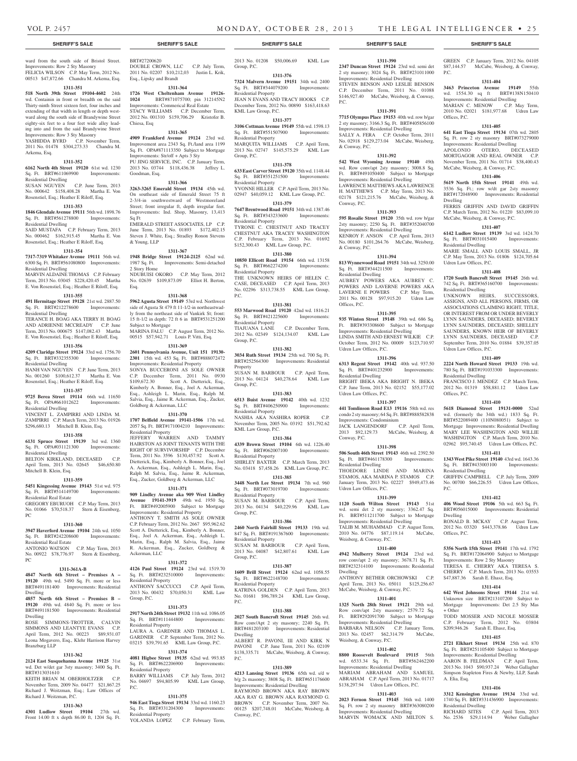**SHERIFF'S SALE**

ward from the south side of Bristol Street. Improvements: Row 2 Sty Masonry
FELICIA WILSON C.P. May Term, 2012 No. 00513 $47,872.66 Chandra M. Arkema, Esq.

**1311-351**

**518 North 39th Street 19104-4602** 24th wd. Containin in front or breadth on the said Thirty-ninth Street sixteen feet, four inches and extending of that width in length or depth westward along the south side of Brandywine Street eighty-six feet to a four feet wide alley leading into and from the said Brandywine Street Improvements: Row 3 Sty Masonry
YASHIDDA BYRD C.P. November Term, 2011 No. 01478 $304,273.33 Chandra M. Arkema, Esq.

**1311-352**

**6162 North 4th Street 19120** 61st wd. 1230 Sq. Ft. BRT#611069900 Improvements: Residential Dwelling
SUSAN NGUYEN C.P. June Term, 2013 No. 000642 $158,408.28 Martha E. Von Rosenstiel, Esq.; Heather E Riloff, Esq.

**1311-353**

**1846 Glendale Avenue 19111** 56th wd. 1898.76 Sq. Ft. BRT#561278800 Improvements: Residential Dwelling
SAID MUSTAFA C.P. February Term, 2013 No. 000462 $162,915.45 Martha E. Von Rosenstiel, Esq.; Heather E Riloff, Esq.

**1311-354**

**7317-7319 Whitaker Avenue 19111** 56th wd. 6300 Sq. Ft. BRT#561080800 Improvements: Residential Dwelling
MARVIN ALDAINE THOMAS C.P. February Term, 2013 No. 03045 $228,420.45 Martha E. Von Rosenstiel, Esq.; Heather E Riloff, Esq.

**1311-355**

**491 Hermitage Street 19128** 21st wd. 2887.50 Sq. Ft. BRT#212278600 Improvements: Residential Dwelling
TERANCE H. BOAG AKA TERRY H. BOAG AND ADRIENNE MCCREADY C.P. June Term, 2013 No. 000675 $147,082.43 Martha E. Von Rosenstiel, Esq.; Heather E Riloff, Esq.

**1311-356**

**4209 Claridge Street 19124** 33rd wd. 1756.70 Sq. Ft. BRT#332355300 Improvements: Residential Dwelling
HANH VAN NGUYEN C.P. June Term, 2013 No. 001260 $100,612.37 Martha E. Von Rosenstiel, Esq.; Heather E Riloff, Esq.

**1311-357**

**9725 Berea Street 19114** 66th wd. 11650 Sq. Ft. OPA#661012622 Improvements: Residential Dwelling
VINCENT L. ZAMPIRRI AND LINDA M. ZAMPIRRI C.P. March Term, 2013 No. 01926 $296,680.13 Mitchell B. Klein, Esq.

**1311-358**

**6131 Spruce Street 19139** 3rd wd. 1360 Sq. Ft. OPA#031121300 Improvements: Residential Dwelling
BELTON KIRKLAND, DECEASED C.P. April Term, 2013 No. 02645 $46,650.80 Mitchell B. Klein, Esq.

**1311-359**

**5451 Kingessing Avenue 19143** 51st wd. 975 Sq. Ft. BRT#514149700 Improvements: Residential Real Estate
GREGORY EBURUOH C.P. May Term, 2013 No. 01066 $70,518.37 Stern & Eisenberg, PC

**1311-360**

**3947 Haverford Avenue 19104** 24th wd. 1050 Sq. Ft. BRT#242208600 Improvements: Residential Real Estate
ANTONIO WATSON C.P. May Term, 2013 No. 00922 $78,776.97 Stern & Eisenberg, PC

**1311-361A-B**

**4847 North 6th Street – Premises A – 19120** 49th wd. 5490 Sq. Ft. more or less BRT#491181400 Improvements: Residential Dwelling
**4857 North 6th Street – Premises B – 19120** 49th wd. 4840 Sq. Ft. more or less BRT#491181500 Improvements: Residential Dwelling
ROSE SIMMONS-TROTTER, CALVIN SIMMONS AND LEANTYE EVANS C.P. April Term, 2012 No. 00223 $89,931.07 Leona Mogavero, Esq., Klehr Harrison Harvey Branzburg LLP

**1311-362**

**2124 East Susquehanna Avenue 19125** 31st wd. Det w/det gar 3sty masonry; 3400 Sq. Ft. BRT#313031610
KEITH BRIAN M. OBERHOLTZER C.P. November Term, 2009 No. 04477 $21,867.25 Richard J. Weitzman, Esq.; Law Offices of Richard J. Weitzman, P.C.

**1311-363**

**4301 Ludlow Street 19104** 27th wd. Front 14.00 ft x depth 86.00 ft, 1204 Sq. Ft. BRT#27200620
DOUBLE CROWN, LLC C.P. July Term, 2011 No. 02207 $10,212,03 Justin L. Krik, Esq., Lipsky and Brandt

**1311-364**

**1726 West Cheltenham Avenue 19126-1024** BRT#871075700; pin 312145N2 Improvements: Commerical Real Estate
STACY WILLIAMS C.P. December Term, 2012 No. 001310 $159,706.29 Kristofer B. Chiesa, Esq

**1311-365**

**4909 Frankford Avenue 19124** 23rd wd. Improvement area 2343 Sq. Ft./land area 1199 Sq. Ft. OPA#871113350 Subject to Mortgage Improvements: Str/off + Apts 3 Sty
PU JING SERVICE, INC. C.P. January Term, 2013 No. 03744 $118,436.38 Jeffrey L. Goodman, Esq.

**1311-366**

**3263-3265 Emerald Street 19134** 45th wd. On southeast side of Emerald Street 75 ft 2-3/4-in southwestward of Westmoreland Street; front irregular ft, depth irregular feet. Improvements: Ind. Shop, Masonry, 13,413 Sq Ft
EMERALD STREET ASSOCIATES, LP C.P. June Term, 2013 No. 01893 $172,402.15 Steven J. White, Esq.; Stradley Ronon Stevens & Young, LLP

**1311-367**

**1948 Bridge Street 19124-2125** 62nd wd. 1987 Sq. Ft. Improvements: Semi-detached 2 Story Home
NDUBUISI OKORO C.P. May Term, 2012 No. 02639 $109,873.09 Elliot H. Berton, Esq.

**1311-368**

**5962 Agusta Street 19149** 53rd wd. Northwest side of Agusta St 479 ft 11-1/2-in northeastwadly from the northeast side of Vankirk St; front: 15 ft-1/2 in depth: 72 ft 6 in BRT#531251200 Subject to Mortgage
MARINA FALU C.P. August Term, 2012 No. 00515 $57,942.71 Louis P. Vitti, Esq.

**1311-369**

**2601 Pennsylvania Avenue, Unit 151 19130-2301** 15th wd. 453 Sq. Ft. BRT#888072472 Improvements: Residential Property
SONYA BUCCERONI AS SOLE OWNER C.P. December Term, 2011 No. 0930 $109,672.30 Scott A. Dietterick, Esq., Kimberly A. Bonner, Esq., Joel A. Ackerman, Esq., Ashleigh L. Marin, Esq., Ralph M. Salvia, Esq., Jaime R. Ackerman, Esq., Zucker, Goldberg & Ackerman, LLC

**1311-370**

**1707 Belfield Avenue 19141-1506** 17th wd. 2057 Sq. Ft. BRT#171004210 Improvements: Residential Property
JEFFERY WARREN AND TAMMY HAIRSTON AS JOINT TENANTS WITH THE RIGHT OF SURVIVORSHIP C.P. December Term, 2011 No. 3596 $130,457.92 Scott A. Dietterick, Esq., Kimberly A. Bonner, Esq., Joel A. Ackerman, Esq., Ashleigh L. Marin, Esq., Ralph M. Salvia, Esq., Jaime R. Ackerman, Esq., Zucker, Goldberg & Ackerman, LLC

**1311-371**

**909 Lindley Avenue aka 909 West Lindley Avenue 19141-3919** 49th wd. 1950 Sq. Ft. BRT#492005900 Subject to Mortgage Improvements: Residential Property
ANTHONY T. SMITH AS SOLE OWNER C.P. February Term, 2012 No. 2667 $95,962.62 Scott A. Dietterick, Esq., Kimberly A. Bonner, Esq., Joel A. Ackerman, Esq., Ashleigh L. Marin, Esq., Ralph M. Salvia, Esq., Jaime R. Ackerman, Esq., Zucker, Goldberg & Ackerman, LLC

**1311-372**

**4126 Paul Street 19124** 23rd wd. 1519.70 Sq. Ft. BRT#232510000 Improvements: Residential Property
ANTHONY SACCUCCI C.P. April Term, 2013 No. 00432 $70,050.31 KML Law Group, P.C.

**1311-373**

**2917 North 24th Street 19132** 11th wd. 1086.05 Sq. Ft. BRT#111444800 Improvements: Residential Property
LAURA A. GARDNER AND THOMAS L. GARDNER C.P. September Term, 2012 No. 03215 $39,791.65 KML Law Group, P.C.

**1311-374**

**4081 Higbee Street 19135** 62nd wd. 993.85 Sq. Ft. BRT#622206900 Improvements: Residential Property
BARRY WILLIAMS C.P. July Term, 2012 No. 04697 $94,805.99 KML Law Group, P.C.

**1311-375**

**946 East Tioga Street 19134** 33rd wd. 1160.23 Sq. Ft. BRT#331204300 Improvements: Residential Property
YOLANDA LOPEZ C.P. February Term, 2013 No. 01208 $50,006.69 KML Law Group, P.C.

**1311-376**

**7324 Malvern Avenue 19151** 34th wd. 2400 Sq. Ft. BRT#344079200 Improvements: Residential Property
JEAN N EVANS AND TRACY HOOKS C.P. December Term, 2012 No. 00890 $163,418.63 KML Law Group, P.C.

**1311-377**

**3106 Cottman Avenue 19149** 55th wd. 1598.13 Sq. Ft. BRT#551507900 Improvements: Residential Property
MARQUITA WILLIAMS C.P. April Term, 2013 No. 02747 $145,575.29 KML Law Group, P.C.

**1311-378**

**633 East Carver Street 19120** 35th wd. 1148.44 Sq. Ft. BRT#351251500 Improvements: Residential Property
YVONNE HILLER C.P. April Term, 2013 No. 02947 $40,059.12 KML Law Group, P.C.

**1311-379**

**7647 Brentwood Road 19151** 34th wd. 1387.46 Sq. Ft. BRT#343233600 Improvements: Residential Property
TYRONE C. CHESTNUT AND TRACEY CHESTNUT AKA TRACEY WASHINGTON C.P. February Term, 2013 No. 01692 $152,300.43 KML Law Group, P.C.

**1311-380**

**10850 Ellicott Road 19154** 66th wd. 13158 Sq. Ft. BRT#662274200 Improvements: Residential Property
THE UNKNOWN HEIRS OF HELEN C. CASE, DECEASED C.P. April Term, 2013 No. 02296 $313,738.55 KML Law Group, P.C.

**1311-381**

**553 Marwood Road 19120** 42nd wd. 1816.21 Sq. Ft. BRT#421225600 Improvements: Residential Property
TIAJUANA LANE C.P. December Term, 2012 No. 02349 $124,134.07 KML Law Group, P.C.

**1311-382**

**3034 Ruth Street 19134** 25th wd. 700 Sq. Ft. BRT#252564300 Improvements: Residential Property
SUSAN M. BARBOUR C.P. April Term, 2013 No. 04124 $40,278.64 KML Law Group, P.C.

**1311-383**

**6513 Buist Avenue 19142** 40th wd. 1232 Sq. Ft. BRT#406250900 Improvements: Residential Property
NASHIA AKA NASHIRA ROPER C.P. November Term, 2005 No. 03192 $51,792.62 KML Law Group, P.C.

**1311-384**

**4339 Brown Street 19104** 6th wd. 1226.40 Sq. Ft. BRT#062007100 Improvements: Residential Property
SHIRLEY BAXTER C.P. March Term, 2013 No. 03418 $7,458.26 KML Law Group, P.C.

**1311-385**

**3448 North Lee Street 19134** 7th wd. 960 Sq. Ft. BRT#073019700 Improvements: Residential Property
SUSAN M. BARBOUR C.P. April Term, 2013 No. 04134 $40,229.96 KML Law Group, P.C.

**1311-386**

**2460 North Fairhill Street 19133** 19th wd. 847 Sq. Ft. BRT#191367600 Improvements: Residential Property
SUSAN M. BARBOUR C.P. April Term, 2013 No. 04087 $42,807.61 KML Law Group, P.C.

**1311-387**

**1609 Brill Street 19124** 62nd wd. 1058.55 Sq. Ft. BRT#622148700 Improvements: Residential Property
KATRINA GOLDEN C.P. April Term, 2013 No. 01681 $96,789.24 KML Law Group, P.C.

**1311-388**

**2027 South Bancroft Street 19145** 26th wd. Row conv/Apt 2 sty masonry; 2240 Sq. Ft. BRT#481203100 Improvements: Residential Dwelling
ALBERT R. PAVONI, III AND KIRK N PAVONI C.P. June Term, 2011 No. 02109 $138,335.71 McCabe, Weisberg & Conway, P.C.

**1311-389**

**4213 Lansing Street 19136** 65th wd. s/d w b/g 2s masonry; 3808 Sq. Ft. BRT#651176600 Improvements: Residential Dwelling
RAYMOND BROWN AKA RAY BROWN AKA RAY G. BROWN AKA RAYMOND G. BROWN C.P. November Term, 2007 No. 00125 $207,748.01 McCabe, Weisberg & Conway, P.C.

**1311-390**

**2347 Duncan Street 19124** 23rd wd. semi det 2 sty masonry; 3024 Sq. Ft. BRT#231011000 Improvements: Residential Dwelling
STEVEN BENSON AND LESLIE BENSON C.P. December Term, 2011 No. 01088 $146,927.40 McCabe, Weisberg & Conway, P.C.

**1311-391**

**7715 Olympus Place 19153** 40th wd. row b/gar 2 sty masonry; 3166.3 Sq. Ft. BRT#405856100 Improvements: Residential Dwelling
SALLY A. FERA C.P. October Term, 2011 No. 02918 $129,273.04 McCabe, Weisberg, & Conway, P.C.

**1311-392**

**542 West Wyoming Avenue 19140** 49th wd. Row conv/apt 2sty masonry; 3008.8 Sq. Ft. BRT#491050400 Subject to Mortgage Improvements: Residential Dwelling
LAWRENCE MATTHEWS AKA LAWRENCE H. MATTHEWS C.P. May Term, 2013 No. 02178 $121,215.76 McCabe, Weisberg, & Conway, P.C.

**1311-393**

**595 Rosalie Street 19120** 35th wd. row b/gar 2sty masonry; 2250 Sq. Ft. BRT#352040700 Improvements: Residential Dwelling
KENROY F. ANSON C.P. April Term, 2013 No. 00180 $101,264.76 McCabe, Weisberg, & Conway, P.C.

**1311-394**

**813 Wynnewood Road 19151** 34th wd. 3250.00 Sq. Ft. BRT#344211500 Improvements: Residential Dwelling
AUBREY POWERS AKA AUBREY C. POWERS AND LAVERNE POWERS AKA LAVERNE E POWERS C.P. May Term, 2011 No. 00128 $97,915.20 Udren Law Offices, P.C.

**1311-395**

**935 Winton Street 19148** 39th wd. 686 Sq. Ft. BRT#393308600 Subject to Mortgage Improvements: Residential Dwelling
LINDA SMITH AND ERNEST WILKIE C.P. October Term, 2012 No. 00009 $123,710.97 Udren Law Offices, P.C.

**1311-396**

**6313 Regent Street 19142** 40th wd. 937.50 Sq. Ft. BRT#401232900 Improvements: Residential Dwelling
BRIGHT IBEKA AKA BRIGHT N. IBEKA C.P. June Term, 2013 No. 02152 $55,177.02 Udren Law Offices, P.C.

**1311-397**

**441 Tomlinson Road E13 19116** 58th wd. res condo 2 sty masonry; 64 Sq. Ft. BRT#888582838 Improvements: Condominium
JACK LANGENDORF C.P. April Term, 2013 $92,129.73 McCabe, Weisberg, & Conway, P.C.

**1311-398**

**506 South 46th Street 19143** 46th wd. 2392.50 Sq. Ft. BRT#461178300 Improvements: Residential Dwelling
THOEDORE LINDE AND MARINA STAMOS, AKA MARINA P. STAMOS C.P. January Term, 2013 No. 02227 $949,473.46 Udren Law Offices, P.C.

**1311-399**

**1120 South Wilton Street 19143** 51st wd. semi det 2 sty masonry; 3362.47 Sq. Ft. BRT#511211700 Subject to Mortgage Improvements: Residential Dwelling
TALIB M. MUHAMMAD C.P. August Term, 2010 No. 04776 $87,119.14 McCabe, Weisberg, & Conway, P.C.

**1311-400**

**4942 Mulberry Street 19124** 23rd wd. row conv/apt 2 sty masonry; 3678.71 Sq. Ft. BRT#232314100 Improvements: Residential Dwelling
ANTHONY BETHER ORCHOWSKI C.P. April Term, 2013 No. 05011 $125,256.67 McCabe, Weisberg, & Conway, P.C.

**1311-401**

**1325 North 28th Street 19121** 29th wd. Row conv/apt 2sty masonry; 2579.72 Sq. Ft. BRT#292091700 Subject to Mortgage Improvements: Residential Dwelling
BARBARA NELSON C.P. January Term, 2013 No. 02457 $62,314.79 McCabe, Weisberg, & Conway, P.C.

**1311-402**

**8800 Roosevelt Boulevard 19115** 56th wd. 6533.34 Sq. Ft. BRT#562462200 Improvements: Residential Dwelling
MARIAM ABRAHAM AND SAMUEL ABRAHAM C.P. April Term, 2013 No. 01717 $138,297.94 Udren Law Offices, P.C.

**1311-403**

**2023 Fernon Street 19145** 36th wd. 1400 Sq. Ft. row 2 sty masonry BRT#363080200 Improvements: Residential Dwelling
MARVIN WOMACK AND MILTON S. GREEN C.P. January Term, 2012 No. 04105 $87,144.57 McCabe, Weisberg & Conway, P.C.

**1311-404**

**3463 Princeton Avenue 19149** 55th wd. 1554.30 sq ft BRT#138N150410 Improvements: Residential Dwelling
MARIAN C. MENOW C.P. May Term, 2010 No. 02021 $181,977.68 Udren Law Offices, P.C.

**1311-405**

**641 East Tioga Street 19134** 07th wd. 2805 Sq. Ft. row 2 sty masonry BRT#073279000 Improvements: Residential Dwelling
APOLONIO OTERO, DECEASED MORTGAGOR AND REAL OWNER C.P. November Term, 2011 No. 01714 $38,400.43 McCabe, Weisberg, & Conway, P.C.

**1311-406**

**5619 North 15th Street 19141** 49th wd. 3536 Sq. Ft.; row w/dt gar 2sty masonry BRT#172048900 Improvements: Residential Dwelling
FERRIS GRIFFIN AND DAVID GRIFFIN C.P. March Term, 2012 No. 01220 $83,099.10 McCabe, Weisberg, & Conway, P.C.

**1311-407**

**6142 Ludlow Street 19139** 3rd wd. 1424.70 Sq. Ft. BRT#031015400 Improvements: Residential Dwelling
MARIE SMALL AND LOUIS SMALL, JR C.P. May Term, 2013 No. 01806 $124,705.64 Udren Law Offices, P.C.

**1311-408**

**1720 South Bancroft Street 19145** 26th wd. 742 Sq. Ft. BRT#365160700 Improvements: Residential Dwelling
UNKNOWN HEIRS, SUCCESSORS, ASSIGNS, AND ALL PERSONS, FIRMS, OR ASSOCIATIONS CLAIMING RIGHT, TITLE, OR INTEREST FROM OR UNDER BEVERLY LYNN SAUNDERS, DECEASED; BEVERLY LYNN SAUNDERS, DECEASED; SHELLEY SAUNDERS, KNOWN HEIR OF BEVERLY LYNN SAUNDERS, DECEASED C.P. September Term, 2010 No. 01884 $39,357.05 Udren Law Offices, P.C.

**1311-409**

**2224 North Howard Street 19133** 19th wd. 780 Sq. Ft. BRT#191033300 Improvements: Residential Dwelling
FRANCISCO J. MENDEZ C.P. March Term, 2012 No. 01319 $58,881.12 Udren Law Offices, P.C.

**1311-410**

**5618 Diamond Street 19131-0000** 52nd wd. (formerly the 34th wd.) 1833 Sq. Ft. BRT#522089400 (110N080051) Subject to Mortgage Improvements: Residential Dwelling
MARY LEE WASHINGTON AND WILLIE WASHINGTON C.P. March Term, 2010 No. 02962 $95,740.45 Udren Law Offices, P.C.

**1311-411**

**1343 West Pike Street 19140** 43rd wd. 1643.36 Sq. Ft. BRT#433003100 Improvements: Residential Dwelling
GRIFFIN CAMPBELL C.P. July Term, 2009 No. 00700 $66,226.55 Udren Law Offices, P.C.

**1311-412**

**406 Wood Street 19106** 5th wd. 663 Sq. Ft. BRT#056015000 Improvements: Residential Dwelling
RONALD B. MCKAY C.P. August Term, 2012 No. 03320 $443,378.86 Udren Law Offices, P.C.

**1311-413**

**5356 North 15th Street 19141** 17th wd. 1792 Sq. Ft. BRT#172064900 Subject to Mortgage Improvements: Row 2 Sty Masonry
TERESA E. CHERRY AKA TERESA S. CHERRY C.P. March Term, 2013 No. 03553 $47,887.36 Sarah E. Ehasz, Esq.

**1311-414**

**642 West Johnsons Street 19144** 21st wd. Unknown size BRT#213107200 Subject to Mortgage Improvements: Det 2.5 Sty Mas + Other
TODD MOSSER AND NICOLE MOSSER C.P. February Term, 2012 No. 03804 $209,946.26 Sarah E. Ehasz, Esq.

**1311-415**

**2721 Elkhart Street 19134** 25th wd. 870 Sq. Ft. BRT#251105400 Subject to Mortgage Improvements: Residential Dwelling
AARON B. FELDMAN C.P. April Term, 2013 No. 1043 $90,937.24 Weber Gallagher Simpson Stapleton Fires & Newby, LLP, Sarah A. Elia, Esq.

**1311-416**

**3312 Kensington Avenue 19134** 33rd wd. 1740 Sq. Ft. BRT#331436900 Improvements: Residential Dwelling
RICHARD SITES C.P. April Term, 2013 No. 2536 $29,114.94 Weber Gallagher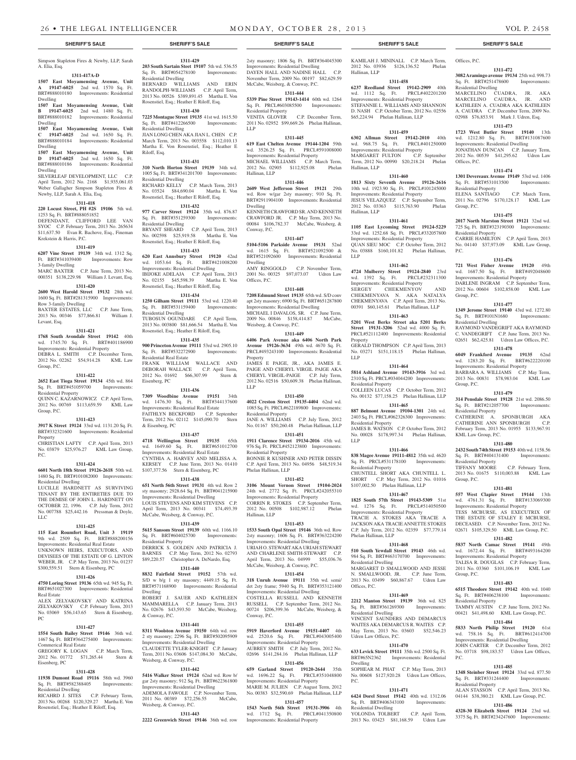Simpson Stapleton Fires & Newby, LLP, Sarah A. Elia, Esq.

**1311-417A-D**

**1507 East Moyamensing Avenue, Unit A 19147-6025** 2nd wd. 1570 Sq. Ft. BRT#888010180 Improvements: Residential Dwelling
**1507 East Moyamensing Avenue, Unit B 19147-6025** 2nd wd. 1480 Sq. Ft. BRT#888010182 Improvements: Residential Dwelling
**1507 East Moyamensing Avenue, Unit C 19147-6025** 2nd wd. 1650 Sq. Ft. BRT#888010184 Improvements: Residential Dwelling
**1507 East Moyamensing Avenue, Unit D 19147-6025** 2nd wd. 1650 Sq. Ft. BRT#888010186 Improvements: Residential Dwelling
SILVERLEAF DEVELOPMENT, LLC C.P. April Term, 2012 No. 2168 $1,935,061.03 Weber Gallagher Simpson Stapleton Fires & Newby, LLP, Sarah A. Elia, Esq.

**1311-418**

**220 Locust Street, PH #2S 19106** 5th wd. 1253 Sq. Ft. BRT#888051852
DEFENDANT, CLIFFORD LEE VAN SYOC C.P. February Term, 2013 No. 265634 $11,637.50 Evan R. Bachove, Esq., Fineman Krekstein & Harris, P.C.

**1311-419**

**6207 Vine Street 19139** 34th wd. 1312 Sq. Ft. BRT#341039400 Improvements: Row 3-family Dwelling
MARC BAXTER C.P. June Term, 2013 No. 000351 $138,229.98 William J. Levant, Esq.

**1311-420**

**2600 West Harold Street 19132** 28th wd. 1600 Sq. Ft. BRT#281315900 Improvements: Row 3-family Dwelling
BAXTER ESTATES, LLC C.P. June Term, 2013 No. 00346 $77,866.81 William J. Levant, Esq.

**1311-421**

**1768 South Avondale Street 19142** 40th wd. 1745.70 Sq. Ft. BRT#401186900 Improvements: Residential Property
DEBRA L. SMITH C.P. December Term, 2012 No. 02262 $54,914.28 KML Law Group, P.C.

**1311-422**

**2652 East Tioga Street 19134** 45th wd. 864 Sq. Ft. BRT#451059700 Improvements: Residential Property
QUINN C. KAZARNOWICZ C.P. April Term, 2012 No. 00769 $113,659.59 KML Law Group, P.C.

**1311-423**

**3917 K Street 19124** 33rd wd. 1131.20 Sq. Ft. BRT#332321600 Improvements: Residential Property
CHRISTIAN LAFTY C.P. April Term, 2013 No. 03879 $25,976.27 KML Law Group, P.C.

**1311-424**

**6601 North 18th Street 19126-1618** 50th wd. 1480 Sq. Ft. BRT#101082000 Improvements: Residential Dwelling
LUCILLE HARDNETT AS SURVIVING TENANT BY THE ENTIRETIES DUE TO THE DEMISE OF JOHN L. HARDNETT ON OCTOBER 22, 1996. C.P. July Term, 2012 No. 007788 $25,442.16 Pressman & Doyle, LLC

**1311-425**

**115 East Roumfort Road, Unit 3 19119** 9th wd. 2509 Sq. Ft. BRT#888200156 Improvements: Residential Real Estate
UNKNOWN HEIRS, EXECUTORS, AND DEVISEES OF THE ESTATE OF G. LINTON WEBER, JR. C.P. May Term, 2013 No. 01237 $300,559.51 Stern & Eisenberg, PC

**1311-426**

**4750 Loring Street 19136** 65th wd. 945 Sq. Ft. BRT#651027300 Improvements: Residential Real Estate
ALEX ZELYAKOVSKY AND KATRINA ZELYAKOVSKY C.P. February Term, 2013 No. 03069 $56,143.65 Stern & Eisenberg, PC

**1311-427**

**1554 South Bailey Street 19146** 36th wd. 1467 Sq. Ft. BRT#364275400 Improvements: Commerical Real Estate
GREGORY K. LOGAN C.P. March Term, 2012 No. 01772 $71,265.44 Stern & Eisenberg, PC

**1311-428**

**11938 Dumont Road 19116** 58th wd. 3960 Sq. Ft. BRT#582388405 Improvements: Residential Dwelling
RICAHRD J. SITES C.P. February Term, 2013 No. 00268 $120,329.27 Martha E. Von Rosenstiel, Esq.; Heather E Riloff, Esq.

**1311-429**

**203 South Sartain Steet 19107** 5th wd. 536.55 Sq. Ft. BRT#054278100 Improvements: Residential Dwelling
BERNARD WILLIAMS AND ERIN RANDOLPH-WILLIAMS C.P. April Term, 2013 No. 00526 $389,891.45 Martha E. Von Rosenstiel, Esq.; Heather E Riloff, Esq.

**1311-430**

**7225 Montague Street 19135** 41st wd. 1615.50 Sq. Ft. BRT#412266500 Improvements: Residential Dwelling
JIAN LONG CHEN AKA JIAN L. CHEN C.P. March Term, 2013 No. 003558 $112,010.13 Martha E. Von Rosenstiel, Esq.; Heather E Riloff, Esq.

**1311-431**

**310 North Horton Street 19139** 34th wd. 1005 Sq. Ft. BRT#341201700 Improvements: Residential Dwelling
RICHARD KELLY C.P. March Term, 2013 No. 03524 $84,690.04 Martha E. Von Rosenstiel, Esq.; Heather E Riloff, Esq.

**1311-432**

**977 Carver Street 19124** 35th wd. 876.87 Sq. Ft. BRT#351259300 Improvements: Residential Dwelling
BRYANT SHEARD C.P. April Term, 2013 No. 002598 $25,919.58 Martha E. Von Rosenstiel, Esq.; Heather E Riloff, Esq.

**1311-433**

**620 East Annsbury Street 19120** 42nd wd. 1053.64 Sq. Ft. BRT#421008200 Improvements: Residential Dwelling
IBIJOKE ADELAJA C.P. April Term, 2013 No. 02155 $45,598.39 Martha E. Von Rosenstiel, Esq.; Heather E Riloff, Esq.

**1311-434**

**1250 Gilham Street 19111** 53rd wd. 1220.40 Sq. Ft. BRT#531159400 Improvements: Residential Dwelling
TUBOSUN OGUNDARE C.P. April Term, 2013 No. 003800 $81,666.54 Martha E. Von Rosenstiel, Esq.; Heather E Riloff, Esq.

**1311-435**

**900 Princeton Avenue 19111** 53rd wd. 2905.10 Sq. Ft. BRT#532272900 Improvements: Residential Real Estate
FRANK WILLIAM WALLACE AND DEBORAH WALLACE C.P. April Term, 2012 No. 01692 $66,307.99 Stern & Eisenberg, PC

**1311-436**

**7309 Woodbine Avenue 19151** 34th wd. 1476.30 Sq. Ft. BRT#344137600 Improvements: Residential Real Estate
FAITHLYN BECKFORD C.P. September Term, 2012 No. 02112 $145,090.70 Stern & Eisenberg, PC

**1311-437**

**4718 Wellington Street 19135** 65th wd. 1649.60 Sq. Ft. BRT#651012700 Improvements: Residential Real Estate
CYNTHIA A. HARVEY AND MELISSA A. KERSEY C.P. June Term, 2013 No. 01410 $107,377.56 Stern & Eisenberg, PC

**1311-438**

**651 North 56th Street 19131** 4th wd. Row 2 sty masonry; 2928.64 Sq. Ft. BRT#041215900 Improvements: Residential Dwelling
LOUIS STEVENS AND KIM STEVENS C.P. April Term, 2013 No. 00341 $74,493.39 McCabe, Weisberg, & Conway, P.C.

**1311-439**

**5615 Sansom Street 19139** 60th wd. 1166.10 Sq. Ft. BRT#604025700 Improvements: Residential Property
DERRICK S. GOLDEN AND PATRICIA J. BARNES C.P. May Term, 2012 No. 02793 $89,220.57 Christopher A. DeNardo, Esq.

**1311-440**

**8832 Fairfield Street 19152** 57th wd. S/D w b/g 1 sty masonry; 4449.15 Sq. Ft. BRT#571168900 Improvements: Residential Dwelling
ROBERT J. SAUER AND KATHLEEN MAMMARELLA C.P. January Term, 2013 No. 02676 $43,593.50 McCabe, Weisberg, & Conway, P.C.

**1311-441**

**8311 Woolston Avenue 19150** 64th wd. row 2 sty masonry; 2296 Sq. Ft. BRT#502095909 Improvements: Residential Dwelling
CLAUDETTE TYLER-KNIGHT C.P. January Term, 2011 No. 03606 $147,084.30 McCabe, Weisberg, & Conway, P.C.

**1311-442**

**5416 Walker Street 19124** 62nd wd. Row b/gar 2sty masonry; 912 Sq. Ft. BRT#622361800 Improvements: Residential Dwelling
ADEMOLA FAWOLE C.P. November Term, 2011 No. 00389 $72,256.55 McCabe, Weisberg, & Conway, P.C.

**1311-443**

**2222 Greenwich Street 19146** 36th wd. row 2sty masonry; 1806 Sq. Ft. BRT#364045300 Improvements: Residential Dwelling
DAYEN HALL AND NADINE HALL C.P. November Term, 2009 No. 00197 $82,629.59 McCabe, Weisberg, & Conway, P.C.

**1311-444**

**5339 Pine Street 19143-1414** 60th wd. 1264 Sq. Ft. PRCL#603085500 Improvements: Residential Property
VENITA GLOVER C.P. December Term, 2011 No. 02952 $99,669.26 Phelan Hallinan, LLP

**1311-445**

**619 East Chelten Avenue 19144-1204** 59th wd. 3526.25 Sq. Ft. PRCL#591008000 Improvements: Residential Property
MICHAEL WILLIAMS C.P. March Term, 2012 No. 02905 $112,925.08 Phelan Hallinan, LLP

**1311-446**

**2609 West Jefferson Street 19121** 29th wd. Row w/gar 2sty masonry; 910 Sq. Ft. BRT#2911904100 Improvements: Residential Dwelling
KENNETH CRAWFORD SR. AND KENNETH CRAWFORD JR. C.P. May Term, 2013 No. 00084 $106,782.37 McCabe, Weisberg, & Conway, P.C.

**1311-447**

**5104-5106 Parkside Avenue 19131** 52nd wd. 1615 Sq. Ft. BRT#521092500 & BRT#521092600 Improvements: Residential Dwelling
AMY RINGGOLD C.P. November Term, 2001 No. 00325 $97,073.07 Udren Law Offices, P.C.

**1311-448**

**7208 Edmund Street 19135** 65th wd. S/D conv apt 2sty masonry; 6900 Sq. Ft. BRT#651287800 Improvements: Residential Dwelling
MICHAEL I DAVALOS, SR. C.P. June Term, 2009 No. 00846 $158,414.87 McCabe, Weisberg, & Conway, P.C.

**1311-449**

**6406 Park Avenue aka 6406 North Park Avenue 19126-3634** 49th wd. 4670 Sq. Ft. PRCL#493243100 Improvements: Residential Property
JAMES E PAIGE, JR., AKA JAMES E. PAIGE AND CHERYL VIRGIL PAIGE AKA CHERYL VIRGIL-PAIGE C.P. July Term, 2012 No. 02516 $50,609.38 Phelan Hallinan, LLP

**1311-450**

**4022 Creston Street 19135-4404** 62nd wd. 1085 Sq. Ft. PRCL#622189800 Improvements: Residential Property
JANE A. WILLIAMS C.P. July Term, 2012 No. 01167 $50,260.48 Phelan Hallinan, LLP

**1311-451**

**1911 Clarence Street 19134-2016** 45th wd. 976 Sq. Ft. PRCL#452123800 Improvements: Residential Property
BONNIE R KUSHNER AND PETER DISSIN C.P. April Term, 2013 No. 04956 $48,519.34 Phelan Hallinan, LLP

**1311-452**

**3106 Mount Vernon Street 19104-2024** 24th wd. 2772 Sq. Ft. PRCL#242055310 Improvements: Residential Property
CORRIN R. STOKES C.P. September Term, 2012 No. 00508 $102,987.12 Phelan Hallinan, LLP

**1311-453**

**1533 South Opal Street 19146** 36th wd. Row 2sty masonry; 1606 Sq. Ft. BRT#363224200 Improvements: Residential Dwelling
URIAH O. STEWART AKA URIAH STEWART AND CHARLENE SMITH-STEWART C.P. April Term, 2013 No. 04999 $55,036.76 McCabe, Weisberg, & Conway, P.C.

**1311-454**

**318 Unruh Avenue 19111** 35th wd. semi/det 2sty frame; 5940 Sq. Ft. BRT#353121400 Improvements: Residential Dwelling
COSTELLA RUSSELL AND KENNETH RUSSELL C.P. September Term, 2012 No. 00724 $206,399.36 McCabe, Weisberg, & Conway, P.C.

**1311-455**

**5919 Haverford Avenue 19151-4407** 4th wd. 2520.6 Sq. Ft. PRCL#043005400 Improvements: Residential Property
AUBREY SMITH C.P. July Term, 2012 No. 02696 $141,284.16 Phelan Hallinan, LLP

**1311-456**

**659 Garland Street 19120-2646** 35th wd. 1696.22 Sq. Ft. PRCL#351048800 Improvements: Residential Property
MARIE M. JULIEN C.P. August Term, 2012 No. 00383 $32,590.69 Phelan Hallinan, LLP

**1311-457**

**1543 North 56th Street 19131-3906** 4th wd. 1712 Sq. Ft. PRCL#041350800 Improvements: Residential Property
KAMILAH J. MININALL C.P. March Term, 2012 No. 03936 $126,136.52 Phelan Hallinan, LLP

**1311-458**

**6237 Reedland Street 19142-2909** 40th wd. 1112 Sq. Ft. PRCL#402201200 Improvements: Residential Property
STEFANNIE L. WILLIAMS AND SHANNON D. NASH C.P. October Term, 2012 No. 02556 $65,224.94 Phelan Hallinan, LLP

**1311-459**

**6302 Allman Street 19142-2010** 40th wd. 968.75 Sq. Ft. PRCL#401250000 Improvements: Residential Property
MARGARET FULTON C.P. September Term, 2012 No. 00990 $20,218.24 Phelan Hallinan, LLP

**1311-460**

**1813 Sixty Seventh Avenue 19126-2616** 10th wd. 1923.90 Sq. Ft. PRCL#101245000 Improvements: Residential Property
JESUS VELAZQUEZ C.P. September Term, 2012 No. 03363 $115,763.90 Phelan Hallinan, LLP

**1311-461**

**1105 East Lycoming Street 19124-5229** 33rd wd. 1252.68 Sq. Ft. PRCL#332057800 Improvements: Residential Property
QUAN SIEU MOC C.P. October Term, 2012 No. 03888 $160,101.82 Phelan Hallinan, LLP

**1311-462**

**4724 Mulberry Street 19124-2840** 23rd wd. 1392 Sq. Ft. PRCL#232311300 Improvements: Residential Property
SERGEY CHEKMENYOV AND CHEKMENYAVA N. AKA NATALYA CHEKMENYAVA C.P. April Term, 2013 No. 00391 $60,145.61 Phelan Hallinan, LLP

**1311-463**

**5201 West Berks Street aka 5201 Berks Street 19131-3206** 52nd wd. 4000 Sq. Ft. PRCL#521112400 Improvements: Residential Property
GERALD THOMPSON C.P. April Term, 2013 No. 03271 $151,118.15 Phelan Hallinan, LLP

**1311-464**

**5814 Ashland Avenue 19143-3916** 3rd wd. 2310 Sq. Ft. PRCL#034044200 Improvements: Residential Property
COLLEEN LUCAS C.P. October Term, 2012 No. 00132 $77,158.25 Phelan Hallinan, LLP

**1311-465**

**887 Belmont Avenue 19104-1301** 24th wd. 2403 Sq. Ft. PRCL#062326300 Improvements: Residential Property
JAMES B. WATSON C.P. October Term, 2012 No. 00028 $178,997.34 Phelan Hallinan, LLP

**1311-466**

**838 Magee Avenue 19111-4812** 35th wd. 4620 Sq. Ft. PRCL#531178100 Improvements: Residential Property
CHUNTELL SHORT AKA CHUNTELL L. SHORT C.P. May Term, 2012 No. 01016 $107,002.50 Phelan Hallinan, LLP

**1311-467**

**1825 South 57th Street 19143-5309** 51st wd. 1276 Sq. Ft. PRCL#514050500 Improvements: Residential Property
TRACIE A. STOKES AKA TRACIE A JACKSON AKA TRACIE ANNETTE STOKES C.P. July Term, 2012 No. 02359 $77,779.14 Phelan Hallinan, LLP

**1311-468**

**510 South Yewdall Street 19143** 46th wd. 984 Sq. Ft. BRT#463170700 Improvements: Residential Dwelling
MARGARET D SMALLWOOD AND JESSE N. SMALLWOOD, JR. C.P. June Term, 2013 No. 03499 $60,867.67 Udren Law Offices, P.C.

**1311-469**

**2212 Manton Street 19139** 36th wd. 825 Sq. Ft. BRT#361269300 Improvements: Residential Dwelling
VINCENT SAUNDERS AND DEMARCUS WAITES AKA DEMARCUS R. WAITES C.P. May Term, 2013 No. 03603 $52,546.23 Udren Law Offices, P.C.

**1311-470**

**633 Levick Street 19111** 35th wd. 2500 Sq. Ft. BRT#65N2362 Improvements: Residential Dwelling
SOPHEAR M. PHAT C.P. May Term, 2013 No. 00608 $127,920.28 Udren Law Offices, P.C.

**1311-471**

**6424 Dorel Street 19142** 40th wd. 1312.06 Sq. Ft. BRT#406343100 Improvements: Residential Dwelling
YOLONDA TOLBERT C.P. April Term, 2013 No. 03423 $81,168.59 Udren Law Offices, P.C.

**1311-472**

**3082 Aramingo avenue 19134** 25th wd. 998.73 Sq. Ft. BRT#251478600 Improvements: Residential Dwelling
MARCELINO CUADRA, JR. AKA MARCELINO CAUDRA, JR. AND KATHLEEN A. CUADRA AKA KATHLEEN A. CAUDRA C.P. December Term, 2009 No. 02988 $76,853.91 Mark J. Udren, Esq.

**1311-473**

**1723 West Butler Street 19140** 13th wd. 1212.80 Sq. Ft. BRT#131087600 Improvements: Residential Dwelling
JONATHAN DUNCAN C.P. January Term, 2012 No. 00539 $41,295.62 Udren Law Offices, P.C.

**1311-474**

**1301 Devereaux Avenue 19149** 53rd wd. 1406 Sq. Ft. BRT#531013500 Improvements: Residential Property
ELENA SANTIAGO C.P. March Term, 2011 No. 02796 $170,128.17 KML Law Group, P.C.

**1311-475**

**2017 North Marston Street 19121** 32nd wd. 725 Sq. Ft. BRT#323190300 Improvements: Residential Property
CARRIE HAMILTON C.P. April Term, 2013 No. 04140 $37,973.09 KML Law Group, P.C.

**1311-476**

**721 West Fisher Avenue 19120** 49th wd. 1687.50 Sq. Ft. BRT#492048600 Improvements: Residential Property
DARLENE INGRAM C.P. September Term, 2012 No. 00604 $102,858.00 KML Law Group, P.C.

**1311-477**

**1349 Jerome Street 19140** 43rd wd. 1272.80 Sq. Ft. BRT#101N1680 Improvements: Residential Dwelling
RAYMOND VANDEGRIFT AKA RAYMOND C. VANDEGRIFT C.P. June Term, 2013 No. 02651 $62,425.81 Udren Law Offices, P.C.

**1311-478**

**6049 Frankford Avenue 19135** 62nd wd. 1283.20 Sq. Ft. BRT#622220100 Improvements: Residential Property
BARBARA A. WILLIAMS C.P. May Term, 2013 No. 00831 $78,983.04 KML Law Group, P.C.

**1311-479**

**314 Pensdale Street 19128** 21st wd. 2086.50 Sq. Ft. BRT#212057700 Improvements: Residential Property
CATHERINE A. SPONBURGH AKA CATHERINE ANN SPONBURGH C.P. February Term, 2013 No. 01955 $133,967.91 KML Law Group, P.C.

**1311-480**

**2432 South 74th Street 19153** 40th wd. 1158.56 Sq. Ft. BRT#404131400 Improvements: Residential Property
TIFFANY MOORE C.P. February Term, 2013 No. 01675 $110,003.88 KML Law Group, P.C.

**1311-481**

**557 West Clapier Street 19144** 13th wd. 4761.31 Sq. Ft. BRT#133069300 Improvements: Residential Property
TESS MCBURSE, AS EXECUTRIX OF THE ESTATE OF STALEY E MCBURSE, DECEASED. C.P. November Term, 2012 No. 02671 $105,329.50 KML Law Group, P.C.

**1311-482**

**5837 North Camac Street 19141** 49th wd. 1672.44 Sq. Ft. BRT#493164200 Improvements: Residential Property
TALISA R. DOUGLAS C.P. February Term, 2011 No. 03360 $101,106.19 KML Law Group, P.C.

**1311-483**

**6515 Theodore Street 19142** 40th wd. 1040 Sq. Ft. BRT#406238100 Improvements: Residential Property
TAMMY AUSTIN C.P. June Term, 2012 No. 00421 $41,498.60 KML Law Group, P.C.

**1311-484**

**5833 North Philip Street 19120** 61st wd. 758.16 Sq. Ft. BRT#612414700 Improvements: Residential Dwelling
JOHN CARTER C.P. December Term, 2012 No. 03718 $98,183.57 Udren Law Offices, P.C.

**1311-485**

**1348 Steinber Street 19124** 33rd wd. 877.50 Sq. Ft. BRT#331244400 Improvements: Residential Property
ALAN STASSON C.P. April Term, 2013 No. 04144 $38,380.21 KML Law Group, P.C.

**1311-486**

**4328-30 Elizabeth Street 19124** 23rd wd. 3375 Sq. Ft. BRT#234247600 Improvements: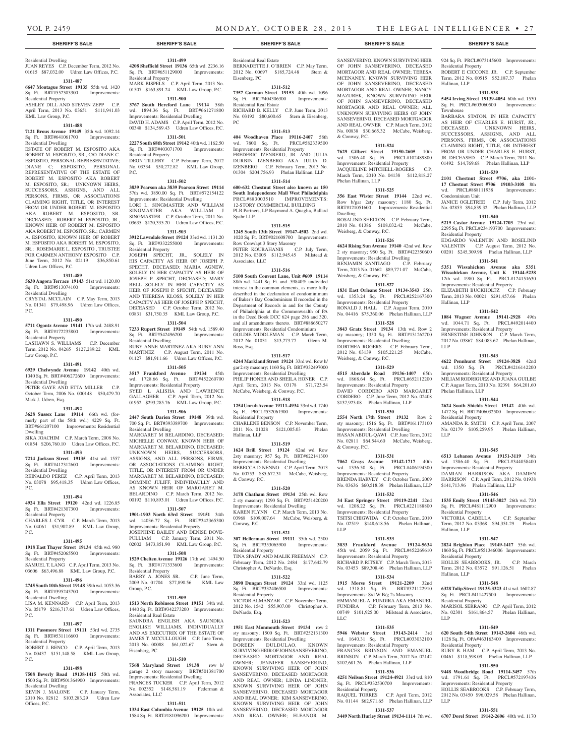## SHERIFF'S SALE

Residential Dwelling
JUAN REYES C.P. December Term, 2012 No. 01615 $87,032.00 Udren Law Offices, P.C.

**1311-487**

**6647 Montague Street 19135** 55th wd. 1420 Sq. Ft. BRT#552303300 Improvements: Residential Property
ASHLEY DILL AND STEVEN ZEPP C.P. April Term, 2013 No. 03651 $111,941.03 KML Law Group, P.C.

**1311-488**

**7121 Brous Avenue 19149** 35th wd. 1092.14 Sq. Ft. BRT#641061700 Improvements: Residential Dwelling
ESTATE OF ROBERT M. ESPOSITO AKA ROBERT M. ESPOSITO, SR., C/O DIANE C. ESPOSITO, PERSONAL REPRESENTATIVE; DIANE C; ESPOSITO, PERSONAL REPRESENTATIVE OF THE ESTATE OF ROBERT M. ESPOSITO AKA ROBERT M. ESPOSITO, SR.; UNKNOWN HEIRS, SUCCESSORS, ASSIGNS, AND ALL PERSONS, FIRMS, OR ASSOCIATIONS CLAIMING RIGHT, TITLE, OR INTEREST FROM OR UNDER ROBERT M. ESPOSITO AKA ROBERT M. ESPOSITO, SR. DECEASED; ROBERT M. ESPOSITO, JR., KNOWN HEIR OF ROBERT M. ESPOSITO AKA ROBERT M. ESPOSITO, SR.; CARMEN A. ESPOSITO, KNOWN HEIR OF ROBERT M. ESPOSITO AKA ROBERT M. ESPOSITO, SR.; ROSEMARIE L. ESPOSITO , TRUSTEE FOR CARMEN ANTHONY ESPOSITO C.P. June Term, 2012 No. 02119 $36,850.61 Udren Law Offices, P.C.

**1311-489**

**5630 Angora Terrace 19143** 51st wd. 1120.00 Sq. Ft. BRT#513074100 Improvements: Residential Dwelling
CRYSTAL MCCLAIN C.P. May Term, 2013 No. 01341 $79,498.96 Udren Law Offices, P.C.

**1311-490**

**5711 Ogontz Avenue 19141** 17th wd. 2488.91 Sq. Ft. BRT#172235800 Improvements: Residential Property
LASHAWN S. WILLIAMS C.P. December Term, 2012 No. 04265 $127,289.22 KML Law Group, P.C.

**1311-491**

**6929 Chelwynde Avenue 19142** 40th wd. 1040 Sq. Ft. BRT#406272600 Improvements: Residential Dwelling
PETER GAYE AND ETTA MILLER C.P. October Term, 2006 No. 000148 $50,479.70 Mark J. Udren, Esq.

**1311-492**

**3628 Sussex Lane 19114** 66th wd. (formerly part of the 58th wd.) 4229 Sq. Ft. BRT#661207100 Improvements: Residential Dwelling
SIKA JOACHIM C.P. March Term, 2008 No. 01854 $206,760.10 Udren Law Offices, P.C.

**1311-493**

**7214 Jackson Street 19135** 41st wd. 1557 Sq. Ft. BRT#412312600 Improvements: Residential Dwelling
REINALDO PEREZ C.P. April Term, 2013 No. 03078 $95,418.35 Udren Law Offices, P.C.

**1311-494**

**4924 Ella Street 19120** 42nd wd. 1226.85 Sq. Ft. BRT#421307300 Improvements: Residential Property
CHARLES J. CYR C.P. March Term, 2013 No. 04061 $51,902.89 KML Law Group, P.C.

**1311-495**

**1918 East Thayer Street 19134** 45th wd. 980 Sq. Ft. BRT#452065500 Improvements: Residential Property
SAMUEL T. LANG C.P. April Term, 2013 No. 03606 $63,496.88 KML Law Group, P.C.

**1311-496**

**2745 South 10th Street 19148** 39th wd. 1053.36 Sq. Ft. BRT#395245700 Improvements: Residential Dwelling
LISA M. KENNARD C.P. April Term, 2013 No. 05179 $216,717.61 Udren Law Offices, P.C.

**1311-497**

**1311 Passmore Street 19111** 53rd wd. 2735 Sq. Ft. BRT#531116600 Improvements: Residential Property
ROBERT J. BENCO C.P. April Term, 2013 No. 00437 $151,148.58 KML Law Group, P.C.

**1311-498**

**7508 Beverly Road 19138-1415** 50th wd. 1500 Sq. Ft. BRT#501364900 Improvements: Residential Dwelling
KEVIN J. MALONE C.P. January Term, 2010 No. 02812 $103,283.29 Udren Law Offices, P.C.

**1311-499**

**4208 Sheffield Street 19136** 65th wd. 2236.16 Sq. Ft. BRT#651129000 Improvements: Residential Property
MARK BISPELS C.P. April Term, 2013 No. 01507 $163,891.24 KML Law Group, P.C.

**1311-500**

**3767 South Hereford Lane 19114** 58th wd. 1894.36 Sq. Ft. BRT#661271800 Improvements: Residential Dwelling
DAVID H. ADAMS C.P. April Term, 2012 No. 00348 $134,589.43 Udren Law Offices, P.C.

**1311-501**

**2227 South 68th Street 19142** 40th wd. 1162.50 Sq. Ft. BRT#403071700 Improvements: Residential Property
DEON TILLERY C.P. February Term, 2012 No. 03334 $50,272.82 KML Law Group, P.C.

**1311-502**

**3839 Pearson aka 3839 Pearson Street 19114** 57th wd. 3850.00 Sq. Ft. BRT#572154122 Improvements: Residential Dwelling
LORI L. SINGMASTER AND WILLIAM SINGMASTER AKA WILLIAM J SINGMASTER C.P. October Term, 2011 No. 03635 $120,335.20 Udren Law Offices, P.C.

**1311-503**

**3912 Lawndale Street 19124** 33rd wd. 1131.20 Sq. Ft. BRT#332255000 Improvements: Residential Property
JOSEPH SPECHT, JR., SOLELY IN HIS CAPACITY AS HEIR OF JOSEPH P. SPECHT, DECEASED; MARIA AGNEW, SOLELY IN HER CAPACITY AS HEIR OF JOSEPH P. SPECHT, DECEASED; MARY BELL SOLELY IN HER CAPACITY AS HEIR OF JOSEPH P. SPECHT, DECEASED AND THERESA KLOSS, SOLELY IN HER CAPACITY AS HEIR OF JOSEPH P. SPECHT, DECEASED C.P. October Term, 2012 No. 03831 $31,750.35 KML Law Group, P.C.

**1311-504**

**7233 Rupert Street 19149** 54th wd. 1589.40 Sq. Ft. BRT#542496200 Improvements: Residential Dwelling
RUBY ANNE MARTINEZ AKA RUBY ANN MARTINEZ C.P. August Term, 2011 No. 01127 $81,911.66 Udren Law Offices, P.C.

**1311-505**

**3517 Frankford Avenue 19134** 45th wd. 1728.66 Sq. Ft. BRT#452260700 Improvements: Residential Property
SYED L. ALISHA AND LAWRENCE GALLAGHER C.P. April Term, 2012 No. 01952 $293,285.76 KML Law Group, P.C.

**1311-506**

**2447 South Darien Street 19148** 39th wd. 700 Sq. Ft. BRT#393389700 Improvements: Residential Dwelling
MARGARET M BELARDINO, DECEASED; MICHELLE CONWAY, KNOWN HEIR OF MARGARET M. BELARDINO, DECEASED; UNKNOWN HEIRS, SUCCESSORS, ASSIGNS, AND ALL PERSONS, FIRMS, OR ASSOCIATIONS CLAIMING RIGHT, TITLE, OR INTEREST FROM OR UNDER MARGARET M. BELARDINO, DECEASED; DOMINIC JULIFF, INDIVIDAULLY AND AS KNOWN HEIR OF MARGARET M. BELARDINO C.P. March Term, 2012 No. 00192 $110,893.01 Udren Law Offices, P.C.

**1311-507**

**1901-1903 North 63rd Street 19151** 34th wd. 14036.77 Sq. Ft. BRT#342365300 Improvements: Residential Property
JOSEPHINE BAILEY AND DENISE DOVE-PULLIAM C.P. January Term, 2011 No. 02002 $473,851.90 KML Law Group, P.C.

**1311-508**

**1529 Chelten Avenue 19126** 17th wd. 1494.50 Sq. Ft. BRT#171333600 Improvements: Residential Property
BARRY A. JONES SR. C.P. June Term, 2009 No. 01704 $77,890.56 KML Law Group, P.C.

**1311-509**

**1513 North Robinson Street 19151** 34th wd. 1440 Sq. Ft. BRT#342273200 Improvements: Residential Real Estate
SAUNDRA ENGLISH AKA SAUNDRA ENGLISH WILLIAMS, INDIVIDUALLY AND AS EXECUTRIX OF THE ESTATE OF JAMES T. MCCULLOUGH C.P. June Term, 2013 No. 00088 $61,022.67 Stern & Eisenberg, PC

**1311-510**

**7568 Maryland Street 19138** row b/ garage 2 story masonry BRT#501381700 Improvements: Residential Dwelling
FRANCES TUCKER C.P. April Term, 2012 No. 002352 $148,581.19 Federman & Associates, LLC

**1311-511**

**1334 East Columbia Avenue 19125** 18th wd. 1584 Sq. Ft. BRT#181096200 Improvements: Residential Real Estate
BERNADETTE J. O'BRIEN C.P. May Term, 2012 No. 00697 $185,724.48 Stern & Eisenberg, PC

**1311-512**

**7357 Garman Street 19153** 40th wd. 1096 Sq. Ft. BRT#404306300 Improvements: Residential Real Estate
RICHARD B. KELLY C.P. June Term, 2013 No. 03192 $80,600.65 Stern & Eisenberg, PC

**1311-513**

**404 Woodhaven Place 19116-2407** 58th wd. 7800 Sq. Ft. PRCL#582339500 Improvements: Residential Property
FREDERIC IZENBERG, JR. AND JULIA DURBIN IZENBERG AKA JULIA D. IZENBERG C.P. February Term, 2013 No. 01304 $204,756.93 Phelan Hallinan, LLP

**1311-514**

**600-632 Chestnut Street also known as 150 South Independence Mall West Philadelphia** PRCL#883003510 IMPROVEMENTS: 12-STORY COMMERCIAL BUILDING
PLB Partners, LP Raymond A. Quaglia, Ballard Spahr LLP

**1311-515**

**1245 South 13th Street 19147-4502** 2nd wd. 1020 Sq. Ft. BRT#021608700 Improvements: Row Conv/apt 3 Story Masonry
PETER KOURAHANIS C.P. July Term, 2012 No. 03005 $112,945.45 Milstead & Associates, LLC

**1311-516**

**5100 South Convent Lane, Unit #609 19114** 88th wd. 1441 Sq. Ft. and .59840% undivided interest in the common elements, as more fully described in the declaration of condominimum of Baker's Bay Condominium II recorded in the Department of Records in and for the County of Philadelphia at the Commonwealth of PA in the Deed Book DCC 624 page 286 and 320, and all amendments thereto. BRT#888650277 Improvements: Residential Condominium
GOLDIE MIDDLEMAN C.P. March Term, 2012 No. 01031 $13,273.77 Glenn M. Ross, Esq.

**1311-517**

**4244 Markland Street 19124** 33rd wd. Row b/ gar 2 sty masonry; 1160 Sq. Ft. BRT#332497000 Improvements: Residential Dwelling
PHILIP HONER AND SHEILA HONER C.P. April Term, 2013 No. 03178 $71,723.54 McCabe, Weisberg, & Conway, P.C.

**1311-518**

**1254 Unruh Avenue 19111-4934** 53rd wd. 1740 Sq. Ft. PRCL#532061900 Improvements: Residential Property
CHARLENE BENSON C.P. November Term, 2011 No. 01028 $121,005.03 Phelan Hallinan, LLP

**1311-519**

**1624 Brill Street 19124** 62nd wd. Row 2sty masonry; 957 Sq. Ft. BRT#622141300 Improvements: Residential Dwelling
REBECCA D NENNO C.P. April Term, 2013 No. 00753 $85,672.31 McCabe, Weisberg, & Conway, P.C.

**1311-520**

**3178 Chatham Street 19134** 25th wd. Row 2 sty masonry; 1290 Sq. Ft. BRT#251420200 Improvements: Residential Dwelling
KAREN FLYNN C.P. March Term, 2013 No. 03968 $109,007.64 McCabe, Weisberg, & Conway, P.C.

**1311-521**

**307 Hellerman Street 19111** 35th wd. 2500 Sq. Ft. BRT#353065900 Improvements: Residential Property
TINA SPADY AND MALIK FREEMAN C.P. February Term, 2012 No. 2484 $177,642.79 Christopher A. DeNardo, Esq.

**1311-522**

**3890 Dungan Street 19124** 33rd wd. 1125 Sq. Ft. BRT#332406500 Improvements: Residential Property
VICTOR ALMANZAR C.P. November Term, 2012 No. 1542 $55,907.00 Christopher A. DeNardo, Esq.

**1311-523**

**1951 East Monmouth Street 19134** row 2 sty masonry; 1500 Sq. Ft. BRT#252131300 Improvements: Residential Dwelling
DOREEN DULDULAO, KNOWN SURVIVING HEIR OF JOHN SANSEVERINO, DECEASED MORTAGOR AND REAL OWNER; JENNIFER SANSEVERINO, KNOWN SURVIVING HEIR OF JOHN SANSEVERINO, DECEASED MORTAGOR AND REAL OWNER; LINDA LINDNER, KNOWN SURVIVING HEIR OF JOHN SANSEVERINO, DECEASED MORTAGOR AND REAL OWNER; KIM SANSEVERINO, KNOWN SURVIVING HEIR OF JOHN SANSEVERINO, DECEASED MORTAGOR AND REAL OWNER; ELEANOR M. SANSEVERINO, KNOWN SURVIVING HEIR OF JOHN SANSEVERINO, DECEASED MORTAGOR AND REAL OWNER; TERESA MCENANEY, KNOWN SURVIVING HEIR OF JOHN SANSEVERINO, DECEASED MORTAGOR AND REAL OWNER; NANCY MAZUREK, KNOWN SURVIVING HEIR OF JOHN SANSEVERINO, DECEASED MORTAGOR AND REAL OWNER; ALL UNKNOWN SURVIVING HEIRS OF JOHN SANSEVERINO, DECEASED MORTGAGOR AND REAL OWNER C.P. March Term, 2012 No. 00838 $30,665.32 McCabe, Weisberg, & Conway, P.C.

**1311-524**

**7629 Gilbert Street 19150-2605** 10th wd. 1306.40 Sq. Ft. PRCL#102489800 Improvements: Residential Property
JACQUELINE MITCHELL-ROGERS C.P. March Term, 2010 No. 04138 $112,818.27 Phelan Hallinan, LLP

**1311-525**

**356 East Wister Street 19144** 22nd wd. Row b/gar 2sty masonry; 1180 Sq. Ft. BRT#121051600 Improvements: Residential Dwelling
ROSALIND SHELTON C.P. February Term, 2010 No. 01386 $108,032.42 McCabe, Weisberg, & Conway, P.C.

**1311-526**

**4624 Rising Sun Avenue 19140** 42nd wd. Row 2 sty masonry; 950 Sq. Ft. BRT#422350600 Improvements: Residential Dwelling
BENJAMIN SANTIAGO C.P. February Term, 2013 No. 01662 $89,771.07 McCabe, Weisberg, & Conway, P.C.

**1311-527**

**1831 East Orleans Street 19134-3543** 25th wd. 1353.24 Sq. Ft. PRCL#252167300 Improvements: Residential Property
RONALD J. HALL C.P. August Term, 2010 No. 04416 $75,360.06 Phelan Hallinan, LLP

**1311-528**

**3843 Gratz Street 19134** 13th wd. Row 2 sty masonry; 1350 Sq. Ft. BRT#131262700 Improvements: Residential Dwelling
DORTHEA ROGERS C.P. February Term, 2012 No. 03139 $105,221.25 McCabe, Weisberg, & Conway, P.C.

**1311-529**

**4515 Aberdale Road 19136-1407** 65th wd. 1868.64 Sq. Ft. PRCL#652112200 Improvements: Residential Property
DAVID CORDERO AND MARGARET CORDERO C.P. June Term, 2012 No. 02408 $137,923.08 Phelan Hallinan, LLP

**1311-530**

**2554 North 17th Street 19132** Row 2 sty masonry; 1516 Sq. Ft. BRT#161173100 Improvements: Residential Dwelling
HASAN ABDUL-QAWI C.P. June Term, 2012 No. 02811 $64,544.60 McCabe, Weisberg, & Conway, P.C.

**1311-531**

**7062 Grays Avenue 19142-1717** 40th wd. 1336.50 Sq. Ft. PRCL#406194300 Improvements: Residential Property
BRENDA HARVEY C.P. October Term, 2009 No. 03636 $60,518.38 Phelan Hallinan, LLP

**1311-532**

**34 East Springer Street 19119-2241** 22nd wd. 1208.22 Sq. Ft. PRCL#221188800 Improvements: Residential Property
TSITSI CHIGWIDA C.P. October Term, 2010 No. 02519 $148,618.56 Phelan Hallinan, LLP

**1311-533**

**3833 Frankford Avenue 19124-5634** 45th wd. 2059 Sq. Ft. PRCL#452269610 Improvements: Residential Property
RICHARD P. RITSKY C.P. March Term, 2013 No. 03453 $89,308.46 Phelan Hallinan, LLP

**1311-534**

**1915 Morse Street 19121-2209** 32nd wd. 1318.81 Sq. Ft. BRT#321122910 Improvements: S/d W B/g 2s Masonry
EMMANUEL A. FUNDIRA AKA EMANUEL FUNDIRA C.P. February Term, 2013 No. 00749 $101,925.00 Milstead & Associates, LLC

**1311-535**

**5946 Webster Street 19143-2414** 3rd wd. 1640.31 Sq. Ft. PRCL#033032100 Improvements: Residential Property
FRANCES BRINSON AND EMANUEL BRINSON C.P. March Term, 2012 No. 02142 $102,681.26 Phelan Hallinan, LLP

**1311-536**

**4251 Neilson Street 19124-4921** 33rd wd. 810 Sq. Ft. PRCL#332530700 Improvements: Residential Property
RAQUEL TORRES C.P. April Term, 2012 No. 01144 $62,971.65 Phelan Hallinan, LLP

**1311-537**

**3449 North Hurley Street 19134-1114** 7th wd. 924 Sq. Ft. PRCL#073145600 Improvements: Residential Property
ROBERT E CICCONE, JR. C.P. September Term, 2012 No. 00515 $52,187.37 Phelan Hallinan, LLP

**1311-538**

**5454 Irving Street 19139-4054** 60th wd. 1530 Sq. Ft. PRCL#603060500 Improvements: Townhouse
BARBARA STATON, IN HER CAPACITY AS HEIR OF CHARLES E. HURST, JR., DECEASED. UNKNOWN HEIRS, SUCCESSORS, ASSIGNS, AND ALL PERSONS, FIRMS, OR ASSOCIATIONS CLAIMING RIGHT, TITLE, OR INTEREST FROM OR UNDER CHARLES E. HURST, JR. DECEASED C.P. March Term, 2011 No. 01492 $14,769.68 Phelan Hallinan, LLP

**1311-539**

**2101 Chestnut Street #706, aka 2101-17 Chestnut Street #706 19103-3108** 8th wd. PRCL#888111938 Improvements: Condominium Unit
JANICE OGLETREE C.P. July Term, 2012 No. 02853 $94,839.32 Phelan Hallinan, LLP

**1311-540**

**5219 Castor Avenue 19124-1703** 23rd wd. 2295 Sq. Ft. PRCL#234193700 Improvements: Residential Property
EDGARDO VALENTIN AND ROSELIND VALENTIN C.P. August Term, 2012 No. 00201 $245,309.98 Phelan Hallinan, LLP

**1311-541**

**5351 Wissahickon Avenue aka 5351 Wissahickon Avenue, Unit K 19144-5238** 12th wd. 1980 Sq. Ft. PRCL#124151630 Improvements: Residential Property
ELIZABETH BUCKHOLTZ C.P. February Term, 2013 No. 00021 $291,457.66 Phelan Hallinan, LLP

**1311-542**

**1084 Wagner Avenue 19141-2928** 49th wd. 1044.71 Sq. Ft. PRCL#492014400 Improvements: Residential Property
ERNESTINE JOHNSON C.P. March Term, 2012 No. 03867 $84,083.62 Phelan Hallinan, LLP

**1311-543**

**4622 Pennhurst Street 19124-3828** 42nd wd. 1350 Sq. Ft. PRCL#4216142200 Improvements: Residential Property
MILIAM RODRIGUEZ AND JUANA GUILBE C.P. August Term, 2010 No. 02391 $64,201.60 Phelan Hallinan, LLP

**1311-544**

**2624 South Shields Street 19142** 40th wd. 1472 Sq. Ft. BRT#406032500 Improvements: Residential Property
AMANDA R. SMITH C.P. April Term, 2007 No. 02179 $105,259.95 Phelan Hallinan, LLP

**1311-545**

**6513 Lebanon Avenue 19151-3119** 34th wd. 1386.40 Sq. Ft. PRCL#344058400 Improvements: Residential Property
DAMIAN HARRISON AKA DAMIEN HARRISON C.P. April Term, 2012 No. 01938 $141,713.96 Phelan Hallinan, LLP

**1311-546**

**1535 Emily Street 19145-3027** 26th wd. 720 Sq. Ft. PRCL#481112900 Improvements: Residential Property
VICTORIA CABELLA C.P. September Term, 2012 No. 03368 $94,351.29 Phelan Hallinan, LLP

**1311-547**

**2824 Brighton Place 19149-1417** 55th wd. 1860 Sq. Ft. PRCL#551346006 Improvements: Residential Property
HOLLIS SEABROOKS, JR. C.P. March Term, 2012 No. 03572 $91,126.51 Phelan Hallinan, LLP

**1311-548**

**6328 Tulip Street 19135-3323** 41st wd. 1602.87 Sq. Ft. PRCL#411427500 Improvements: Residential Property
MARISOL SERRANO C.P. April Term, 2012 No. 02301 $161,864.57 Phelan Hallinan, LLP

**1311-549**

**620 South 54th Street 19143-2604** 46th wd. 1128 Sq. Ft. OPA#463163400 Improvements: Residential Property
RUBY B. HAM C.P. April Term, 2013 No. 00461 $118,598.09 Phelan Hallinan, LLP

**1311-550**

**9448 Woodbridge Road 19114-3457** 57th wd. 1791.61 Sq. Ft. PRCL#572197436 Improvements: Residential Property
HOLLIS SEABROOKS C.P. February Term, 2012 No. 03450 $96,029.58 Phelan Hallinan, LLP

**1311-551**

**6707 Dorel Street 19142-2606** 40th wd. 1170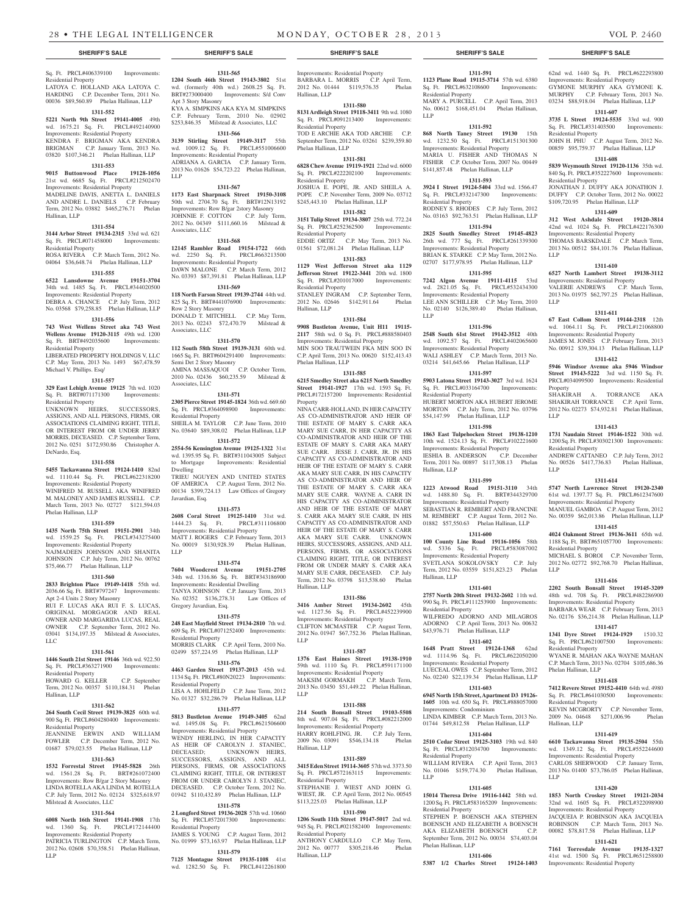**SHERIFF'S SALE**

Sq. Ft. PRCL#406339100 Improvements: Residential Property
LATOYA C. HOLLAND AKA LATOYA C. HARDING C.P. December Term, 2011 No. 00036 $89,560.89 Phelan Hallinan, LLP

**1311-552**

**5221 North 9th Street 19141-4005** 49th wd. 1675.21 Sq. Ft. PRCL#492140900 Improvements: Residential Property
KENDRA F. BRIGMAN AKA KENDRA BRIGMAN C.P. January Term, 2013 No. 03820 $107,346.21 Phelan Hallinan, LLP

**1311-553**

**9015 Buttonwood Place 19128-1056** 21st wd. 6685 Sq. Ft. PRCL#212502470 Improvements: Residential Property
MADELINE DAVIS, ANETTA L. DANIELS AND ANDRE L. DANIELS C.P. February Term, 2012 No. 03882 $465,276.71 Phelan Hallinan, LLP

**1311-554**

**3144 Arbor Street 19134-2315** 33rd wd. 621 Sq. Ft. PRCL#071458000 Improvements: Residential Property
ROSA RIVERA C.P. March Term, 2012 No. 04064 $36,648.74 Phelan Hallinan, LLP

**1311-555**

**6522 Lansdowne Avenue 19151-3704** 34th wd. 1485 Sq. Ft. PRCL#344020500 Improvements: Residential Property
DEBRA A. CHANCE C.P. July Term, 2012 No. 03568 $79,258.85 Phelan Hallinan, LLP

**1311-556**

**743 West Wellens Street aka 743 West Wellens Avenue 19120-3115** 49th wd. 1200 Sq. Ft. BRT#492035600 Improvements: Residential Property
LIBERATED PROPERTY HOLDINGS V, LLC C.P. May Term, 2013 No. 1493 $67,478.59 Michael V. Phillips. Esq/

**1311-557**

**329 East Lehigh Avenue 19125** 7th wd. 1020 Sq. Ft. BRT#071171300 Improvements: Residential Property
UNKNOWN HEIRS, SUCCESSORS, ASSIGNS, AND ALL PERSONS, FIRMS, OR ASSOCIATIONS CLAIMING RIGHT, TITLE, OR INTEREST FROM OR UNDER JERRY MORRIS, DECEASED. C.P. September Term, 2012 No. 0251 $172,930.86 Christopher A. DeNardo, Esq.

**1311-558**

**5455 Tackawanna Street 19124-1410** 82nd wd. 1110.44 Sq. Ft. PRCL#622318200 Improvements: Residential Property
WINIFRED M. RUSSELL AKA WINIFRED M. MALONEY AND JAMES RUSSELL C.P. March Term, 2013 No. 02727 $121,594.03 Phelan Hallinan, LLP

**1311-559**

**1435 North 75th Street 19151-2901** 34th wd. 1559.25 Sq. Ft. PRCL#343275400 Improvements: Residential Property
NAJMADEEN JOHNSON AND SHANITA JOHNSON C.P. July Term, 2012 No. 00762 $75,466.77 Phelan Hallinan, LLP

**1311-560**

**2833 Brighton Place 19149-1418** 55th wd. 2036.66 Sq. Ft. BRT#797247 Improvements: Apt 2-4 Units 2 Story Masonry
RUI F. LUCAS AKA RUI F. S. LUCAS, ORIGINAL MORGAGOR AND REAL OWNER AND MARGARIDA LUCAS, REAL OWNER C.P. September Term, 2012 No. 03041 $134,197.35 Milstead & Associates, LLC

**1311-561**

**1446 South 21st Street 19146** 36th wd. 922.50 Sq. Ft. PRCL#363271900 Improvements: Residential Property
HOWARD G. KELLER C.P. September Term, 2012 No. 00357 $110,184.31 Phelan Hallinan, LLP

**1311-562**

**264 South Cecil Street 19139-3825** 60th wd. 900 Sq. Ft. PRCL#604280400 Improvements: Residential Property
JEANNINE ERWIN AND WILLIAM FOWLER C.P. December Term, 2012 No. 01687 $79,023.55 Phelan Hallinan, LLP

**1311-563**

**1532 Forrestal Street 19145-5828** 26th wd. 1561.28 Sq. Ft. BRT#261072400 Improvements: Row B/gar 2 Story Masonry
LINDA ROTELLA AKA LINDA M. ROTELLA C.P. July Term, 2012 No. 02124 $325,618.97 Milstead & Associates, LLC

**1311-564**

**6008 North 16th Street 19141-1908** 17th wd. 1360 Sq. Ft. PRCL#172144400 Improvements: Residential Property
PATRICIA TURLINGTON C.P. March Term, 2012 No. 02608 $70,358.51 Phelan Hallinan, LLP

**1311-565**

**1204 South 46th Street 19143-3802** 51st wd. (formerly 40th wd.) 2608.25 Sq. Ft. BRT#273000400 Improvements: S/d Conv Apt 3 Story Masonry
KYA A. SIMPKINS AKA KYA M. SIMPKINS C.P. February Term, 2010 No. 02902 $253,846.35 Milstead & Associates, LLC

**1311-566**

**3139 Stirling Street 19149-3117** 55th wd. 1009.12 Sq. Ft. PRCL#551006600 Improvements: Residential Property
ADRIANA A. GARCIA C.P. January Term, 2013 No. 01626 $54,723.22 Phelan Hallinan, LLP

**1311-567**

**1173 East Sharpnack Street 19150-3108** 50th wd. 2704.70 Sq. Ft. BRT#12N13192 Improvements: Row B/gar 2story Masonry
JOHNNIE F. COTTON C.P. July Term, 2012 No. 04349 $111,660.16 Milstead & Associates, LLC

**1311-568**

**12145 Rambler Road 19154-1722** 66th wd. 2250 Sq. Ft. PRCL#663213500 Improvements: Residential Property
DAWN MALONE C.P. March Term, 2012 No. 03393 $87,391.81 Phelan Hallinan, LLP

**1311-569**

**118 North Farson Street 19139-2744** 44th wd. 825 Sq. Ft. BRT#441076900 Improvements: Row 2 Story Masonry
DONALD T. MITCHELL C.P. May Term, 2013 No. 02243 $72,470.79 Milstead & Associates, LLC

**1311-570**

**112 South 58th Street 19139-3131** 60th wd. 1665 Sq. Ft. BRT#604291400 Improvements: Semi Det 2 Story Masonry
AMINA MASSAQUOI C.P. October Term, 2010 No. 02436 $60,235.59 Milstead & Associates, LLC

**1311-571**

**2305 Pierce Street 19145-1824** 36th wd. 669.60 Sq. Ft. PRCL#364098900 Improvements: Residential Property
SHEILA M. TAYLOR C.P. June Term, 2010 No. 03640 $89,308.02 Phelan Hallinan, LLP

**1311-572**

**2554-56 Kensington Avenue 19125-1322** 31st wd. 1395.95 Sq. Ft. BRT#311043005 Subject to Mortgage Improvements: Residential Dwelling
TRIEU NGUYEN AND UNITED STATES OF AMERICA C.P. August Term, 2012 No. 00134 $399,724.13 Law Offices of Gregory Javardian, Esq.

**1311-573**

**2608 Coral Street 19125-1410** 31st wd. 1444.23 Sq. Ft. PRCL#311106800 Improvements: Residential Property
MATT J. ROGERS C.P. February Term, 2013 No. 00019 $130,928.39 Phelan Hallinan, LLP

**1311-574**

**7604 Woodcrest Avenue 19151-2705** 34th wd. 1316.86 Sq. Ft. BRT#343186900 Improvements: Residential Dwelling
TANYA JOHNSON C.P. January Term, 2013 No. 02352 $136,278.31 Law Offices of Gregory Javardian, Esq.

**1311-575**

**248 East Mayfield Street 19134-2810** 7th wd. 609 Sq. Ft. PRCL#071252400 Improvements: Residential Property
MORRIS CLARK C.P. April Term, 2010 No. 02499 $57,224.95 Phelan Hallinan, LLP

**1311-576**

**4463 Garden Street 19137-2013** 45th wd. 1134 Sq. Ft. PRCL#80N20223 Improvements: Residential Property
LISA A. HOHLFELD C.P. June Term, 2012 No. 01327 $32,286.79 Phelan Hallinan, LLP

**1311-577**

**5813 Bustleton Avenue 19149-3405** 62nd wd. 1495.08 Sq. Ft. PRCL#621506600 Improvements: Residential Property
WENDY HERLING, IN HER CAPACITY AS HEIR OF CAROLYN J. STANIEC, DECEASED; UNKNOWN HEIRS, SUCCESSORS, ASSIGNS, AND ALL PERSONS, FIRMS, OR ASSOCIATIONS CLAIMING RIGHT, TITLE, OR INTEREST FROM OR UNDER CAROLYN J. STANIEC, DECEASED. C.P. October Term, 2012 No. 01942 $110,432.89 Phelan Hallinan, LLP

**1311-578**

**2 Longford Street 19136-2028** 57th wd. 10660 Sq. Ft. PRCL#572017300 Improvements: Residential Property
JAMES S. YOUNG C.P. August Term, 2012 No. 01999 $73,163.97 Phelan Hallinan, LLP

**1311-579**

**7125 Montague Street 19135-1108** 41st wd. 1282.50 Sq. Ft. PRCL#412261800 Improvements: Residential Property
BARBARA L. MORRIS C.P. April Term, 2012 No. 01444 $119,576.35 Phelan Hallinan, LLP

**1311-580**

**8131 Ardleigh Street 19118-3411** 9th wd. 1080 Sq. Ft. PRCL#091213400 Improvements: Residential Property
TOD E ARCHIE AKA TOD ARCHIE C.P. September Term, 2012 No. 03261 $239,359.80 Phelan Hallinan, LLP

**1311-581**

**6828 Chew Avenue 19119-1921** 22nd wd. 6000 Sq. Ft. PRCL#222202100 Improvements: Residential Property
JOSHUA E. POPE, JR. AND SHEILA A. POPE C.P. November Term, 2009 No. 03712 $245,443.10 Phelan Hallinan, LLP

**1311-582**

**3151 Tulip Street 19134-3807** 25th wd. 772.24 Sq. Ft. PRCL#252362500 Improvements: Residential Property
EDDIE ORTIZ C.P. May Term, 2013 No. 01561 $72,081.24 Phelan Hallinan, LLP

**1311-583**

**1129 West Jefferson Street aka 1129 Jefferson Street 19122-3441** 20th wd. 1800 Sq. Ft. PRCL#201017000 Improvements: Residential Property
STANLEY INGRAM C.P. September Term, 2012 No. 02646 $142,911.64 Phelan Hallinan, LLP

**1311-584**

**9908 Bustleton Avenue, Unit H11 19115-2117** 58th wd. 0 Sq. Ft. PRCL#888580403 Improvements: Residential Property
MIN SOO TRAUTWEIN FKA MIN SOO IN C.P. April Term, 2013 No. 00620 $152,413.43 Phelan Hallinan, LLP

**1311-585**

**6215 Smedley Street aka 6215 North Smedley Street 19141-1927** 17th wd. 1593 Sq. Ft. PRCL#172157200 Improvements: Residential Property
NINA CARR-HOLLAND, IN HER CAPACITY AS CO-ADMINISTRATOR AND HEIR OF THE ESTATE OF MARY S. CARR AKA MARY SUE CARR, IN HER CAPACITY AS CO-ADMINISTRATOR AND HEIR OF THE ESTATE OF MARY S. CARR AKA MARY SUE CARR. JESSE J. CARR, JR. IN HIS CAPACITY AS CO-ADMINISTRATOR AND HEIR OF THE ESTATE OF MARY S. CARR AKA MARY SUE CARR, IN HIS CAPACITY AS CO-ADMINISTRATOR AND HEIR OF THE ESTATE OF MARY S. CARR AKA MARY SUE CARR. WAYNE A. CARR IN HIS CAPACITY AS CO-ADMINISTRATOR AND HEIR OF THE ESTATE OF MARY S. CARR AKA MARY SUE CARR, IN HIS CAPACITY AS CO-ADMINISTRATOR AND HEIR OF THE ESTATE OF MARY S. CARR AKA MARY SUE CARR. UNKNOWN HEIRS, SUCCESSORS, ASSIGNS, AND ALL PERSONS, FIRMS, OR ASSOCIATIONS CLAIMING RIGHT, TITLE, OR INTEREST FROM OR UNDER MARY S. CARR AKA MARY SUE CARR, DECEASED. C.P. July Term, 2012 No. 03798 $13,538.60 Phelan Hallinan, LLP

**1311-586**

**3416 Amber Street 19134-2602** 45th wd. 1127.56 Sq. Ft. PRCL#452239900 Improvements: Residential Property
CLIFTON MCMASTER C.P. August Term, 2012 No. 01947 $67,752.36 Phelan Hallinan, LLP

**1311-587**

**1376 East Haines Street 19138-1910** 59th wd. 1110 Sq. Ft. PRCL#591171100 Improvements: Residential Property
MAKSIM GORMAKH C.P. March Term, 2013 No. 03450 $51,449.22 Phelan Hallinan, LLP

**1311-588**

**214 South Bonsall Street 19103-5508** 8th wd. 907.04 Sq. Ft. PRCL#082212000 Improvements: Residential Property
HARRY ROHLFING, JR. C.P. July Term, 2009 No. 03091 $546,134.18 Phelan Hallinan, LLP

**1311-589**

**3415 Eden Street 19114-3605** 57th wd. 3373.50 Sq. Ft. PRCL#572163115 Improvements: Residential Property
STEPHANIE J. WIEST AND JOHN G. WIEST, JR. C.P. April Term, 2012 No. 00545 $113,225.03 Phelan Hallinan, LLP

**1311-590**

**1206 South 11th Street 19147-5017** 2nd wd. 945 Sq. Ft. PRCL#021582400 Improvements: Residential Property
ANTHONY CARDULLO C.P. May Term, 2012 No. 00777 $305,218.46 Phelan Hallinan, LLP

**1311-591**

**1123 Plane Road 19115-3714** 57th wd. 6380 Sq. Ft. PRCL#632108600 Improvements: Residential Property
MARY A. PURCELL C.P. April Term, 2013 No. 00612 $168,451.04 Phelan Hallinan, LLP

**1311-592**

**868 North Taney Street 19130** 15th wd. 1232.50 Sq. Ft. PRCL#151301300 Improvements: Residential Property
MARIA U. FISHER AND THOMAS N FISHER C.P. October Term, 2007 No. 00449 $141,857.48 Phelan Hallinan, LLP

**1311-593**

**3924 I Street 19124-5404** 33rd wd. 1566.47 Sq. Ft. PRCL#332147300 Improvements: Residential Property
RODNEY S. RHODES C.P. July Term, 2012 No. 03163 $92,763.51 Phelan Hallinan, LLP

**1311-594**

**2825 South Smedley Street 19145-4823** 26th wd. 777 Sq. Ft. PRCL#261339300 Improvements: Residential Property
BRIAN K. STARKE C.P. May Term, 2012 No. 02707 $177,978.95 Phelan Hallinan, LLP

**1311-595**

**7242 Algon Avenue 19111-4115** 53rd wd. 2821.05 Sq. Ft. PRCL#532434300 Improvements: Residential Property
LEE ANN SCHILLER C.P. May Term, 2010 No. 02140 $126,389.40 Phelan Hallinan, LLP

**1311-596**

**2548 South 61st Street 19142-3512** 40th wd. 1092.57 Sq. Ft. PRCL#402065600 Improvements: Residential Property
WALI ASHLEY C.P. March Term, 2013 No. 03214 $41,645.66 Phelan Hallinan, LLP

**1311-597**

**5903 Latona Street 19143-3027** 3rd wd. 1624 Sq. Ft. PRCL#033164700 Improvements: Residential Property
HUBERT MORTON AKA HUBERT JEROME MORTON C.P. July Term, 2012 No. 03796 $54,147.99 Phelan Hallinan, LLP

**1311-598**

**1863 East Tulpehocken Street 19138-1210** 10th wd. 1524.13 Sq. Ft. PRCL#102221600 Improvements: Residential Property
IESHIA B. ANDERSON C.P. December Term, 2011 No. 00897 $117,308.13 Phelan Hallinan, LLP

**1311-599**

**1223 Atwood Road 19151-3110** 34th wd. 1488.80 Sq. Ft. BRT#344329700 Improvements: Residential Property
SEBASTIAN R. REMBERT AND FRANCINE M. REMBERT C.P. August Term, 2012 No. 01882 $57,550.63 Phelan Hallinan, LLP

**1311-600**

**100 County Line Road 19116-1056** 58th wd. 5336 Sq. Ft. PRCL#583087002 Improvements: Residential Property
SVETLANA SOKOLOVSKY C.P. July Term, 2012 No. 03559 $151,823.23 Phelan Hallinan, LLP

**1311-601**

**2757 North 20th Street 19132-2602** 11th wd. 990 Sq. Ft. PRCL#111253900 Improvements: Residential Property
WILFREDO ADORNO AND MILAGROS ADORNO C.P. April Term, 2013 No. 00632 $43,976.71 Phelan Hallinan, LLP

**1311-602**

**1648 Pratt Street 19124-1368** 62nd wd. 1114.96 Sq. Ft. PRCL#622050200 Improvements: Residential Property
LUECEAL OWES C.P. September Term, 2012 No. 02240 $22,139.34 Phelan Hallinan, LLP

**1311-603**

**6945 North 15th Street, Apartment D3 19126-1605** 10th wd. 650 Sq. Ft. PRCL#888057000 Improvements: Condominium
LINDA KIMBER C.P. March Term, 2013 No. 01744 $49,812.58 Phelan Hallinan, LLP

**1311-604**

**2510 Cedar Street 19125-3103** 19th wd. 840 Sq. Ft. PRCL#312034700 Improvements: Residential Property
WILLIAM RIVERA C.P. April Term, 2013 No. 01046 $159,774.30 Phelan Hallinan, LLP

**1311-605**

**15014 Theresa Drive 19116-1442** 58th wd. 1200 Sq. Ft. PRCL#583165209 Improvements: Residential Property
STEPHEN P. BOENSCH AKA STEPHEN BOENSCH AND ELIZABETH A BOENSCH AKA ELIZABETH BOENSCH C.P. September Term, 2012 No. 00034 $74,403.04 Phelan Hallinan, LLP

**1311-606**

**5387 1/2 Charles Street 19124-1403** 62nd wd. 1440 Sq. Ft. PRCL#622293800 Improvements: Residential Property
GYMONE MURPHY AKA GYMONE K. MURPHY C.P. February Term, 2013 No. 03234 $88,918.04 Phelan Hallinan, LLP

**1311-607**

**3735 L Street 19124-5535** 33rd wd. 900 Sq. Ft. PRCL#331403500 Improvements: Residential Property
JOHN H. PHU C.P. August Term, 2012 No. 00859 $95,759.37 Phelan Hallinan, LLP

**1311-608**

**5839 Weymouth Street 19120-1136** 35th wd. 840 Sq. Ft. PRCL#352227600 Improvements: Residential Property
JONATHAN J. DUFFY AKA JONATHON J. DUFFY C.P. October Term, 2012 No. 00022 $109,720.95 Phelan Hallinan, LLP

**1311-609**

**312 West Ashdale Street 19120-3814** 42nd wd. 1024 Sq. Ft. PRCL#422176300 Improvements: Residential Property
THOMAS BARSKDALE C.P. March Term, 2013 No. 00512 $84,101.76 Phelan Hallinan, LLP

**1311-610**

**6527 North Lambert Street 19138-3112** Improvements: Residential Property
VALERIE ANDREWS C.P. March Term, 2013 No. 01975 $62,797.25 Phelan Hallinan, LLP

**1311-611**

**67 East Collom Street 19144-2318** 12th wd. 1064.11 Sq. Ft. PRCL#121068800 Improvements: Residential Property
JAMES M. JONES C.P. February Term, 2013 No. 00912 $39,304.13 Phelan Hallinan, LLP

**1311-612**

**5946 Windsor Avenue aka 5946 Windsor Street 19143-5222** 3rd wd. 1150 Sq. Ft. PRCL#034099500 Improvements: Residential Property
SHAKIRAH A. TORRANCE AKA SHAKIRAH TORRANCE C.P. April Term, 2012 No. 02273 $74,932.81 Phelan Hallinan, LLP

**1311-613**

**1731 Naudain Street 19146-1522** 30th wd. 1200 Sq. Ft. PRCL#303021300 Improvements: Residential Property
ANDREW CATTANEO C.P. July Term, 2012 No. 00526 $417,736.83 Phelan Hallinan, LLP

**1311-614**

**5747 North Lawrence Street 19120-2340** 61st wd. 1397.77 Sq. Ft. PRCL#612347600 Improvements: Residential Property
MANUEL GAMBOA C.P. August Term, 2012 No. 00359 $62,013.86 Phelan Hallinan, LLP

**1311-615**

**4024 Oakmont Street 19136-3611** 65th wd. 1188 Sq. Ft. BRT#651057700 Improvements: Residential Property
MICHAEL S. BOROI C.P. November Term, 2012 No. 02772 $92,768.70 Phelan Hallinan, LLP

**1311-616**

**2202 South Bonsall Street 19145-3209** 48th wd. 708 Sq. Ft. PRCL#482286900 Improvements: Residential Property
BARBARA WEAR C.P. February Term, 2013 No. 02176 $36,214.38 Phelan Hallinan, LLP

**1311-617**

**1341 Dyre Street 19124-1929** 1510.32 Sq. Ft. PRCL#621007500 Improvements: Residential Property
WYANE R. MAHAN AKA WAYNE MAHAN C.P. March Term, 2013 No. 02704 $105,686.36 Phelan Hallinan, LLP

**1311-618**

**7152 Revere Street 19152-4410** 64th wd. 4980 Sq. Ft. PRCL#641030500 Improvements: Residential Property
KEVIN MCGRORTY C.P. November Term, 2009 No. 04648 $271,006.96 Phelan Hallinan, LLP

**1311-619**

**6610 Tackawanna Street 19135-2504** 55th wd. 1349.12 Sq. Ft. PRCL#552244600 Improvements: Residential Property
CARLOS SHERWOOD C.P. January Term, 2013 No. 01400 $73,786.05 Phelan Hallinan, LLP

**1311-620**

**1853 North Croskey Street 19121-2034** 32nd wd. 1605 Sq. Ft. PRCL#322098900 Improvements: Residential Property
JACQUEIA P. ROBINSON AKA JACQUEIA ROBINSON C.P. March Term, 2013 No. 00082 $78,817.58 Phelan Hallinan, LLP

**1311-621**

**7161 Torresdale Avenue 19135-1327** 41st wd. 1500 Sq. Ft. PRCL#651258800 Improvements: Residential Property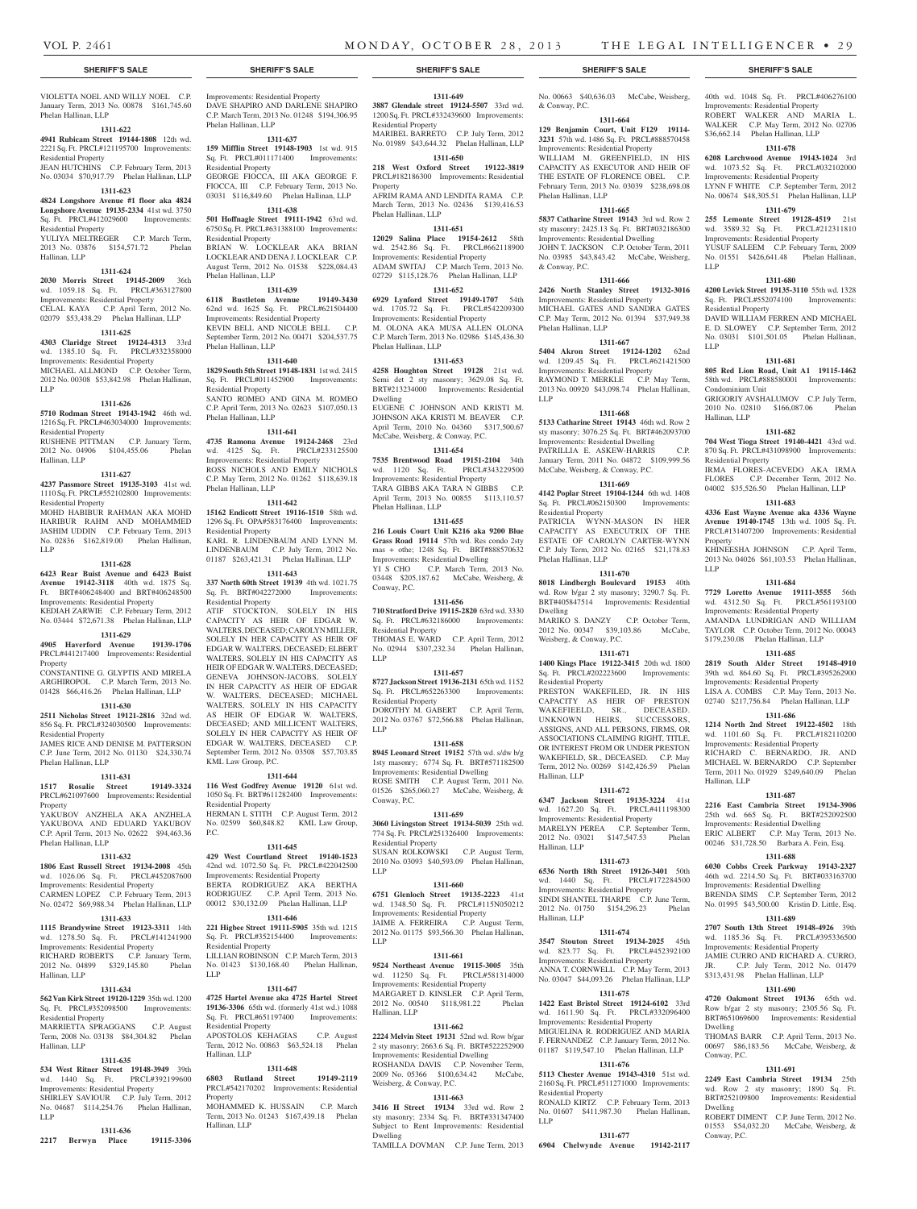VIOLETTA NOEL AND WILLY NOEL C.P. January Term, 2013 No. 00878 $161,745.60 Phelan Hallinan, LLP

**1311-622**

**4941 Rubicam Street 19144-1808** 12th wd. 2221 Sq. Ft. PRCL#121195700 Improvements: Residential Property

JEAN HUTCHINS C.P. February Term, 2013 No. 03034 $70,917.79 Phelan Hallinan, LLP

**1311-623**

**4824 Longshore Avenue #1 floor aka 4824 Longshore Avenue 19135-2334** 41st wd. 3750 Sq. Ft. PRCL#412029600 Improvements: Residential Property

YULIYA MELTREGER C.P. March Term, 2013 No. 03876 $154,571.72 Phelan Hallinan, LLP

**1311-624**

**2030 Morris Street 19145-2009** 36th wd. 1059.18 Sq. Ft. PRCL#363127800 Improvements: Residential Property

CELAL KAYA C.P. April Term, 2012 No. 02079 $53,438.29 Phelan Hallinan, LLP

**1311-625**

**4303 Claridge Street 19124-4313** 33rd wd. 1385.10 Sq. Ft. PRCL#332358000 Improvements: Residential Property

MICHAEL ALLMOND C.P. October Term, 2012 No. 00308 $53,842.98 Phelan Hallinan, LLP

**1311-626**

**5710 Rodman Street 19143-1942** 46th wd. 1216 Sq. Ft. PRCL#463034000 Improvements: Residential Property

RUSHENE PITTMAN C.P. January Term, 2012 No. 04906 $104,455.06 Phelan Hallinan, LLP

**1311-627**

**4237 Passmore Street 19135-3103** 41st wd. 1110 Sq. Ft. PRCL#552102800 Improvements: Residential Property

MOHD HABIBUR RAHMAN AKA MOHD HARIBUR RAHM AND MOHAMMED JASHIM UDDIN C.P. February Term, 2013 No. 02836 $162,819.00 Phelan Hallinan, LLP

**1311-628**

**6423 Rear Buist Avenue and 6423 Buist Avenue 19142-3118** 40th wd. 1875 Sq. Ft. BRT#406248400 and BRT#406248500 Improvements: Residential Property

KEDIAH ZARWIE C.P. February Term, 2012 No. 03444 $72,671.38 Phelan Hallinan, LLP

**1311-629**

**4905 Haverford Avenue 19139-1706** PRCL#441217400 Improvements: Residential Property

CONSTANTINE G. GLYPTIS AND MIRELA ARGHIROPOL C.P. March Term, 2013 No. 01428 $66,416.26 Phelan Hallinan, LLP

**1311-630**

**2511 Nicholas Street 19121-2816** 32nd wd. 856 Sq. Ft. PRCL#324030500 Improvements: Residential Property

JAMES RICE AND DENISE M. PATTERSON C.P. June Term, 2012 No. 01130 $24,330.74 Phelan Hallinan, LLP

**1311-631**

**1517 Rosalie Street 19149-3324** PRCL#621097600 Improvements: Residential Property

YAKUBOV ANZHELA AKA ANZHELA YAKUBOVA AND EDUARD YAKUBOV C.P. April Term, 2013 No. 02622 $94,463.36 Phelan Hallinan, LLP

**1311-632**

**1806 East Russell Street 19134-2008** 45th wd. 1026.06 Sq. Ft. PRCL#452087600 Improvements: Residential Property

CARMEN LOPEZ C.P. February Term, 2013 No. 02472 $69,988.34 Phelan Hallinan, LLP

**1311-633**

**1115 Brandywine Street 19123-3311** 14th wd. 1278.50 Sq. Ft. PRCL#141241900 Improvements: Residential Property

RICHARD ROBERTS C.P. January Term, 2012 No. 04899 $329,145.80 Phelan Hallinan, LLP

**1311-634**

**562 Van Kirk Street 19120-1229** 35th wd. 1200 Sq. Ft. PRCL#352098500 Improvements: Residential Property

MARRIETTA SPRAGGANS C.P. August Term, 2008 No. 03138 $84,304.82 Phelan Hallinan, LLP

**1311-635**

**534 West Ritner Street 19148-3949** 39th wd. 1440 Sq. Ft. PRCL#392199600 Improvements: Residential Property

SHIRLEY SAVIOUR C.P. July Term, 2012 No. 04687 $114,254.76 Phelan Hallinan, LLP

**1311-636**

**2217 Berwyn Place 19115-3306** Improvements: Residential Property

DAVE SHAPIRO AND DARLENE SHAPIRO C.P. March Term, 2013 No. 01248 $194,306.95 Phelan Hallinan, LLP

**1311-637**

**159 Mifflin Street 19148-1903** 1st wd. 915 Sq. Ft. PRCL#011171400 Improvements: Residential Property

GEORGE FIOCCA, III AKA GEORGE F. FIOCCA, III C.P. February Term, 2013 No. 03031 $116,849.60 Phelan Hallinan, LLP

**1311-638**

**501 Hoffnagle Street 19111-1942** 63rd wd. 6750 Sq. Ft. PRCL#631388100 Improvements: Residential Property

BRIAN W. LOCKLEAR AKA BRIAN LOCKLEAR AND DENA J. LOCKLEAR C.P. August Term, 2012 No. 01538 $228,084.43 Phelan Hallinan, LLP

**1311-639**

**6118 Bustleton Avenue 19149-3430** 62nd wd. 1625 Sq. Ft. PRCL#621504400 Improvements: Residential Property

KEVIN BELL AND NICOLE BELL C.P. September Term, 2012 No. 00471 $204,537.75 Phelan Hallinan, LLP

**1311-640**

**1829 South 5th Street 19148-1831** 1st wd. 2415 Sq. Ft. PRCL#011452900 Improvements: Residential Property

SANTO ROMEO AND GINA M. ROMEO C.P. April Term, 2013 No. 02623 $107,050.13 Phelan Hallinan, LLP

**1311-641**

**4735 Ramona Avenue 19124-2468** 23rd wd. 4125 Sq. Ft. PRCL#233125500 Improvements: Residential Property

ROSS NICHOLS AND EMILY NICHOLS C.P. May Term, 2012 No. 01262 $118,639.18 Phelan Hallinan, LLP

**1311-642**

**15162 Endicott Street 19116-1510** 58th wd. 1296 Sq. Ft. OPA#583176400 Improvements: Residential Property

KARL R. LINDENBAUM AND LYNN M. LINDENBAUM C.P. July Term, 2012 No. 01187 $263,421.31 Phelan Hallinan, LLP

**1311-643**

**337 North 60th Street 19139** 4th wd. 1021.75 Sq. Ft. BRT#042272000 Improvements: Residential Property

ATIF STOCKTON, SOLELY IN HIS CAPACITY AS HEIR OF EDGAR W. WALTERS, DECEASED; CAROLYN MILLER, SOLELY IN HER CAPACITY AS HEIR OF EDGAR W. WALTERS, DECEASED; ELBERT WALTERS, SOLELY IN HIS CAPACITY AS HEIR OF EDGAR W. WALTERS, DECEASED; GENEVA JOHNSON-JACOBS, SOLELY IN HER CAPACITY AS HEIR OF EDGAR W. WALTERS, DECEASED; MICHAEL WALTERS, SOLELY IN HIS CAPACITY AS HEIR OF EDGAR W. WALTERS, DECEASED; AND MILLICENT WALTERS, SOLELY IN HER CAPACITY AS HEIR OF EDGAR W. WALTERS, DECEASED C.P. September Term, 2012 No. 03508 $57,703.85 KML Law Group, P.C.

**1311-644**

**116 West Godfrey Avenue 19120** 61st wd. 1050 Sq. Ft. BRT#611282400 Improvements: Residential Property

HERMAN L STITH C.P. August Term, 2012 No. 02599 $60,848.82 KML Law Group, P.C.

**1311-645**

**429 West Courtland Street 19140-1523** 42nd wd. 1072.50 Sq. Ft. PRCL#422042500 Improvements: Residential Property

BERTA RODRIGUEZ AKA BERTHA RODRIGUEZ C.P. April Term, 2013 No. 00012 $30,132.09 Phelan Hallinan, LLP

**1311-646**

**221 Higbee Street 19111-5905** 35th wd. 1215 Sq. Ft. PRCL#352154400 Improvements: Residential Property

LILLIAN ROBINSON C.P. March Term, 2013 No. 01423 $130,168.40 Phelan Hallinan, LLP

**1311-647**

**4725 Hartel Avenue aka 4725 Hartel Street 19136-3306** 65th wd. (formerly 41st wd.) 1088 Sq. Ft. PRCL#651197400 Improvements: Residential Property

APOSTOLOS KEHAGIAS C.P. August Term, 2012 No. 00863 $63,524.18 Phelan Hallinan, LLP

**1311-648**

**6803 Rutland Street 19149-2119** PRCL#542170202 Improvements: Residential Property

MOHAMMED K. HUSSAIN C.P. March Term, 2013 No. 01243 $167,439.18 Phelan Hallinan, LLP

**1311-649**

**3887 Glendale street 19124-5507** 33rd wd. 1200 Sq. Ft. PRCL#332439600 Improvements: Residential Property

MARIBEL BARRETO C.P. July Term, 2012 No. 01989 $43,644.32 Phelan Hallinan, LLP

**1311-650**

**218 West Oxford Street 19122-3819** PRCL#182186300 Improvements: Residential Property

AFRIM RAMA AND LENDITA RAMA C.P. March Term, 2013 No. 02436 $139,416.53 Phelan Hallinan, LLP

**1311-651**

**12029 Salina Place 19154-2612** 58th wd. 2542.86 Sq. Ft. PRCL#662118900 Improvements: Residential Property

ADAM SWITAJ C.P. March Term, 2013 No. 02729 $115,128.76 Phelan Hallinan, LLP

**1311-652**

**6929 Lynford Street 19149-1707** 54th wd. 1705.72 Sq. Ft. PRCL#542209300 Improvements: Residential Property

M. OLONA AKA MUSA ALLEN OLONA C.P. March Term, 2013 No. 02986 $145,436.30 Phelan Hallinan, LLP

**1311-653**

**4258 Houghton Street 19128** 21st wd. Semi det 2 sty masonry; 3629.08 Sq. Ft. BRT#213234000 Improvements: Residential Dwelling

EUGENE C JOHNSON AND KRISTI M. JOHNSON AKA KRISTI M. BEAVER C.P. April Term, 2010 No. 04360 $317,500.67 McCabe, Weisberg, & Conway, P.C.

**1311-654**

**7535 Brentwood Road 19151-2104** 34th wd. 1120 Sq. Ft. PRCL#343229500 Improvements: Residential Property

TARA GIBBS AKA TARA N GIBBS C.P. April Term, 2013 No. 00855 $113,110.57 Phelan Hallinan, LLP

**1311-655**

**216 Louis Court Unit K216 aka 9200 Blue Grass Road 19114** 57th wd. Res condo 2sty mas + othe; 1248 Sq. Ft. BRT#888570632 Improvements: Residential Dwelling

YI S CHO C.P. March Term, 2013 No. 03448 $205,187.62 McCabe, Weisberg, & Conway, P.C.

**1311-656**

**710 Stratford Drive 19115-2820** 63rd wd. 3330 Sq. Ft. PRCL#632186000 Improvements: Residential Property

THOMAS E. WARD C.P. April Term, 2012 No. 02944 $307,232.34 Phelan Hallinan, LLP

**1311-657**

**8727 Jackson Street 19136-2131** 65th wd. 1152 Sq. Ft. PRCL#652263300 Improvements: Residential Property

DOROTHY M. GABERT C.P. April Term, 2012 No. 03767 $72,566.88 Phelan Hallinan, LLP

**1311-658**

**8945 Leonard Street 19152** 57th wd. s/dw b/g 1sty masonry; 6774 Sq. Ft. BRT#571182500 Improvements: Residential Dwelling

ROSE SMITH C.P. August Term, 2011 No. 01526 $265,060.27 McCabe, Weisberg, & Conway, P.C.

**1311-659**

**3060 Livingston Street 19134-5039** 25th wd. 774 Sq. Ft. PRCL#251326400 Improvements: Residential Property

SUSAN ROLKOWSKI C.P. August Term, 2010 No. 03093 $40,593.09 Phelan Hallinan, LLP

**1311-660**

**6751 Glenloch Street 19135-2223** 41st wd. 1348.50 Sq. Ft. PRCL#115N050212 Improvements: Residential Property

JAIME A. FERREIRA C.P. August Term, 2012 No. 01175 $93,566.30 Phelan Hallinan, LLP

**1311-661**

**9524 Northeast Avenue 19115-3005** 35th wd. 11250 Sq. Ft. PRCL#581314000 Improvements: Residential Property

MARGARET D. KINSLER C.P. April Term, 2012 No. 00540 $118,981.22 Phelan Hallinan, LLP

**1311-662**

**2224 Melvin Street 19131** 52nd wd. Row b/gar 2 sty masonry; 2663.6 Sq. Ft. BRT#522252900 Improvements: Residential Dwelling

ROSHANDA DAVIS C.P. November Term, 2009 No. 05366 $100,634.42 McCabe, Weisberg, & Conway, P.C.

**1311-663**

**3416 H Street 19134** 33rd wd. Row 2 sty masonry; 2334 Sq. Ft. BRT#331347400 Subject to Rent Improvements: Residential Dwelling

TAMILLA DOVMAN C.P. June Term, 2013 No. 00663 $40,636.03 McCabe, Weisberg, & Conway, P.C.

**1311-664**

**129 Benjamin Court, Unit F129 19114-3231** 57th wd. 1486 Sq. Ft. PRCL#888570458 Improvements: Residential Property

WILLIAM M. GREENFIELD, IN HIS CAPACITY AS EXECUTOR AND HEIR OF THE ESTATE OF FLORENCE OBEL C.P. February Term, 2013 No. 03039 $238,698.08 Phelan Hallinan, LLP

**1311-665**

**5837 Catharine Street 19143** 3rd wd. Row 2 sty masonry; 2425.13 Sq. Ft. BRT#032186300 Improvements: Residential Dwelling

JOHN T. JACKSON C.P. October Term, 2011 No. 03985 $43,843.42 McCabe, Weisberg, & Conway, P.C.

**1311-666**

**2426 North Stanley Street 19132-3016** Improvements: Residential Property

MICHAEL GATES AND SANDRA GATES C.P. May Term, 2012 No. 01394 $37,949.38 Phelan Hallinan, LLP

**1311-667**

**5404 Akron Street 19124-1202** 62nd wd. 1209.45 Sq. Ft. PRCL#621421500 Improvements: Residential Property

RAYMOND T. MERKLE C.P. May Term, 2013 No. 00920 $43,098.74 Phelan Hallinan, LLP

**1311-668**

**5133 Catharine Street 19143** 46th wd. Row 2 sty masonry; 3076.25 Sq. Ft. BRT#462093700 Improvements: Residential Dwelling

PATRILLIA E. ASKEW-HARRIS C.P. January Term, 2011 No. 04872 $109,999.56 McCabe, Weisberg, & Conway, P.C.

**1311-669**

**4142 Poplar Street 19104-1244** 6th wd. 1408 Sq. Ft. PRCL#062150300 Improvements: Residential Property

PATRICIA WYNN-MASON IN HER CAPACITY AS EXECUTRIX OF THE ESTATE OF CAROLYN CARTER-WYNN C.P. July Term, 2012 No. 02165 $21,178.83 Phelan Hallinan, LLP

**1311-670**

**8018 Lindbergh Boulevard 19153** 40th wd. Row b/gar 2 sty masonry; 3290.7 Sq. Ft. BRT#405847514 Improvements: Residential Dwelling

MARIKO S. DANZY C.P. October Term, 2012 No. 00347 $39,103.86 McCabe, Weisberg, & Conway, P.C.

**1311-671**

**1400 Kings Place 19122-3415** 20th wd. 1800 Sq. Ft. PRCL#202223600 Improvements: Residential Property

PRESTON WAKEFILED, JR. IN HIS CAPACITY AS HEIR OF PRESTON WAKEFIELD, SR., DECEASED. UNKNOWN HEIRS, SUCCESSORS, ASSIGNS, AND ALL PERSONS, FIRMS, OR ASSOCIATIONS CLAIMING RIGHT, TITLE, OR INTEREST FROM OR UNDER PRESTON WAKEFIELD, SR., DECEASED. C.P. May Term, 2012 No. 00269 $142,426.59 Phelan Hallinan, LLP

**1311-672**

**6347 Jackson Street 19135-3224** 41st wd. 1627.20 Sq. Ft. PRCL#411198300 Improvements: Residential Property

MARELYN PEREA C.P. September Term, 2012 No. 03021 $147,547.53 Phelan Hallinan, LLP

**1311-673**

**6536 North 18th Street 19126-3401** 50th wd. 1440 Sq. Ft. PRCL#172284500 Improvements: Residential Property

SINDI SHANTEL THARPE C.P. June Term, 2012 No. 01750 $154,296.23 Phelan Hallinan, LLP

**1311-674**

**3547 Stouton Street 19134-2025** 45th wd. 823.77 Sq. Ft. PRCL#452392100 Improvements: Residential Property

ANNA T. CORNWELL C.P. May Term, 2013 No. 03047 $44,093.26 Phelan Hallinan, LLP

**1311-675**

**1422 East Bristol Street 19124-6102** 33rd wd. 1611.90 Sq. Ft. PRCL#332096400 Improvements: Residential Property

MIGUELINA R. RODRIGUEZ AND MARIA F. FERNANDEZ C.P. January Term, 2012 No. 01187 $119,547.10 Phelan Hallinan, LLP

**1311-676**

**5113 Chester Avenue 19143-4310** 51st wd. 2160 Sq. Ft. PRCL#511271000 Improvements: Residential Property

RONALD KIRTZ C.P. February Term, 2013 No. 01607 $411,987.30 Phelan Hallinan, LLP

**1311-677**

**6904 Chelwynde Avenue 19142-2117** 40th wd. 1048 Sq. Ft. PRCL#406276100 Improvements: Residential Property

ROBERT WALKER AND MARIA L. WALKER C.P. May Term, 2012 No. 02706 $36,662.14 Phelan Hallinan, LLP

**1311-678**

**6208 Larchwood Avenue 19143-1024** 3rd wd. 1073.52 Sq. Ft. PRCL#032102000 Improvements: Residential Property

LYNN F WHITE C.P. September Term, 2012 No. 00674 $48,305.51 Phelan Hallinan, LLP

**1311-679**

**255 Lemonte Street 19128-4519** 21st wd. 3589.32 Sq. Ft. PRCL#212311810 Improvements: Residential Property

YUSUF SALEEM C.P. February Term, 2009 No. 01551 $426,641.48 Phelan Hallinan, LLP

**1311-680**

**4200 Levick Street 19135-3110** 55th wd. 1328 Sq. Ft. PRCL#552074100 Improvements: Residential Property

DAVID WILLIAM FERREN AND MICHAEL E. D. SLOWEY C.P. September Term, 2012 No. 03031 $101,501.05 Phelan Hallinan, LLP

**1311-681**

**805 Red Lion Road, Unit A1 19115-1462** 58th wd. PRCL#888580001 Improvements: Condominium Unit

GRIGORIY AVSHALUMOV C.P. July Term, 2010 No. 02810 $166,087.06 Phelan Hallinan, LLP

**1311-682**

**704 West Tioga Street 19140-4421** 43rd wd. 870 Sq. Ft. PRCL#431098900 Improvements: Residential Property

IRMA FLORES-ACEVEDO AKA IRMA FLORES C.P. December Term, 2012 No. 04002 $35,526.50 Phelan Hallinan, LLP

**1311-683**

**4336 East Wayne Avenue aka 4336 Wayne Avenue 19140-1745** 13th wd. 1005 Sq. Ft. PRCL#131407200 Improvements: Residential Property

KHINEESHA JOHNSON C.P. April Term, 2013 No. 04026 $61,103.53 Phelan Hallinan, LLP

**1311-684**

**7729 Loretto Avenue 19111-3555** 56th wd. 4312.50 Sq. Ft. PRCL#561193100 Improvements: Residential Property

AMANDA LUNDRIGAN AND WILLIAM TAYLOR C.P. October Term, 2012 No. 00043 $179,230.08 Phelan Hallinan, LLP

**1311-685**

**2819 South Alder Street 19148-4910** 39th wd. 864.60 Sq. Ft. PRCL#395262900 Improvements: Residential Property

LISA A. COMBS C.P. May Term, 2013 No. 02740 $217,756.84 Phelan Hallinan, LLP

**1311-686**

**1214 North 2nd Street 19122-4502** 18th wd. 1101.60 Sq. Ft. PRCL#182110200 Improvements: Residential Property

RICHARD C. BERNARDO, JR. AND MICHAEL W. BERNARDO C.P. September Term, 2011 No. 01929 $249,640.09 Phelan Hallinan, LLP

**1311-687**

**2216 East Cambria Street 19134-3906** 25th wd. 665 Sq. Ft. BRT#252092500 Improvements: Residential Dwelling

ERIC ALBERT C.P. May Term, 2013 No. 00246 $31,728.50 Barbara A. Fein, Esq.

**1311-688**

**6030 Cobbs Creek Parkway 19143-2327** 46th wd. 2214.50 Sq. Ft. BRT#033163700 Improvements: Residential Dwelling

BRENDA SIMS C.P. September Term, 2012 No. 01995 $43,500.00 Kristin D. Little, Esq.

**1311-689**

**2707 South 13th Street 19148-4926** 39th wd. 1185.36 Sq. Ft. PRCL#395336500 Improvements: Residential Property

JAMIE CURRO AND RICHARD A. CURRO, JR. C.P. July Term, 2012 No. 01479 $313,431.98 Phelan Hallinan, LLP

**1311-690**

**4720 Oakmont Street 19136** 65th wd. Row b/gar 2 sty masonry; 2305.56 Sq. Ft. BRT#651069600 Improvements: Residential Dwelling

THOMAS BARR C.P. April Term, 2013 No. 00697 $86,183.56 McCabe, Weisberg, & Conway, P.C.

**1311-691**

**2249 East Cambria Street 19134** 25th wd. Row 2 sty masonry; 1890 Sq. Ft. BRT#252109800 Improvements: Residential Dwelling

ROBERT DIMENT C.P. June Term, 2012 No. 01553 $54,032.20 McCabe, Weisberg, & Conway, P.C.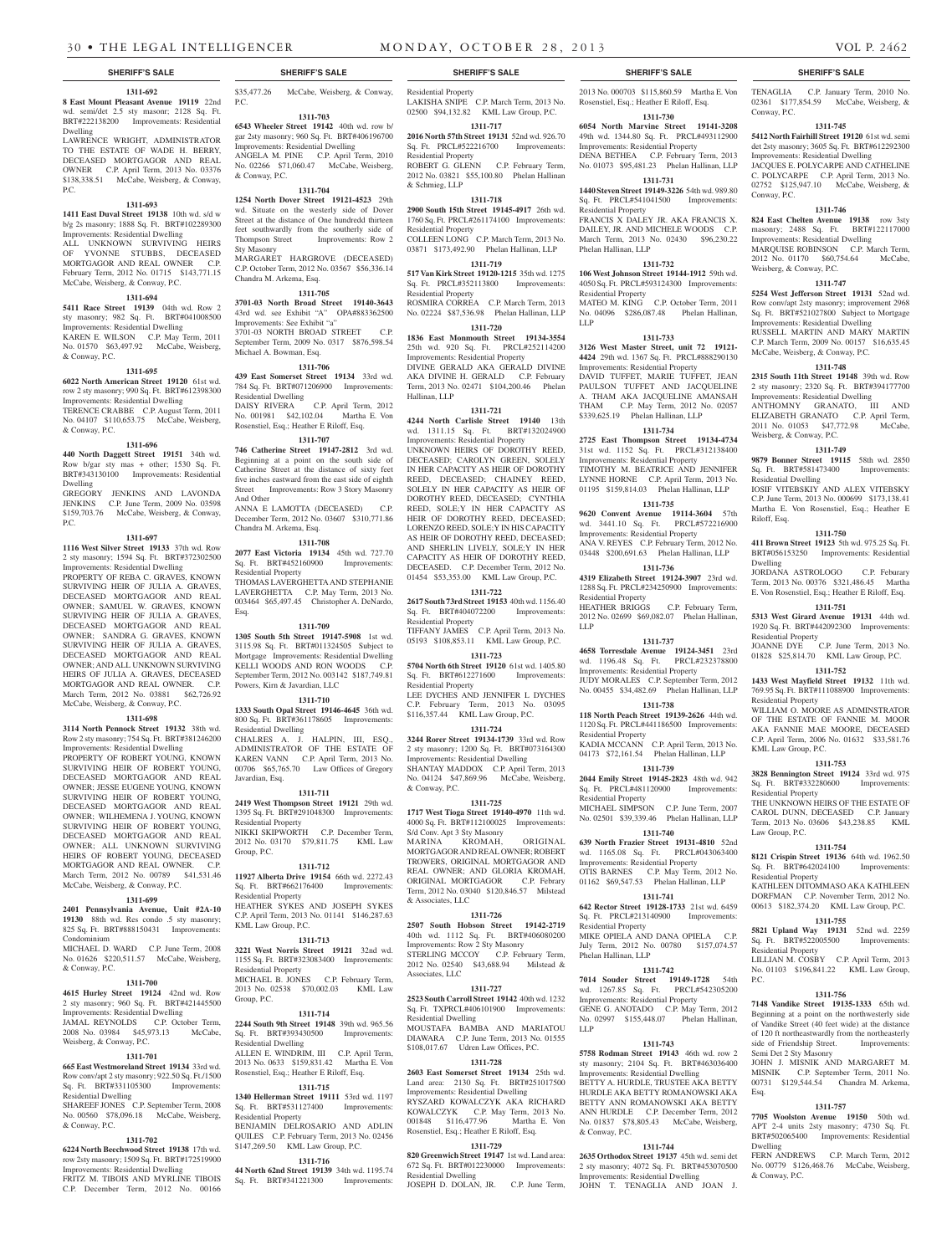## SHERIFF'S SALE

**1311-692**
**8 East Mount Pleasant Avenue 19119** 22nd wd. semi/det 2.5 sty masonr; 2128 Sq. Ft. BRT#222138200 Improvements: Residential Dwelling
LAWRENCE WRIGHT, ADMINISTRATOR TO THE ESTATE OF WADE H. BERRY, DECEASED MORTGAGOR AND REAL OWNER C.P. April Term, 2012 No. 03376 $138,338.51 McCabe, Weisberg, & Conway, P.C.

**1311-693**
**1411 East Duval Street 19138** 10th wd. s/d w b/g 2s masonry; 1888 Sq. Ft. BRT#102289300 Improvements: Residential Dwelling
ALL UNKNOWN SURVIVING HEIRS OF YVONNE STUBBS, DECEASED MORTGAGOR AND REAL OWNER C.P. February Term, 2012 No. 01715 $143,771.15 McCabe, Weisberg, & Conway, P.C.

**1311-694**
**5411 Race Street 19139** 04th wd. Row 2 sty masonry; 982 Sq. Ft. BRT#041008500 Improvements: Residential Dwelling
KAREN E. WILSON C.P. May Term, 2011 No. 01570 $63,497.92 McCabe, Weisberg, & Conway, P.C.

**1311-695**
**6022 North American Street 19120** 61st wd. row 2 sty masonry; 990 Sq. Ft. BRT#612398300 Improvements: Residential Dwelling
TERENCE CRABBE C.P. August Term, 2011 No. 04107 $110,653.75 McCabe, Weisberg, & Conway, P.C.

**1311-696**
**440 North Daggett Street 19151** 34th wd. Row b/gar sty mas + other; 1530 Sq. Ft. BRT#343130100 Improvements: Residential Dwelling
GREGORY JENKINS AND LAVONDA JENKINS C.P. June Term, 2009 No. 03598 $159,703.76 McCabe, Weisberg, & Conway, P.C.

**1311-697**
**1116 West Silver Street 19133** 37th wd. Row 2 sty masonry; 1594 Sq. Ft. BRT#372302500 Improvements: Residential Dwelling
PROPERTY OF REBA C. GRAVES, KNOWN SURVIVING HEIR OF JULIA A. GRAVES, DECEASED MORTGAGOR AND REAL OWNER; SAMUEL W. GRAVES, KNOWN SURVIVING HEIR OF JULIA A. GRAVES, DECEASED MORTGAGOR AND REAL OWNER; SANDRA G. GRAVES, KNOWN SURVIVING HEIR OF JULIA A. GRAVES, DECEASED MORTGAGOR AND REAL OWNER; AND ALL UNKNOWN SURVIVING HEIRS OF JULIA A. GRAVES, DECEASED MORTGAGOR AND REAL OWNER. C.P. March Term, 2012 No. 03881 $62,726.92 McCabe, Weisberg, & Conway, P.C.

**1311-698**
**3114 North Pennock Street 19132** 38th wd. Row 2 sty masonry; 754 Sq. Ft. BRT#381246200 Improvements: Residential Dwelling
PROPERTY OF ROBERT YOUNG, KNOWN SURVIVING HEIR OF ROBERT YOUNG, DECEASED MORTGAGOR AND REAL OWNER; JESSE EUGENE YOUNG, KNOWN SURVIVING HEIR OF ROBERT YOUNG, DECEASED MORTGAGOR AND REAL OWNER; WILHEMENA J. YOUNG, KNOWN SURVIVING HEIR OF ROBERT YOUNG, DECEASED MORTGAGOR AND REAL OWNER; ALL UNKNOWN SURVIVING HEIRS OF ROBERT YOUNG, DECEASED MORTGAGOR AND REAL OWNER. C.P. March Term, 2012 No. 00789 $41,531.46 McCabe, Weisberg, & Conway, P.C.

**1311-699**
**2401 Pennsylvania Avenue, Unit #2A-10 19130** 88th wd. Res condo .5 sty masonry; 825 Sq. Ft. BRT#888150431 Improvements: Condominium
MICHAEL D. WARD C.P. June Term, 2008 No. 01626 $220,511.57 McCabe, Weisberg, & Conway, P.C.

**1311-700**
**4615 Hurley Street 19124** 42nd wd. Row 2 sty masonry; 960 Sq. Ft. BRT#421445500 Improvements: Residential Dwelling
JAMAL REYNOLDS C.P. October Term, 2008 No. 03984 $45,973.13 McCabe, Weisberg, & Conway, P.C.

**1311-701**
**665 East Westmoreland Street 19134** 33rd wd. Row conv/apt 2 sty masonry; 922.50 Sq. Ft./1500 Sq. Ft. BRT#331105300 Improvements: Residential Dwelling
SHAREEF JONES C.P. September Term, 2008 No. 00560 $78,096.18 McCabe, Weisberg, & Conway, P.C.

**1311-702**
**6224 North Beechwood Street 19138** 17th wd. row 2sty masonry; 1509 Sq. Ft. BRT#172519900 Improvements: Residential Dwelling
FRITZ M. TIBOIS AND MYRLINE TIBOIS C.P. December Term, 2012 No. 00166 $35,477.26 McCabe, Weisberg, & Conway, P.C.

**1311-703**
**6543 Wheeler Street 19142** 40th wd. row b/gar 2sty masonry; 960 Sq. Ft. BRT#406196700 Improvements: Residential Dwelling
ANGELA M. PINE C.P. April Term, 2010 No. 02266 $71,060.47 McCabe, Weisberg, & Conway, P.C.

**1311-704**
**1254 North Dover Street 19121-4523** 29th wd. Situate on the westerly side of Dover Street at the distance of One hundredth thirteen feet southwardly from the southerly side of Thompson Street Improvements: Row 2 Sty Masonry
MARGARET HARGROVE (DECEASED) C.P. October Term, 2012 No. 03567 $56,336.14 Chandra M. Arkema, Esq.

**1311-705**
**3701-03 North Broad Street 19140-3643** 43rd wd. see Exhibit "A" OPA#883362500 Improvements: See Exhibit "a"
3701-03 NORTH BROAD STREET C.P. September Term, 2009 No. 0317 $876,598.54 Michael A. Bowman, Esq.

**1311-706**
**439 East Somerset Street 19134** 33rd wd. 784 Sq. Ft. BRT#071206900 Improvements: Residential Dwelling
DAISY RIVERA C.P. April Term, 2012 No. 001981 $42,102.04 Martha E. Von Rosenstiel, Esq.; Heather E Riloff, Esq.

**1311-707**
**746 Catherine Street 19147-2812** 3rd wd. Beginning at a point on the south side of Catherine Street at the distance of sixty feet five inches eastward from the east side of eighth Street Improvements: Row 3 Story Masonry And Other
ANNA E LAMOTTA (DECEASED) C.P. December Term, 2012 No. 03607 $310,771.86 Chandra M. Arkema, Esq.

**1311-708**
**2077 East Victoria 19134** 45th wd. 727.70 Sq. Ft. BRT#452160900 Improvements: Residential Property
THOMAS LAVERGHETTA AND STEPHANIE LAVERGHETTA C.P. May Term, 2013 No. 003464 $65,497.45 Christopher A. DeNardo, Esq.

**1311-709**
**1305 South 5th Street 19147-5908** 1st wd. 3115.98 Sq. Ft. BRT#011324505 Subject to Mortgage Improvements: Residential Dwelling
KELLI WOODS AND RON WOODS C.P. September Term, 2012 No. 003142 $187,749.81 Powers, Kirn & Javardian, LLC

**1311-710**
**1333 South Opal Street 19146-4645** 36th wd. 800 Sq. Ft. BRT#361178605 Improvements: Residential Dwelling
CHALRES A. J. HALPIN, III, ESQ., ADMINISTRATOR OF THE ESTATE OF KAREN VANN C.P. April Term, 2013 No. 00706 $65,765.70 Law Offices of Gregory Javardian, Esq.

**1311-711**
**2419 West Thompson Street 19121** 29th wd. 1395 Sq. Ft. BRT#291048300 Improvements: Residential Property
NIKKI SKIPWORTH C.P. December Term, 2012 No. 03170 $79,811.75 KML Law Group, P.C.

**1311-712**
**11927 Alberta Drive 19154** 66th wd. 2272.43 Sq. Ft. BRT#662176400 Improvements: Residential Property
HEATHER SYKES AND JOSEPH SYKES C.P. April Term, 2013 No. 01141 $146,287.63 KML Law Group, P.C.

**1311-713**
**3221 West Norris Street 19121** 32nd wd. 1155 Sq. Ft. BRT#323083400 Improvements: Residential Property
MICHAEL B. JONES C.P. February Term, 2013 No. 02538 $70,002.03 KML Law Group, P.C.

**1311-714**
**2244 South 9th Street 19148** 39th wd. 965.56 Sq. Ft. BRT#393430500 Improvements: Residential Dwelling
ALLEN E. WINDRIM, III C.P. April Term, 2013 No. 0633 $159,831.42 Martha E. Von Rosenstiel, Esq.; Heather E Riloff, Esq.

**1311-715**
**1340 Hellerman Street 19111** 53rd wd. 1197 Sq. Ft. BRT#531127400 Improvements: Residential Property
BENJAMIN DELROSARIO AND ADLIN QUILES C.P. February Term, 2013 No. 02456 $147,269.50 KML Law Group, P.C.

**1311-716**
**44 North 62nd Street 19139** 34th wd. 1195.74 Sq. Ft. BRT#341221300 Improvements: Residential Property
LAKISHA SNIPE C.P. March Term, 2013 No. 02500 $94,132.82 KML Law Group, P.C.

**1311-717**
**2016 North 57th Street 19131** 52nd wd. 926.70 Sq. Ft. PRCL#522216700 Improvements: Residential Property
ROBERT G. GLENN C.P. February Term, 2012 No. 03821 $55,100.80 Phelan Hallinan & Schmieg, LLP

**1311-718**
**2900 South 15th Street 19145-4917** 26th wd. 1760 Sq. Ft. PRCL#261174100 Improvements: Residential Property
COLLEEN LONG C.P. March Term, 2013 No. 03871 $173,492.90 Phelan Hallinan, LLP

**1311-719**
**517 Van Kirk Street 19120-1215** 35th wd. 1275 Sq. Ft. PRCL#352113800 Improvements: Residential Property
ROSMIRA CORREA C.P. March Term, 2013 No. 02224 $87,536.98 Phelan Hallinan, LLP

**1311-720**
**1836 East Monmouth Street 19134-3554** 25th wd. 920 Sq. Ft. PRCL#252114200 Improvements: Residential Property
DIVINE GERALD AKA GERALD DIVINE AKA DIVINE H. GERALD C.P. February Term, 2013 No. 02471 $104,200.46 Phelan Hallinan, LLP

**1311-721**
**4244 North Carlisle Street 19140** 13th wd. 1311.15 Sq. Ft. BRT#132024900 Improvements: Residential Property
UNKNOWN HEIRS OF DOROTHY REED, DECEASED; CAROLYN GREEN, SOLELY IN HER CAPACITY AS HEIR OF DOROTHY REED, DECEASED; CHAINEY REED, SOLELY IN HER CAPACITY AS HEIR OF DOROTHY REED, DECEASED; CYNTHIA REED, SOLE;Y IN HER CAPACITY AS HEIR OF DOROTHY REED, DECEASED; LORENZO REED, SOLE;Y IN HIS CAPACITY AS HEIR OF DOROTHY REED, DECEASED; AND SHERLIN LIVELY, SOLE;Y IN HER CAPACITY AS HEIR OF DOROTHY REED, DECEASED. C.P. December Term, 2012 No. 01454 $53,353.00 KML Law Group, P.C.

**1311-722**
**2617 South 73rd Street 19153** 40th wd. 1156.40 Sq. Ft. BRT#404072200 Improvements: Residential Property
TIFFANY JAMES C.P. April Term, 2013 No. 05193 $108,853.11 KML Law Group, P.C.

**1311-723**
**5704 North 6th Street 19120** 61st wd. 1405.80 Sq. Ft. BRT#612271600 Improvements: Residential Property
LEE DYCHES AND JENNIFER L DYCHES C.P. February Term, 2013 No. 03095 $116,357.44 KML Law Group, P.C.

**1311-724**
**3244 Rorer Street 19134-1739** 33rd wd. Row 2 sty masonry; 1200 Sq. Ft. BRT#073164300 Improvements: Residential Dwelling
SHANTAY MADDOX C.P. April Term, 2013 No. 04124 $47,869.96 McCabe, Weisberg, & Conway, P.C.

**1311-725**
**1717 West Tioga Street 19140-4970** 11th wd. 4000 Sq. Ft. BRT#112100025 Improvements: S/d Conv. Apt 3 Sty Masonry
MARINA KROMAH, ORIGINAL MORTGAGOR AND REAL OWNER; ROBERT TROWERS, ORIGINAL MORTGAGOR AND REAL OWNER; AND GLORIA KROMAH, ORIGINAL MORTGAGOR C.P. Febrary Term, 2012 No. 03040 $120,846.57 Milstead & Associates, LLC

**1311-726**
**2507 South Hobson Street 19142-2719** 40th wd. 1112 Sq. Ft. BRT#406080200 Improvements: Row 2 Sty Masonry
STERLING MCCOY C.P. February Term, 2012 No. 02540 $43,688.94 Milstead & Associates, LLC

**1311-727**
**2523 South Carroll Street 19142** 40th wd. 1232 Sq. Ft. TXPRCL#406101900 Improvements: Residential Dwelling
MOUSTAFA BAMBA AND MARIATOU DIAWARA C.P. June Term, 2013 No. 01555 $108,017.67 Udren Law Offices, P.C.

**1311-728**
**2603 East Somerset Street 19134** 25th wd. Land area: 2130 Sq. Ft. BRT#251017500 Improvements: Residential Dwelling
RYSZARD KOWALCZYK AKA RICHARD KOWALCZYK C.P. May Term, 2013 No. 001848 $116,477.96 Martha E. Von Rosenstiel, Esq.; Heather E Riloff, Esq.

**1311-729**
**820 Greenwich Street 19147** 1st wd. Land area: 672 Sq. Ft. BRT#012230000 Improvements: Residential Dwelling
JOSEPH D. DOLAN, JR. C.P. June Term, 2013 No. 000703 $115,860.59 Martha E. Von Rosenstiel, Esq.; Heather E Riloff, Esq.

**1311-730**
**6054 North Marvine Street 19141-3208** 49th wd. 1344.80 Sq. Ft. PRCL#493112900 Improvements: Residential Property
DENA BETHEA C.P. February Term, 2013 No. 01073 $95,481.23 Phelan Hallinan, LLP

**1311-731**
**1440 Steven Street 19149-3226** 54th wd. 989.80 Sq. Ft. PRCL#541041500 Improvements: Residential Property
FRANCIS X DALEY JR. AKA FRANCIS X. DAILEY, JR. AND MICHELE WOODS C.P. March Term, 2013 No. 02430 $96,230.22 Phelan Hallinan, LLP

**1311-732**
**106 West Johnson Street 19144-1912** 59th wd. 4050 Sq. Ft. PRCL#593124300 Improvements: Residential Property
MATEO M. KING C.P. October Term, 2011 No. 04096 $286,087.48 Phelan Hallinan, LLP

**1311-733**
**3126 West Master Street, unit 72 19121-4424** 29th wd. 1367 Sq. Ft. PRCL#888290130 Improvements: Residential Property
DAVID TUFFET, MARIE TUFFET, JEAN PAULSON TUFFET AND JACQUELINE A. THAM AKA JACQUELINE AMANSAH THAM C.P. May Term, 2012 No. 02057 $339,625.19 Phelan Hallinan, LLP

**1311-734**
**2725 East Thompson Street 19134-4734** 31st wd. 1152 Sq. Ft. PRCL#312138400 Improvements: Residential Property
TIMOTHY M. BEATRICE AND JENNIFER LYNNE HORNE C.P. April Term, 2013 No. 01195 $159,814.03 Phelan Hallinan, LLP

**1311-735**
**9620 Convent Avenue 19114-3604** 57th wd. 3441.10 Sq. Ft. PRCL#572216900 Improvements: Residential Property
ANA V. REYES C.P. February Term, 2012 No. 03448 $200,691.63 Phelan Hallinan, LLP

**1311-736**
**4319 Elizabeth Street 19124-3907** 23rd wd. 1288 Sq. Ft. PRCL#234250900 Improvements: Residential Property
HEATHER BRIGGS C.P. February Term, 2012 No. 02699 $69,082.07 Phelan Hallinan, LLP

**1311-737**
**4658 Torresdale Avenue 19124-3451** 23rd wd. 1196.48 Sq. Ft. PRCL#232378800 Improvements: Residential Property
JUDY MORALES C.P. September Term, 2012 No. 00455 $34,482.69 Phelan Hallinan, LLP

**1311-738**
**118 North Peach Street 19139-2626** 44th wd. 1120 Sq. Ft. PRCL#441186500 Improvements: Residential Property
KADIA MCCANN C.P. April Term, 2013 No. 04173 $72,161.54 Phelan Hallinan, LLP

**1311-739**
**2044 Emily Street 19145-2823** 48th wd. 942 Sq. Ft. PRCL#481120900 Improvements: Residential Property
MICHAEL SIMPSON C.P. June Term, 2007 No. 02501 $39,339.46 Phelan Hallinan, LLP

**1311-740**
**639 North Frazier Street 19131-4810** 52nd wd. 1165.08 Sq. Ft. PRCL#043063400 Improvements: Residential Property
OTIS BARNES C.P. May Term, 2012 No. 01162 $69,547.53 Phelan Hallinan, LLP

**1311-741**
**642 Rector Street 19128-1733** 21st wd. 6459 Sq. Ft. PRCL#213140900 Improvements: Residential Property
MIKE OPIELA AND DANA OPIELA C.P. July Term, 2012 No. 00780 $157,074.57 Phelan Hallinan, LLP

**1311-742**
**7014 Souder Street 19149-1728** 54th wd. 1267.85 Sq. Ft. PRCL#542305200 Improvements: Residential Property
GENE G. ANOTADO C.P. May Term, 2012 No. 02997 $155,448.07 Phelan Hallinan, LLP

**1311-743**
**5758 Rodman Street 19143** 46th wd. row 2 sty masonry; 2104 Sq. Ft. BRT#463036400 Improvements: Residential Dwelling
BETTY A. HURDLE, TRUSTEE AKA BETTY HURDLE AKA BETTY ROMANOWSKI AKA BETTY ANN ROMANOWSKI AKA BETTY ANN HURDLE C.P. December Term, 2012 No. 01837 $78,805.43 McCabe, Weisberg, & Conway, P.C.

**1311-744**
**2635 Orthodox Street 19137** 45th wd. semi det 2 sty masonry; 4072 Sq. Ft. BRT#453070500 Improvements: Residential Dwelling
JOHN T. TENAGLIA AND JOAN J. TENAGLIA C.P. January Term, 2010 No. 02361 $177,854.59 McCabe, Weisberg, & Conway, P.C.

**1311-745**
**5412 North Fairhill Street 19120** 61st wd. semi det 2sty masonry; 3605 Sq. Ft. BRT#612292300 Improvements: Residential Dwelling
JACQUES E. POLYCARPE AND CATHELINE C. POLYCARPE C.P. April Term, 2013 No. 02752 $125,947.10 McCabe, Weisberg, & Conway, P.C.

**1311-746**
**824 East Chelten Avenue 19138** row 3sty masonry; 2488 Sq. Ft. BRT#122117000 Improvements: Residential Dwelling
MARQUISE ROBINSON C.P. March Term, 2012 No. 01170 $60,754.64 McCabe, Weisberg, & Conway, P.C.

**1311-747**
**5254 West Jefferson Street 19131** 52nd wd. Row conv/apt 2sty masonry; improvement 2968 Sq. Ft. BRT#521027800 Subject to Mortgage Improvements: Residential Dwelling
RUSSELL MARTIN AND MARY MARTIN C.P. March Term, 2009 No. 00157 $16,635.45 McCabe, Weisberg, & Conway, P.C.

**1311-748**
**2315 South 11th Street 19148** 39th wd. Row 2 sty masonry; 2320 Sq. Ft. BRT#394177700 Improvements: Residential Dwelling
ANTHOMNY GRANATO, III AND ELIZABETH GRANATO C.P. April Term, 2011 No. 01053 $47,772.98 McCabe, Weisberg, & Conway, P.C.

**1311-749**
**9879 Bonner Street 19115** 58th wd. 2850 Sq. Ft. BRT#581473400 Improvements: Residential Dwelling
IOSIF VITEBSKIY AND ALEX VITEBSKY C.P. June Term, 2013 No. 000699 $173,138.41 Martha E. Von Rosenstiel, Esq.; Heather E Riloff, Esq.

**1311-750**
**411 Brown Street 19123** 5th wd. 975.25 Sq. Ft. BRT#056153250 Improvements: Residential Dwelling
JORDANA ASTROLOGO C.P. Feburary Term, 2013 No. 00376 $321,486.45 Martha E. Von Rosenstiel, Esq.; Heather E Riloff, Esq.

**1311-751**
**5313 West Girard Avenue 19131** 44th wd. 1920 Sq. Ft. BRT#442092300 Improvements: Residential Property
JOANNE DYE C.P. June Term, 2013 No. 01828 $25,814.70 KML Law Group, P.C.

**1311-752**
**1433 West Mayfield Street 19132** 11th wd. 769.95 Sq. Ft. BRT#111088900 Improvements: Residential Property
WILLIAM O. MOORE AS ADMINSTRATOR OF THE ESTATE OF FANNIE M. MOOR AKA FANNIE MAE MOORE, DECEASED C.P. April Term, 2006 No. 01632 $33,581.76 KML Law Group, P.C.

**1311-753**
**3828 Bennington Street 19124** 33rd wd. 975 Sq. Ft. BRT#332280600 Improvements: Residential Property
THE UNKNOWN HEIRS OF THE ESTATE OF CAROL DUNN, DECEASED C.P. January Term, 2013 No. 03606 $43,238.85 KML Law Group, P.C.

**1311-754**
**8121 Crispin Street 19136** 64th wd. 1962.50 Sq. Ft. BRT#642024100 Improvements: Residential Property
KATHLEEN DITOMMASO AKA KATHLEEN DORFMAN C.P. November Term, 2012 No. 00613 $182,374.20 KML Law Group, P.C.

**1311-755**
**5821 Upland Way 19131** 52nd wd. 2259 Sq. Ft. BRT#522005500 Improvements: Residential Property
LILLIAN M. COSBY C.P. April Term, 2013 No. 01103 $196,841.22 KML Law Group, P.C.

**1311-756**
**7148 Vandike Street 19135-1333** 65th wd. Beginning at a point on the northwesterly side of Vandike Street (40 feet wide) at the distance of 120 ft northeastwardly from the northeasterly side of Friendship Street. Improvements: Semi Det 2 Sty Masonry
JOHN J. MISNIK AND MARGARET M. MISNIK C.P. September Term, 2011 No. 00731 $129,544.54 Chandra M. Arkema, Esq.

**1311-757**
**7705 Woolston Avenue 19150** 50th wd. APT 2-4 units 2sty masonry; 4730 Sq. Ft. BRT#502065400 Improvements: Residential Dwelling
FERN ANDREWS C.P. March Term, 2012 No. 00779 $126,468.76 McCabe, Weisberg, & Conway, P.C.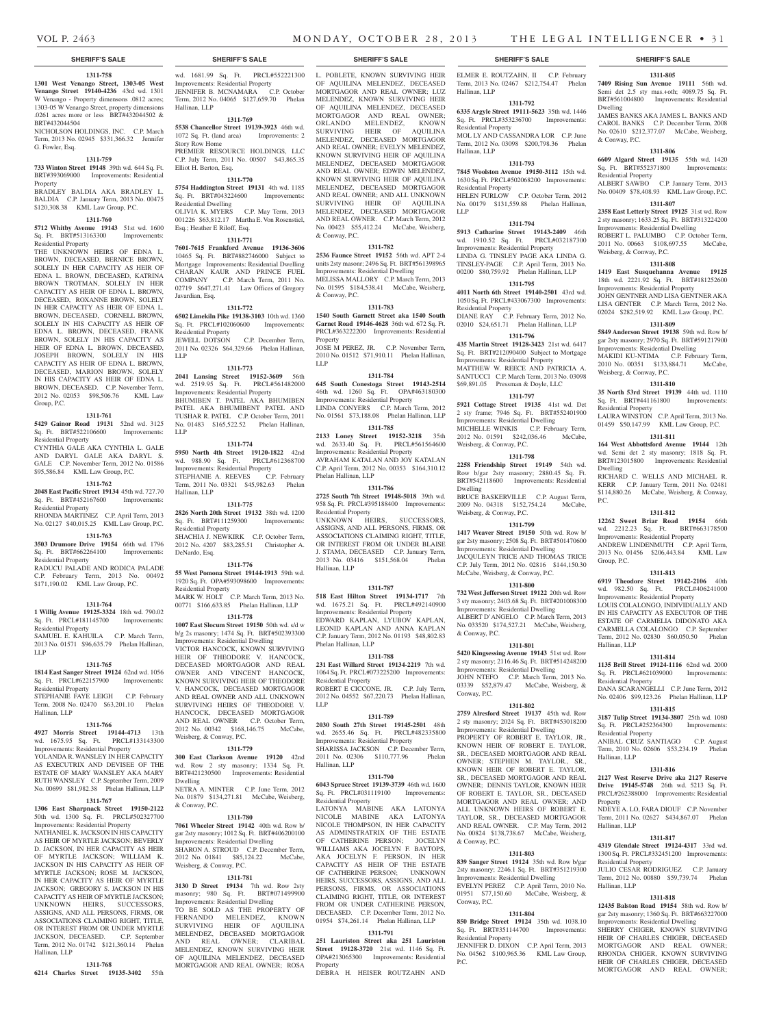## SHERIFF'S SALE

**1311-758**

**1301 West Venango Street, 1303-05 West Venango Street 19140-4236** 43rd wd. 1301 W Venango - Property dimensions .0812 acres; 1303-05 W Venango Street, property dimensions .0261 acres more or less BRT#432044502 & BRT#432044504

NICHOLSON HOLDINGS, INC. C.P. March Term, 2013 No. 02945 $331,366.32 Jennifer G. Fowler, Esq.

**1311-759**

**733 Winton Street 19148** 39th wd. 644 Sq. Ft. BRT#393069000 Improvements: Residential Property

BRADLEY BALDIA AKA BRADLEY L. BALDIA C.P. January Term, 2013 No. 00475 $120,308.38 KML Law Group, P.C.

**1311-760**

**5712 Whitby Avenue 19143** 51st wd. 1600 Sq. Ft. BRT#513163300 Improvements: Residential Property

THE UNKNOWN HEIRS OF EDNA L. BROWN, DECEASED, BERNICE BROWN, SOLELY IN HER CAPACITY AS HEIR OF EDNA L. BROWN, DECEASED, KATRINA BROWN TROTMAN, SOLELY IN HER CAPACITY AS HEIR OF EDNA L. BROWN, DECEASED, ROXANNE BROWN, SOLELY IN HER CAPACITY AS HEIR OF EDNA L. BROWN, DECEASED, CORNELL BROWN, SOLELY IN HIS CAPACITY AS HEIR OF EDNA L. BROWN, DECEASED, FRANK BROWN, SOLELY IN HIS CAPACITY AS HEIR OF EDNA L. BROWN, DECEASED, JOSEPH BROWN, SOLELY IN HIS CAPACITY AS HEIR OF EDNA L. BROWN, DECEASED, MARION BROWN, SOLELY IN HIS CAPACITY AS HEIR OF EDNA L. BROWN, DECEASED. C.P. November Term, 2012 No. 02053 $98,506.76 KML Law Group, P.C.

**1311-761**

**5429 Gainor Road 19131** 52nd wd. 3125 Sq. Ft. BRT#522106600 Improvements: Residential Property

CYNTHIA GALE AKA CYNTHIA L. GALE AND DARYL GALE AKA DARYL S. GALE C.P. November Term, 2012 No. 01586 $95,586.84 KML Law Group, P.C.

**1311-762**

**2048 East Pacific Street 19134** 45th wd. 727.70 Sq. Ft. BRT#452167600 Improvements: Residential Property

RHONDA MARTINEZ C.P. April Term, 2013 No. 02127 $40,015.25 KML Law Group, P.C.

**1311-763**

**3503 Drumore Drive 19154** 66th wd. 1796 Sq. Ft. BRT#662264100 Improvements: Residential Property

RADUCU PALADE AND RODICA PALADE C.P. February Term, 2013 No. 00492 $171,190.02 KML Law Group, P.C.

**1311-764**

**1 Willig Avenue 19125-3324** 18th wd. 790.02 Sq. Ft. PRCL#181145700 Improvements: Residential Property

SAMUEL E. KAHUILA C.P. March Term, 2013 No. 01571 $96,635.79 Phelan Hallinan, LLP

**1311-765**

**1814 East Sanger Street 19124** 62nd wd. 1056 Sq. Ft. PRCL#622157900 Improvements: Residential Property

STEPHANIE FAYE LEIGH C.P. February Term, 2008 No. 02470 $63,201.10 Phelan Hallinan, LLP

**1311-766**

**4927 Morris Street 19144-4713** 13th wd. 1675.95 Sq. Ft. PRCL#133143300 Improvements: Residential Property

YOLANDA R. WANSLEY IN HER CAPACITY AS EXECUTRIX AND DEVISEE OF THE ESTATE OF MARY WANSLEY AKA MARY RUTH WANSLEY C.P. September Term, 2009 No. 00699 $81,982.38 Phelan Hallinan, LLP

**1311-767**

**1306 East Sharpnack Street 19150-2122** 50th wd. 1300 Sq. Ft. PRCL#502327700 Improvements: Residential Property

NATHANIEL K. JACKSON IN HIS CAPACITY AS HEIR OF MYRTLE JACKSON; BEVERLY D. JACKSON, IN HER CAPACITY AS HEIR OF MYRTLE JACKSON; WILLIAM K. JACKSON IN HIS CAPACITY AS HEIR OF MYRTLE JACKSON; ROSE M. JACKSON, IN HER CAPACITY AS HEIR OF MYRTLE JACKSON; GREGORY S. JACKSON IN HIS CAPACITY AS HEIR OF MYRTLE JACKSON; UNKNOWN HEIRS, SUCCESSORS, ASSIGNS, AND ALL PERSONS, FIRMS, OR ASSOCIATIONS CLAIMING RIGHT, TITLE, OR INTEREST FROM OR UNDER MYRTLE JACKSON, DECEASED. C.P. September Term, 2012 No. 01742 $121,360.14 Phelan Hallinan, LLP

**1311-768**

**6214 Charles Street 19135-3402** 55th wd. 1681.99 Sq. Ft. PRCL#552221300 Improvements: Residential Property

JENNIFER B. MCNAMARA C.P. October Term, 2012 No. 04065 $127,659.70 Phelan Hallinan, LLP

**1311-769**

**5538 Chancellor Street 19139-3923** 46th wd. 1072 Sq. Ft. (land area) Improvements: 2 Story Row Home

PREMIER RESOURCE HOLDINGS, LLC C.P. July Term, 2011 No. 00507 $43,865.35 Elliot H. Berton, Esq.

**1311-770**

**5754 Haddington Street 19131** 4th wd. 1185 Sq. Ft. BRT#043224600 Improvements: Residential Dwelling

OLIVIA K. MYERS C.P. May Term, 2013 001226 $63,812.17 Martha E. Von Rosenstiel, Esq.; Heather E Riloff, Esq.

**1311-771**

**7601-7615 Frankford Avenue 19136-3606** 10465 Sq. Ft. BRT#882746000 Subject to Mortgage Improvements: Residential Dwelling CHARAN KAUR AND PRINCE FUEL COMPANY C.P. March Term, 2011 No. 02719 $647,271.41 Law Offices of Gregory Javardian, Esq.

**1311-772**

**6502 Limekiln Pike 19138-3103** 10th wd. 1360 Sq. Ft. PRCL#102060600 Improvements: Residential Property

JEWELL DOTSON C.P. December Term, 2011 No. 02326 $64,329.66 Phelan Hallinan, LLP

**1311-773**

**2041 Lansing Street 19152-3609** 56th wd. 2519.95 Sq. Ft. PRCL#561482000 Improvements: Residential Property

BHUMIBEN T. PATEL AKA BHUMIBEN PATEL AKA BHUMIBENT PATEL AND TUSHAR R. PATEL C.P. October Term, 2011 No. 01483 $165,522.52 Phelan Hallinan, LLP

**1311-774**

**5950 North 4th Street 19120-1822** 42nd wd. 988.90 Sq. Ft. PRCL#612368700 Improvements: Residential Property

STEPHANIE A. REEVES C.P. February Term, 2011 No. 03321 $45,982.63 Phelan Hallinan, LLP

**1311-775**

**2826 North 20th Street 19132** 38th wd. 1200 Sq. Ft. BRT#111259300 Improvements: Residential Property

SHACHIA J. NEWKIRK C.P. October Term, 2012 No. 4207 $83,285.51 Christopher A. DeNardo, Esq.

**1311-776**

**55 West Pomona Street 19144-1913** 59th wd. 1920 Sq. Ft. OPA#593098600 Improvements: Residential Property

MARK W. HOLT C.P. March Term, 2013 No. 00771 $166,633.85 Phelan Hallinan, LLP

**1311-778**

**1007 East Slocum Street 19150** 50th wd. s/d w b/g 2s masonry; 1474 Sq. Ft. BRT#502393300 Improvements: Residential Dwelling

VICTOR HANCOCK, KNOWN SURVIVING HEIR OF THEODORE V. HANCOCK, DECEASED MORTGAGOR AND REAL OWNER AND VINCENT HANCOCK, KNOWN SURVIVING HEIR OF THEODORE V. HANCOCK, DECEASED MORTGAGOR AND REAL OWNER AND ALL UNKNOWN SURVIVING HEIRS OF THEODORE V. HANCOCK, DECEASED MORTGAGOR AND REAL OWNER C.P. October Term, 2012 No. 00342 $168,146.75 McCabe, Weisberg, & Conway, P.C.

**1311-779**

**300 East Clarkson Avenue 19120** 42nd wd. Row 2 sty masonry; 1334 Sq. Ft. BRT#421230500 Improvements: Residential Dwelling

NETRA A. MINTER C.P. June Term, 2012 No. 01879 $134,271.81 McCabe, Weisberg, & Conway, P.C.

**1311-780**

**7061 Wheeler Street 19142** 40th wd. Row b/gar 2sty masonry; 1012 Sq. Ft. BRT#406200100 Improvements: Residential Dwelling

SHARON A. STROUD C.P. December Term, 2012 No. 01841 $85,124.22 McCabe, Weisberg, & Conway, P.C.

**1311-781**

**3130 D Street 19134** 7th wd. Row 2sty masonry; 980 Sq. Ft. BRT#071499900 Improvements: Residential Dwelling

TO BE SOLD AS THE PROPERTY OF FERNANDO MELENDEZ, KNOWN SURVIVING HEIR OF AQUILINA MELENDEZ, DECEASED MORTGAGOR AND REAL OWNER; CLARIBAL MELENDEZ, KNOWN SURVIVING HEIR OF AQUILINA MELENDEZ, DECEASED MORTGAGOR AND REAL OWNER; ROSA L. POBLETE, KNOWN SURVIVING HEIR OF AQUILINA MELENDEZ, DECEASED MORTGAGOR AND REAL OWNER; LUZ MELENDEZ, KNOWN SURVIVING HEIR OF AQUILINA MELENDEZ, DECEASED MORTGAGOR AND REAL OWNER; ORLANDO MELENDEZ, KNOWN SURVIVING HEIR OF AQUILINA MELENDEZ, DECEASED MORTGAGOR AND REAL OWNER; EVELYN MELENDEZ, KNOWN SURVIVING HEIR OF AQUILINA MELENDEZ, DECEASED MORTGAGOR AND REAL OWNER; EDWIN MELENDEZ, KNOWN SURVIVING HEIR OF AQUILINA MELENDEZ, DECEASED MORTGAGOR AND REAL OWNER; AND ALL UNKNOWN SURVIVING HEIR OF AQUILINA MELENDEZ, DECEASED MORTGAGOR AND REAL OWNER. C.P. March Term, 2012 No. 00423 $55,412.24 McCabe, Weisberg, & Conway, P.C.

**1311-782**

**2536 Faunce Street 19152** 56th wd. APT 2-4 units 2sty masonr; 2496 Sq. Ft. BRT#561398965 Improvements: Residential Dwelling

MELISSA MALLORY C.P. March Term, 2013 No. 01595 $184,538.41 McCabe, Weisberg, & Conway, P.C.

**1311-783**

**1540 South Garnett Street aka 1540 South Garnet Road 19146-4628** 36th wd. 672 Sq. Ft. PRCL#363222200 Improvements: Residential Property

JOSE M PEREZ, JR. C.P. November Term, 2010 No. 01512 $71,910.11 Phelan Hallinan, LLP

**1311-784**

**645 South Conestoga Street 19143-2514** 46th wd. 1260 Sq. Ft. OPA#463180300 Improvements: Residential Property

LINDA CONYERS C.P. March Term, 2012 No. 01561 $73,188.08 Phelan Hallinan, LLP

**1311-785**

**2133 Loney Street 19152-3218** 35th wd. 2633.40 Sq. Ft. PRCL#561564600 Improvements: Residential Property

AVRAHAM KATALAN AND JOY KATALAN C.P. April Term, 2012 No. 00353 $164,310.12 Phelan Hallinan, LLP

**1311-786**

**2725 South 7th Street 19148-5018** 39th wd. 958 Sq. Ft. PRCL#395188400 Improvements: Residential Property

UNKNOWN HEIRS, SUCCESSORS, ASSIGNS, AND ALL PERSONS, FIRMS, OR ASSOCIATIONS CLAIMING RIGHT, TITLE, OR INTEREST FROM OR UNDER BLAISE J. STAMA, DECEASED C.P. January Term, 2013 No. 03416 $151,568.04 Phelan Hallinan, LLP

**1311-787**

**518 East Hilton Street 19134-1717** 7th wd. 1675.21 Sq. Ft. PRCL#492140900 Improvements: Residential Property

EDWARD KAPLAN, LYUBOV KAPLAN, LEONID KAPLAN AND ANNA KAPLAN C.P. January Term, 2012 No. 01193 $48,802.83 Phelan Hallinan, LLP

**1311-788**

**231 East Willard Street 19134-2219** 7th wd. 1064 Sq. Ft. PRCL#073225200 Improvements: Residential Property

ROBERT E CICCONE, JR. C.P. July Term, 2012 No. 04552 $67,220.73 Phelan Hallinan, LLP

**1311-789**

**2030 South 27th Street 19145-2501** 48th wd. 2655.46 Sq. Ft. PRCL#482335800 Improvements: Residential Property

SHARISSA JACKSON C.P. December Term, 2011 No. 02306 $110,777.96 Phelan Hallinan, LLP

**1311-790**

**6043 Spruce Street 19139-3739** 46th wd. 1600 Sq. Ft. PRCL#031119100 Improvements: Residential Property

LATONYA MABINE AKA LATONYA NICOLE MABINE AKA LATONYA NICOLE THOMPSON, IN HER CAPACITY AS ADMINSTRATRIX OF THE ESTATE OF CATHERINE PERSON; JOCELYN WILLIAMS AKA JOCELYN F. BAYTOPS, AKA JOCELYN F. PERSON, IN HER CAPACITY AS HEIR OF THE ESTATE OF CATHERINE PERSON; UNKNOWN HEIRS, SUCCESSORS, ASSIGNS, AND ALL PERSONS, FIRMS, OR ASSOCIATIONS CLAIMING RIGHT, TITLE, OR INTEREST FROM OR UNDER CATHERINE PERSON, DECEASED. C.P. December Term, 2012 No. 01954 $74,261.14 Phelan Hallinan, LLP

**1311-791**

**251 Lauriston Street aka 251 Lauriston Street 19128-3720** 21st wd. 1146 Sq. Ft. OPA#213065300 Improvements: Residential Property

DEBRA H. HEISER ROUTZAHN AND ELMER E. ROUTZAHN, II C.P. February Term, 2013 No. 02467 $212,754.47 Phelan Hallinan, LLP

**1311-792**

**6335 Argyle Street 19111-5623** 35th wd. 1446 Sq. Ft. PRCL#353236700 Improvements: Residential Property

MOL LY AND CASSANDRA LOR C.P. June Term, 2012 No. 03098 $200,798.36 Phelan Hallinan, LLP

**1311-793**

**7845 Woolston Avenue 19150-3112** 15th wd. 1630 Sq. Ft. PRCL#502068200 Improvements: Residential Property

HELEN FURLOW C.P. October Term, 2012 No. 00179 $131,559.88 Phelan Hallinan, LLP

**1311-794**

**5913 Catharine Street 19143-2409** 46th wd. 1910.52 Sq. Ft. PRCL#032187300 Improvements: Residential Property

LINDA G. TINSLEY PAGE AKA LINDA G. TINSLEY-PAGE C.P. April Term, 2013 No. 00200 $80,759.92 Phelan Hallinan, LLP

**1311-795**

**4011 North 6th Street 19140-2501** 43rd wd. 1050 Sq. Ft. PRCL#433067300 Improvements: Residential Property

DIANE RAY C.P. February Term, 2012 No. 02010 $24,651.71 Phelan Hallinan, LLP

**1311-796**

**435 Martin Street 19128-3423** 21st wd. 6417 Sq. Ft. BRT#212090400 Subject to Mortgage Improvements: Residential Property

MATTHEW W. REECE AND PATRICIA A. SANTUCCI C.P. March Term, 2013 No. 03098 $69,891.05 Pressman & Doyle, LLC

**1311-797**

**5921 Cottage Street 19135** 41st wd. Det 2 sty frame; 7946 Sq. Ft. BRT#552401900 Improvements: Residential Dwelling

MICHELLE WINKIS C.P. February Term, 2012 No. 01591 $242,036.46 McCabe, Weisberg, & Conway, P.C.

**1311-798**

**2258 Friendship Street 19149** 54th wd. Row b/gar 2sty masonry; 2880.45 Sq. Ft. BRT#542118600 Improvements: Residential Dwelling

BRUCE BASKERVILLE C.P. August Term, 2009 No. 04318 $152,754.24 McCabe, Weisberg, & Conway, P.C.

**1311-799**

**1417 Weaver Street 19150** 50th wd. Row b/gar 2sty masonry; 2508 Sq. Ft. BRT#501470600 Improvements: Residential Dwelling

JACQULEYN TRICE AND THOMAS TRICE C.P. July Term, 2012 No. 02816 $144,150.30 McCabe, Weisberg, & Conway, P.C.

**1311-800**

**732 West Jefferson Street 19122** 20th wd. Row 3 sty masonry; 2403.68 Sq. Ft. BRT#201008300 Improvements: Residential Dwelling

ALBERT D'ANGELO C.P. March Term, 2013 No. 033520 $174,527.21 McCabe, Weisberg, & Conway, P.C.

**1311-801**

**5420 Kingsessing Avenue 19143** 51st wd. Row 2 sty masonry; 2116.46 Sq. Ft. BRT#514248200 Improvements: Residential Dwelling

JOHN NTEFO C.P. March Term, 2013 No. 03339 $52,879.47 McCabe, Weisberg, & Conway, P.C.

**1311-802**

**2759 Alresford Street 19137** 45th wd. Row 2 sty masonry; 2024 Sq. Ft. BRT#453018200 Improvements: Residential Dwelling

PROPERTY OF ROBERT E. TAYLOR, JR., KNOWN HEIR OF ROBERT E. TAYLOR, SR., DECEASED MORTGAGOR AND REAL OWNER; STEPHEN M. TAYLOR., SR., KNOWN HEIR OF ROBERT E. TAYLOR, SR., DECEASED MORTGAGOR AND REAL OWNER; DENNIS TAYLOR, KNOWN HEIR OF ROBERT E. TAYLOR, SR., DECEASED MORTGAGOR AND REAL OWNER; AND ALL UNKNOWN HEIRS OF ROBERT E. TAYLOR, SR., DECEASED MORTGAGOR AND REAL OWNER. C.P. May Term, 2012 No. 00824 $138,738.67 McCabe, Weisberg, & Conway, P.C.

**1311-803**

**839 Sanger Street 19124** 35th wd. Row b/gar 2sty masonry; 2246.1 Sq. Ft. BRT#351219300 Improvements: Residential Dwelling

EVELYN PEREZ C.P. April Term, 2010 No. 01951 $77,150.60 McCabe, Weisberg, & Conway, P.C.

**1311-804**

**850 Bridge Street 19124** 35th wd. 1038.10 Sq. Ft. BRT#351144700 Improvements: Residential Property

JENNIFER D. DIXON C.P. April Term, 2013 No. 04562 $100,965.36 KML Law Group, P.C.

**1311-805**

**7409 Rising Sun Avenue 19111** 56th wd. Semi det 2.5 sty mas.+oth; 4089.75 Sq. Ft. BRT#561004800 Improvements: Residential Dwelling

JAMES BANKS AKA JAMES L. BANKS AND CAROL BANKS C.P. December Term, 2008 No. 02610 $212,377.07 McCabe, Weisberg, & Conway, P.C.

**1311-806**

**6609 Algard Street 19135** 55th wd. 1420 Sq. Ft. BRT#552371800 Improvements: Residential Property

ALBERT SAWBO C.P. January Term, 2013 No. 00409 $78,408.93 KML Law Group, P.C.

**1311-807**

**2358 East Letterly Street 19125** 31st wd. Row 2 sty masonry; 1633.25 Sq. Ft. BRT#313224200 Improvements: Residential Dwelling

ROBERT L. PALUMBO C.P. October Term, 2011 No. 00663 $108,697.55 McCabe, Weisberg, & Conway, P.C.

**1311-808**

**1419 East Susquehanna Avenue 19125** 18th wd. 2221.92 Sq. Ft. BRT#181252600 Improvements: Residential Property

JOHN GENTNER AND LISA GENTNER AKA LISA GENTER C.P. March Term, 2012 No. 02024 $282,519.92 KML Law Group, P.C.

**1311-809**

**5849 Anderson Street 19138** 59th wd. Row b/gar 2sty masonry; 2970 Sq. Ft. BRT#591217900 Improvements: Residential Dwelling

MAKIDI KU-NTIMA C.P. February Term, 2010 No. 00351 $133,884.71 McCabe, Weisberg, & Conway, P.C.

**1311-810**

**35 North 53rd Street 19139** 44th wd. 1110 Sq. Ft. BRT#441161800 Improvements: Residential Property

LAURA WINSTON C.P. April Term, 2013 No. 01459 $50,147.99 KML Law Group, P.C.

**1311-811**

**164 West Abbottsford Avenue 19144** 12th wd. Semi det 2 sty masonry; 1818 Sq. Ft. BRT#123015800 Improvements: Residential Dwelling

RICHARD C. WELLS AND MICHAEL R. KERR C.P. January Term, 2011 No. 02481 $114,880.26 McCabe, Weisberg, & Conway, P.C.

**1311-812**

**12262 Sweet Briar Road 19154** 66th wd. 2212.23 Sq. Ft. BRT#663178500 Improvements: Residential Property

ANDREW LINDENMUTH C.P. April Term, 2013 No. 01456 $206,443.84 KML Law Group, P.C.

**1311-813**

**6919 Theodore Street 19142-2106** 40th wd. 982.50 Sq. Ft. PRCL#406241000 Improvements: Residential Property

LOUIS COLALONGO, INDIVIDUALLY AND IN HIS CAPACITY AS EXECUTOR OF THE ESTATE OF CARMELIA DIDONATO AKA CARMELLA COLALONGO C.P. September Term, 2012 No. 02830 $60,050.50 Phelan Hallinan, LLP

**1311-814**

**1135 Brill Street 19124-1116** 62nd wd. 2000 Sq. Ft. PRCL#621039000 Improvements: Residential Property

DANA SCARANGELLI C.P. June Term, 2012 No. 02406 $99,123.26 Phelan Hallinan, LLP

**1311-815**

**3187 Tulip Street 19134-3807** 25th wd. 1080 Sq. Ft. PRCL#252364300 Improvements: Residential Property

ANIBAL CRUZ SANTIAGO C.P. August Term, 2010 No. 02606 $53,234.19 Phelan Hallinan, LLP

**1311-816**

**2127 West Reserve Drive aka 2127 Reserve Drive 19145-5748** 26th wd. 5213 Sq. Ft. PRCL#262388000 Improvements: Residential Property

NDEYE A. LO, FARA DIOUF C.P. November Term, 2011 No. 02627 $434,867.07 Phelan Hallinan, LLP

**1311-817**

**4319 Glendale Street 19124-4317** 33rd wd. 1300 Sq. Ft. PRCL#332451200 Improvements: Residential Property

JULIO CESAR RODRIGUEZ C.P. January Term, 2012 No. 00880 $59,739.74 Phelan Hallinan, LLP

**1311-818**

**12435 Balston Road 19154** 58th wd. Row b/gar 2sty masonry; 1360 Sq. Ft. BRT#663227000 Improvements: Residential Dwelling

SHERRY CHIGER, KNOWN SURVIVING HEIR OF CHARLES CHIGER, DECEASED MORTGAGOR AND REAL OWNER; RHONDA CHIGER, KNOWN SURVIVING HEIR OF CHARLES CHIGER, DECEASED MORTGAGOR AND REAL OWNER;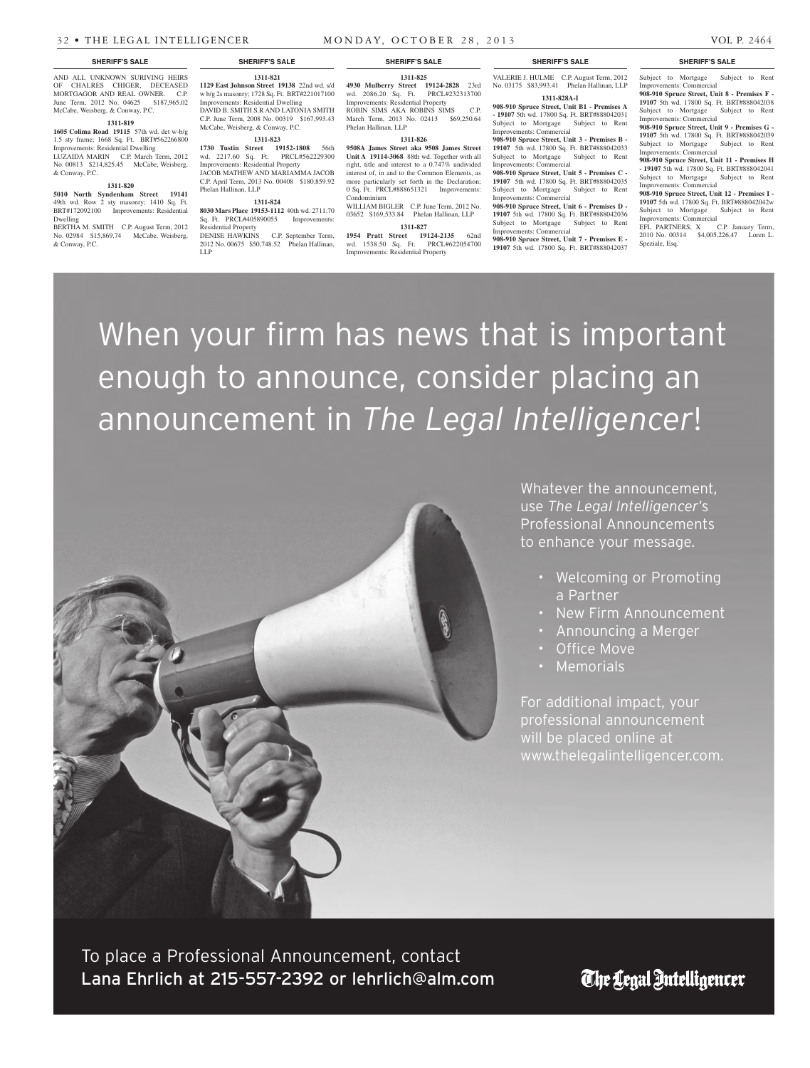SHERIFF'S SALE

AND ALL UNKNOWN SURIVING HEIRS OF CHALRES CHIGER, DECEASED MORTGAGOR AND REAL OWNER. C.P. June Term, 2012 No. 04625 $187,965.02 McCabe, Weisberg, & Conway, P.C.

**1311-819**

**1605 Colima Road 19115** 57th wd. det w-b/g 1.5 sty frame; 1668 Sq. Ft. BRT#562266800 Improvements: Residential Dwelling
LUZAIDA MARIN C.P. March Term, 2012 No. 00813 $214,825.45 McCabe, Weisberg, & Conway, P.C.

**1311-820**

**5010 North Syndenham Street 19141** 49th wd. Row 2 sty masonry; 1410 Sq. Ft. BRT#172092100 Improvements: Residential Dwelling
BERTHA M. SMITH C.P. August Term, 2012 No. 02984 $15,869.74 McCabe, Weisberg, & Conway, P.C.

**1311-821**

**1129 East Johnson Street 19138** 22nd wd. s/d w b/g 2s masonry; 1728 Sq. Ft. BRT#221017100 Improvements: Residential Dwelling
DAVID B. SMITH S.R AND LATONIA SMITH C.P. June Term, 2008 No. 00319 $167,993.43 McCabe, Weisberg, & Conway, P.C.

**1311-823**

**1730 Tustin Street 19152-1808** 56th wd. 2217.60 Sq. Ft. PRCL#562229300 Improvements: Residential Property
JACOB MATHEW AND MARIAMMA JACOB C.P. April Term, 2013 No. 00408 $180,859.92 Phelan Hallinan, LLP

**1311-824**

**8030 Mars Place 19153-1112** 40th wd. 2711.70 Sq. Ft. PRCL#405890055 Improvements: Residential Property
DENISE HAWKINS C.P. September Term, 2012 No. 00675 $50,748.52 Phelan Hallinan, LLP

**1311-825**

**4930 Mulberry Street 19124-2828** 23rd wd. 2086.20 Sq. Ft. PRCL#232313700 Improvements: Residential Property
ROBIN SIMS AKA ROBINS SIMS C.P. March Term, 2013 No. 02413 $69,250.64 Phelan Hallinan, LLP

**1311-826**

**9508A James Street aka 9508 James Street Unit A 19114-3068** 88th wd. Together with all right, title and interest to a 0.747% undivided interest of, in and to the Common Elements, as more particularly set forth in the Declaration; 0 Sq. Ft. PRCL#888651321 Improvements: Condominium
WILLIAM BIGLER C.P. June Term, 2012 No. 03652 $169,533.84 Phelan Hallinan, LLP

**1311-827**

**1954 Pratt Street 19124-2135** 62nd wd. 1538.50 Sq. Ft. PRCL#622054700 Improvements: Residential Property
VALERIE J. HULME C.P. August Term, 2012 No. 03175 $83,993.41 Phelan Hallinan, LLP

**1311-828A-I**

**908-910 Spruce Street, Unit B1 - Premises A - 19107** 5th wd. 17800 Sq. Ft. BRT#888042031 Subject to Mortgage Subject to Rent Improvements: Commercial
**908-910 Spruce Street, Unit 3 - Premises B - 19107** 5th wd. 17800 Sq. Ft. BRT#888042033 Subject to Mortgage Subject to Rent Improvements: Commercial
**908-910 Spruce Street, Unit 5 - Premises C - 19107** 5th wd. 17800 Sq. Ft. BRT#888042035 Subject to Mortgage Subject to Rent Improvements: Commercial
**908-910 Spruce Street, Unit 6 - Premises D - 19107** 5th wd. 17800 Sq. Ft. BRT#888042036 Subject to Mortgage Subject to Rent Improvements: Commercial
**908-910 Spruce Street, Unit 7 - Premises E - 19107** 5th wd. 17800 Sq. Ft. BRT#888042037 Subject to Mortgage Subject to Rent Improvements: Commercial
**908-910 Spruce Street, Unit 8 - Premises F - 19107** 5th wd. 17800 Sq. Ft. BRT#888042038 Subject to Mortgage Subject to Rent Improvements: Commercial
**908-910 Spruce Street, Unit 9 - Premises G - 19107** 5th wd. 17800 Sq. Ft. BRT#888042039 Subject to Mortgage Subject to Rent Improvements: Commercial
**908-910 Spruce Street, Unit 11 - Premises H - 19107** 5th wd. 17800 Sq. Ft. BRT#888042041 Subject to Mortgage Subject to Rent Improvements: Commercial
**908-910 Spruce Street, Unit 12 - Premises I - 19107** 5th wd. 17800 Sq. Ft. BRT#888042042w Subject to Mortgage Subject to Rent Improvements: Commercial
EFL PARTNERS, X C.P. January Term, 2010 No. 00314 $4,005,226.47 Loren L. Speziale, Esq.

When your firm has news that is important enough to announce, consider placing an announcement in *The Legal Intelligencer*!

Whatever the announcement, use *The Legal Intelligencer*'s Professional Announcements to enhance your message.

- Welcoming or Promoting a Partner
- New Firm Announcement
- Announcing a Merger
- Office Move
- Memorials

For additional impact, your professional announcement will be placed online at www.thelegalintelligencer.com.

To place a Professional Announcement, contact
Lana Ehrlich at 215-557-2392 or lehrlich@alm.com

The Legal Intelligencer